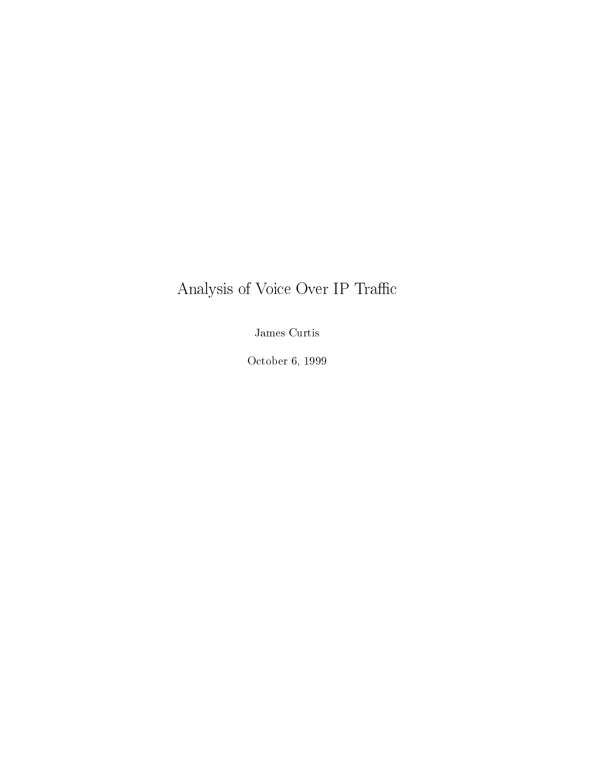# Analysis of Voice Over IP Traffic

James Curtis

October 6, 1999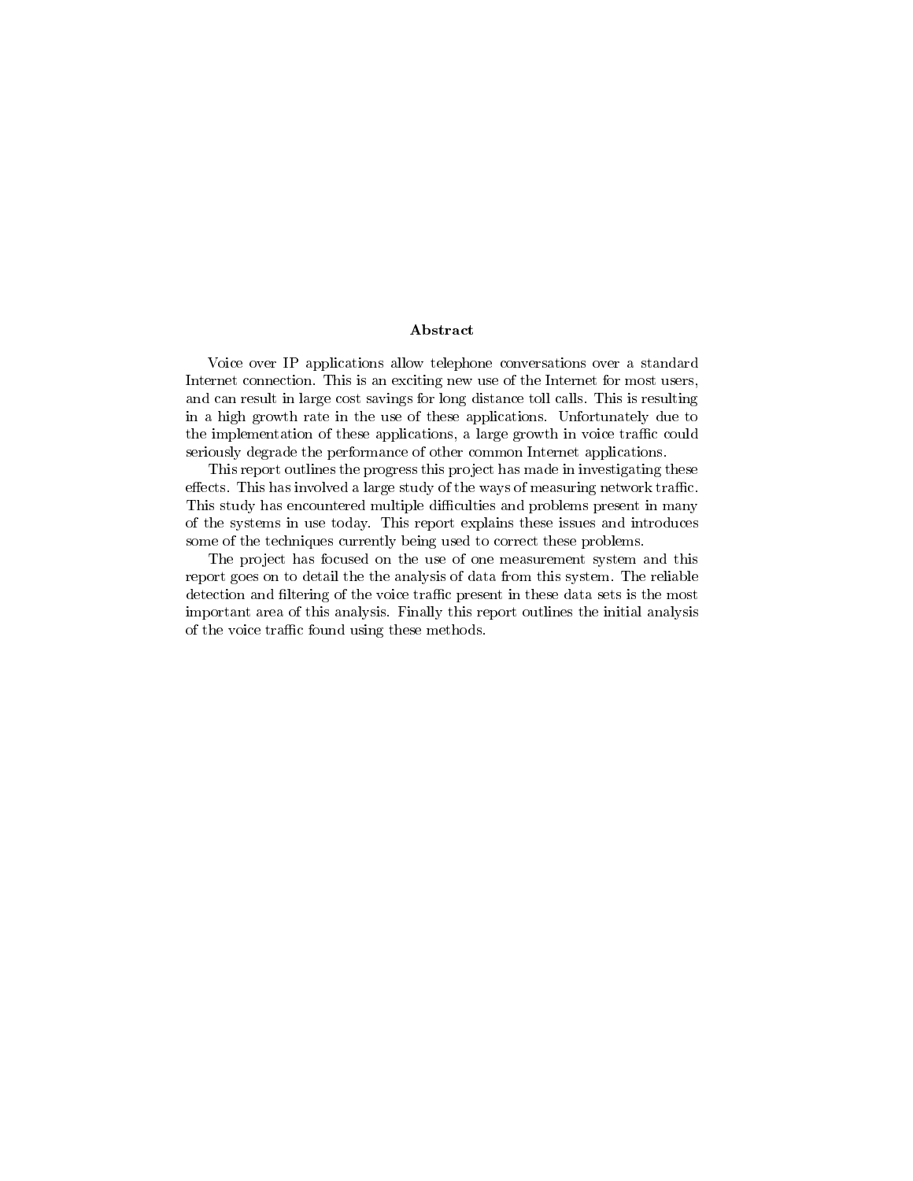## Abstract

Voice over IP applications allow telephone conversations over a standard Internet connection. This is an exciting new use of the Internet for most users, and can result in large cost savings for long distance toll calls. This is resulting in a high growth rate in the use of these applications. Unfortunately due to the implementation of these applications, a large growth in voice traffic could seriously degrade the performance of other common Internet applications.

This report outlines the progress this project has made in investigating these effects. This has involved a large study of the ways of measuring network traffic. This study has encountered multiple difficulties and problems present in many of the systems in use today. This report explains these issues and introduces some of the techniques currently being used to correct these problems.

The project has focused on the use of one measurement system and this report goes on to detail the the analysis of data from this system. The reliable detection and filtering of the voice traffic present in these data sets is the most important area of this analysis. Finally this report outlines the initial analysis of the voice traffic found using these methods.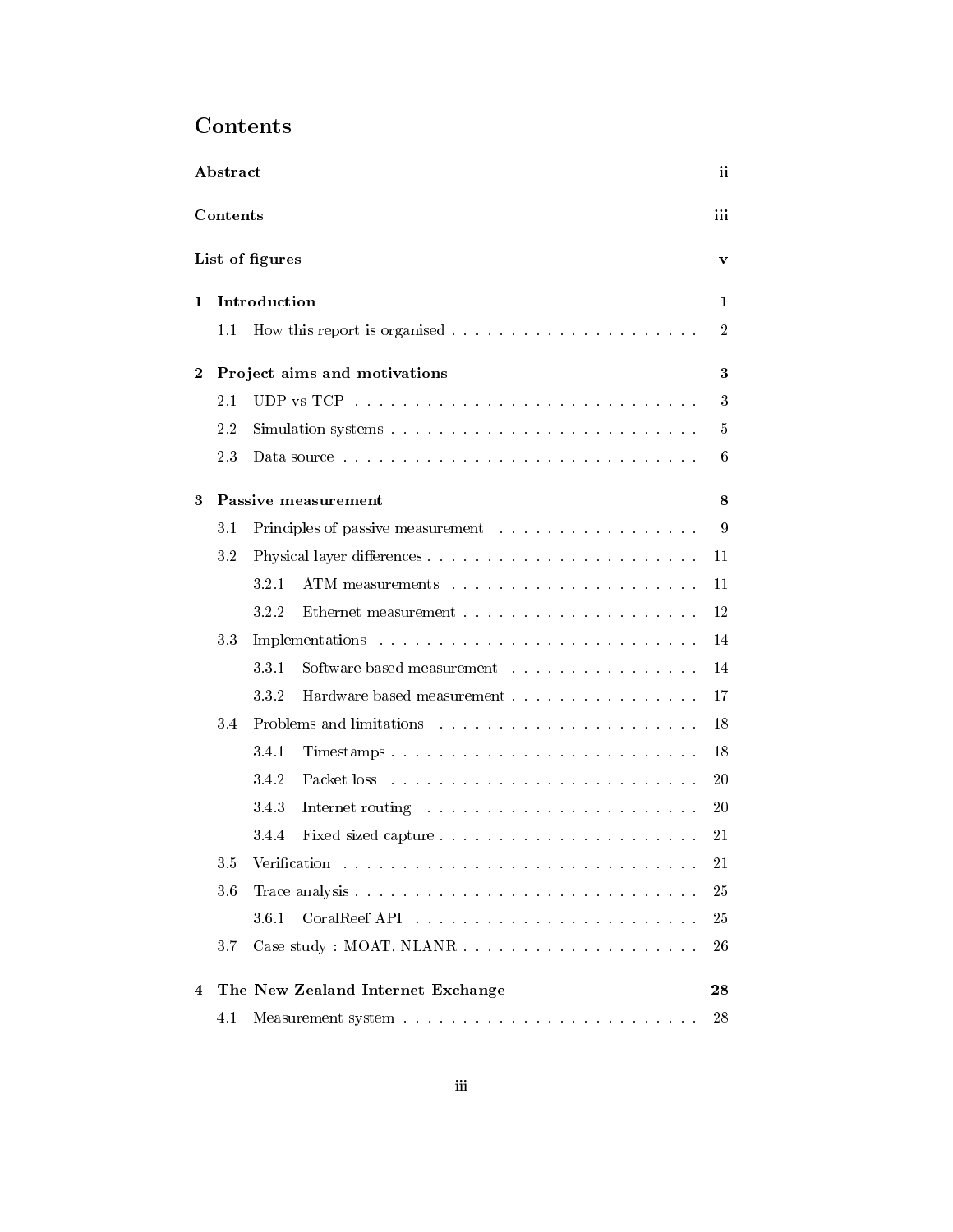# Contents

**Abstract** ii

**Contents** iii

**List of figures** v

**1 Introduction** 1

- 1.1 How this report is organised . . . . . . . . . . . . . . . . . . . . . . 2

**2 Project aims and motivations** 3

- 2.1 UDP vs TCP . . . . . . . . . . . . . . . . . . . . . . . . . . . . . 3
- 2.2 Simulation systems . . . . . . . . . . . . . . . . . . . . . . . . . . 5
- 2.3 Data source . . . . . . . . . . . . . . . . . . . . . . . . . . . . . 6

**3 Passive measurement** 8

- 3.1 Principles of passive measurement . . . . . . . . . . . . . . . . . . 9
- 3.2 Physical layer differences . . . . . . . . . . . . . . . . . . . . . . . 11
  - 3.2.1 ATM measurements . . . . . . . . . . . . . . . . . . . . . 11
  - 3.2.2 Ethernet measurement . . . . . . . . . . . . . . . . . . . . 12
- 3.3 Implementations . . . . . . . . . . . . . . . . . . . . . . . . . . . 14
  - 3.3.1 Software based measurement . . . . . . . . . . . . . . . . 14
  - 3.3.2 Hardware based measurement . . . . . . . . . . . . . . . . 17
- 3.4 Problems and limitations . . . . . . . . . . . . . . . . . . . . . . . 18
  - 3.4.1 Timestamps . . . . . . . . . . . . . . . . . . . . . . . . . 18
  - 3.4.2 Packet loss . . . . . . . . . . . . . . . . . . . . . . . . . 20
  - 3.4.3 Internet routing . . . . . . . . . . . . . . . . . . . . . . . 20
  - 3.4.4 Fixed sized capture . . . . . . . . . . . . . . . . . . . . . 21
- 3.5 Verification . . . . . . . . . . . . . . . . . . . . . . . . . . . . . . 21
- 3.6 Trace analysis . . . . . . . . . . . . . . . . . . . . . . . . . . . . . 25
  - 3.6.1 CoralReef API . . . . . . . . . . . . . . . . . . . . . . . . 25
- 3.7 Case study : MOAT, NLANR . . . . . . . . . . . . . . . . . . . . . 26

**4 The New Zealand Internet Exchange** 28

- 4.1 Measurement system . . . . . . . . . . . . . . . . . . . . . . . . . 28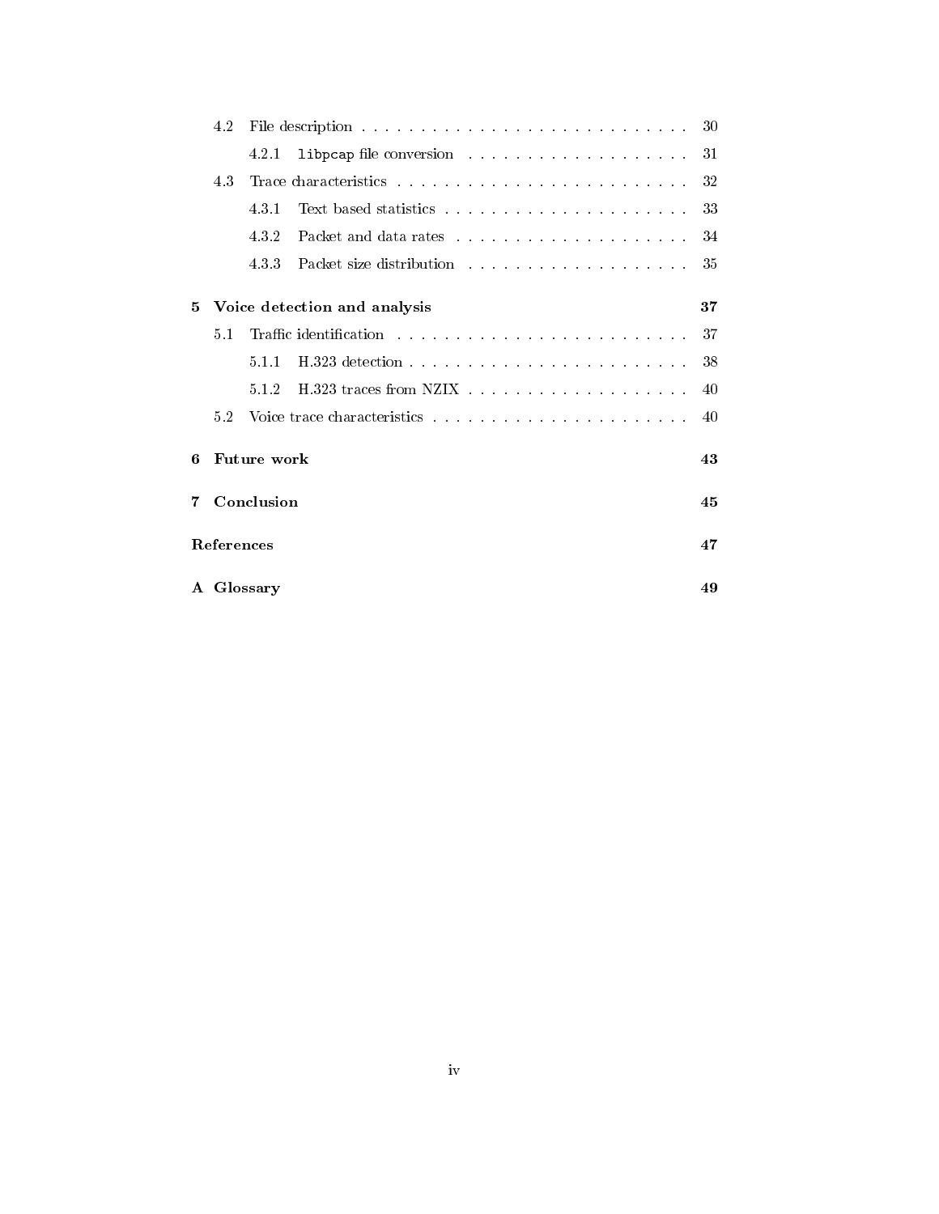| | | |
|---|---|---|
| 4.2 | File description | 30 |
| 4.2.1 | `libpcap` file conversion | 31 |
| 4.3 | Trace characteristics | 32 |
| 4.3.1 | Text based statistics | 33 |
| 4.3.2 | Packet and data rates | 34 |
| 4.3.3 | Packet size distribution | 35 |
| **5** | **Voice detection and analysis** | **37** |
| 5.1 | Traffic identification | 37 |
| 5.1.1 | H.323 detection | 38 |
| 5.1.2 | H.323 traces from NZIX | 40 |
| 5.2 | Voice trace characteristics | 40 |
| **6** | **Future work** | **43** |
| **7** | **Conclusion** | **45** |
| | **References** | **47** |
| **A** | **Glossary** | **49** |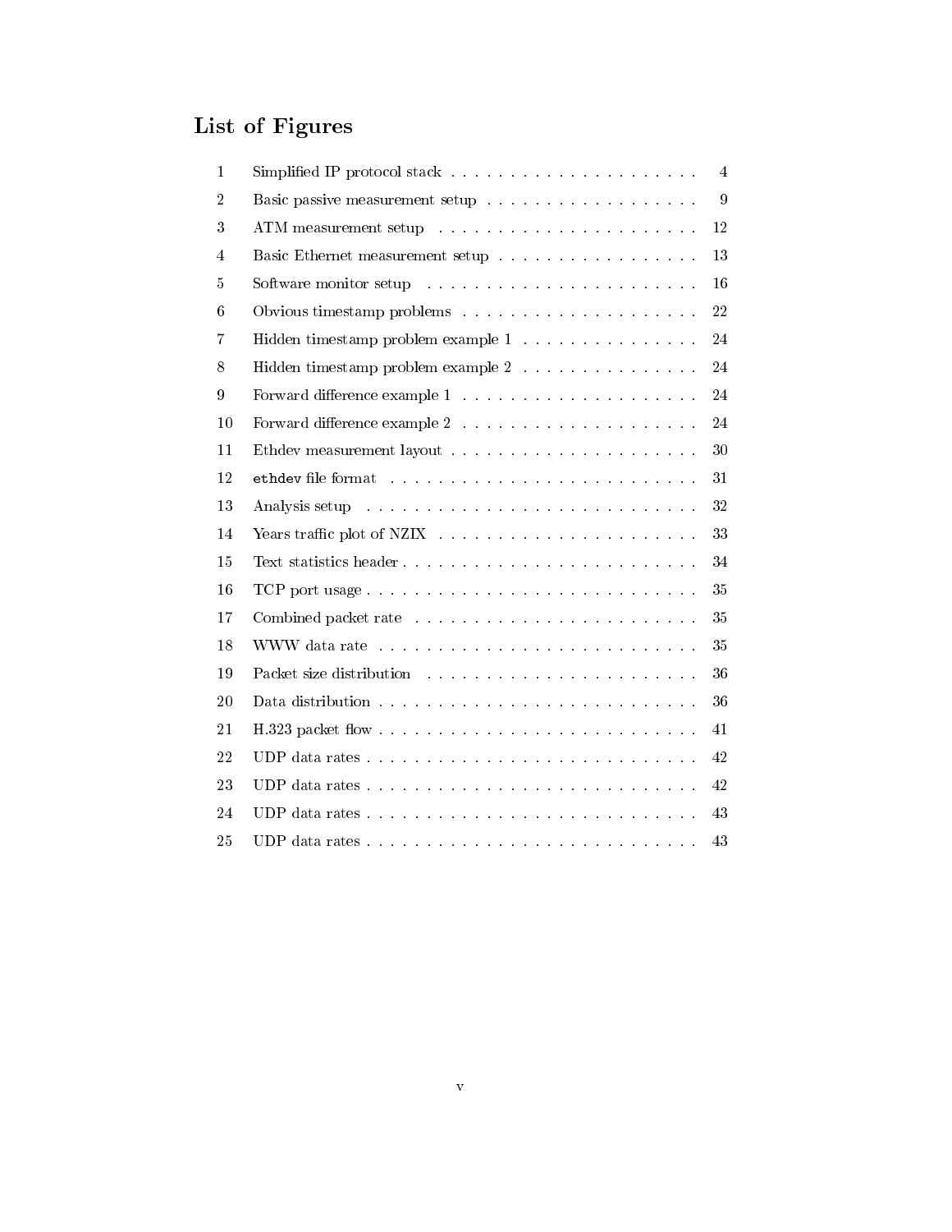# List of Figures

| | | |
|---|---|---|
| 1 | Simplified IP protocol stack | 4 |
| 2 | Basic passive measurement setup | 9 |
| 3 | ATM measurement setup | 12 |
| 4 | Basic Ethernet measurement setup | 13 |
| 5 | Software monitor setup | 16 |
| 6 | Obvious timestamp problems | 22 |
| 7 | Hidden timestamp problem example 1 | 24 |
| 8 | Hidden timestamp problem example 2 | 24 |
| 9 | Forward difference example 1 | 24 |
| 10 | Forward difference example 2 | 24 |
| 11 | Ethdev measurement layout | 30 |
| 12 | `ethdev` file format | 31 |
| 13 | Analysis setup | 32 |
| 14 | Years traffic plot of NZIX | 33 |
| 15 | Text statistics header | 34 |
| 16 | TCP port usage | 35 |
| 17 | Combined packet rate | 35 |
| 18 | WWW data rate | 35 |
| 19 | Packet size distribution | 36 |
| 20 | Data distribution | 36 |
| 21 | H.323 packet flow | 41 |
| 22 | UDP data rates | 42 |
| 23 | UDP data rates | 42 |
| 24 | UDP data rates | 43 |
| 25 | UDP data rates | 43 |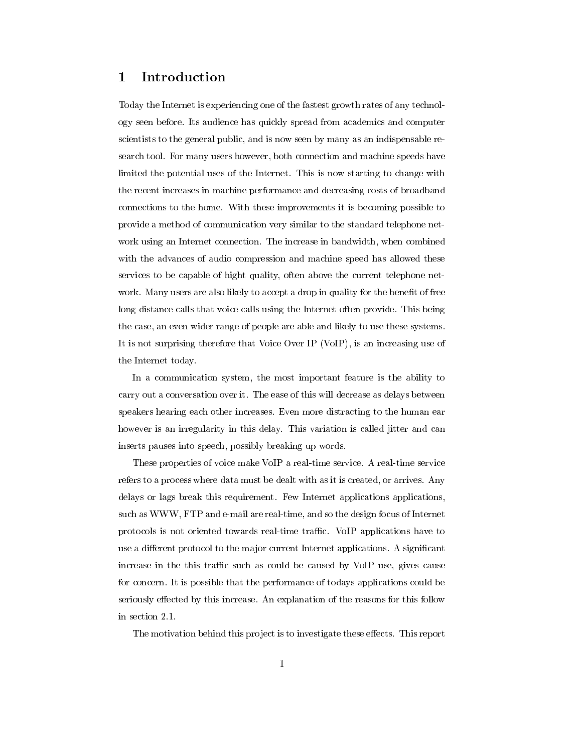# 1 Introduction

Today the Internet is experiencing one of the fastest growth rates of any technology seen before. Its audience has quickly spread from academics and computer scientists to the general public, and is now seen by many as an indispensable research tool. For many users however, both connection and machine speeds have limited the potential uses of the Internet. This is now starting to change with the recent increases in machine performance and decreasing costs of broadband connections to the home. With these improvements it is becoming possible to provide a method of communication very similar to the standard telephone network using an Internet connection. The increase in bandwidth, when combined with the advances of audio compression and machine speed has allowed these services to be capable of hight quality, often above the current telephone network. Many users are also likely to accept a drop in quality for the benefit of free long distance calls that voice calls using the Internet often provide. This being the case, an even wider range of people are able and likely to use these systems. It is not surprising therefore that Voice Over IP (VoIP), is an increasing use of the Internet today.

In a communication system, the most important feature is the ability to carry out a conversation over it. The ease of this will decrease as delays between speakers hearing each other increases. Even more distracting to the human ear however is an irregularity in this delay. This variation is called jitter and can inserts pauses into speech, possibly breaking up words.

These properties of voice make VoIP a real-time service. A real-time service refers to a process where data must be dealt with as it is created, or arrives. Any delays or lags break this requirement. Few Internet applications applications, such as WWW, FTP and e-mail are real-time, and so the design focus of Internet protocols is not oriented towards real-time traffic. VoIP applications have to use a different protocol to the major current Internet applications. A significant increase in the this traffic such as could be caused by VoIP use, gives cause for concern. It is possible that the performance of todays applications could be seriously effected by this increase. An explanation of the reasons for this follow in section 2.1.

The motivation behind this project is to investigate these effects. This report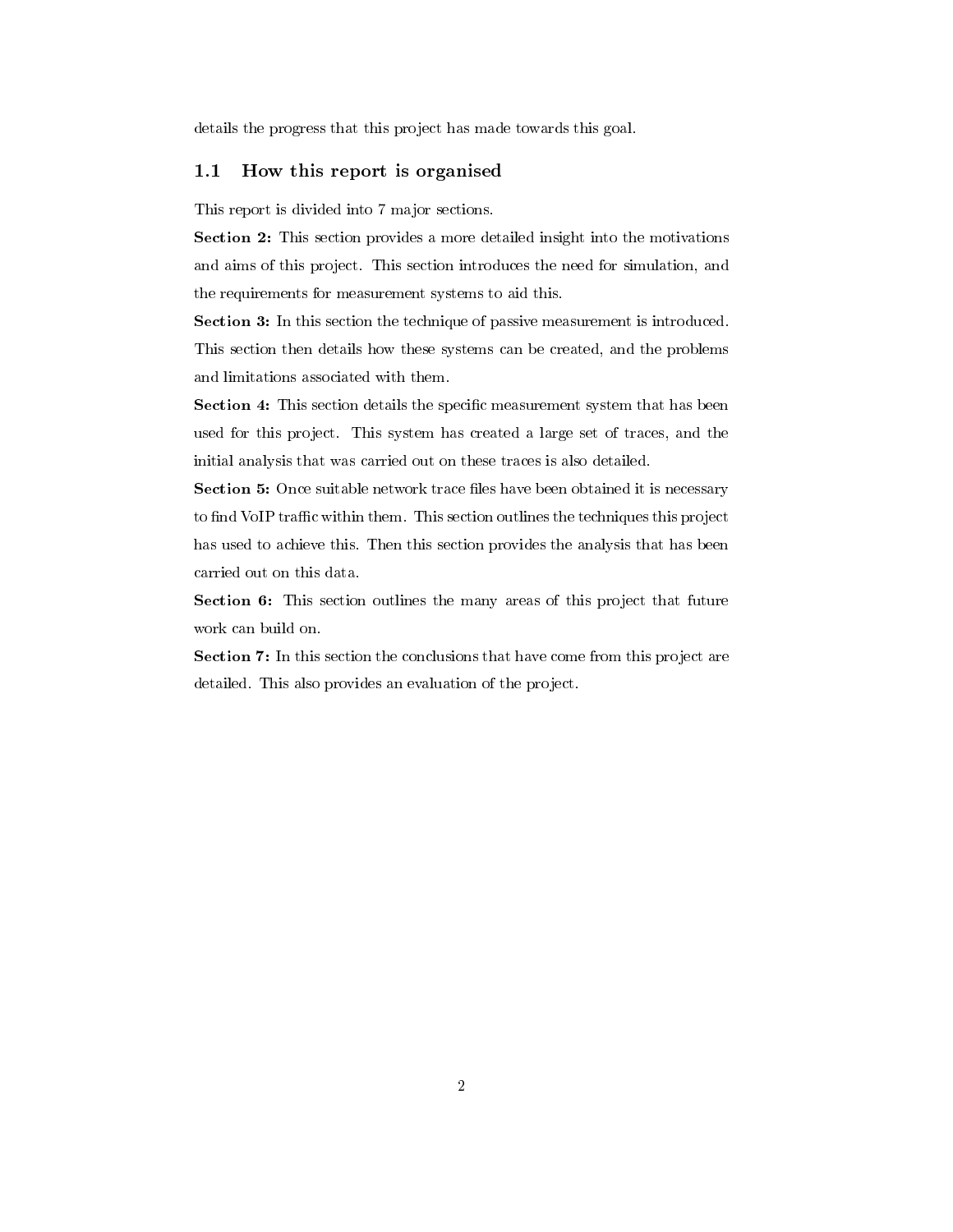details the progress that this project has made towards this goal.

## 1.1 How this report is organised

This report is divided into 7 major sections.

**Section 2:** This section provides a more detailed insight into the motivations and aims of this project. This section introduces the need for simulation, and the requirements for measurement systems to aid this.

**Section 3:** In this section the technique of passive measurement is introduced. This section then details how these systems can be created, and the problems and limitations associated with them.

**Section 4:** This section details the specific measurement system that has been used for this project. This system has created a large set of traces, and the initial analysis that was carried out on these traces is also detailed.

**Section 5:** Once suitable network trace files have been obtained it is necessary to find VoIP traffic within them. This section outlines the techniques this project has used to achieve this. Then this section provides the analysis that has been carried out on this data.

**Section 6:** This section outlines the many areas of this project that future work can build on.

**Section 7:** In this section the conclusions that have come from this project are detailed. This also provides an evaluation of the project.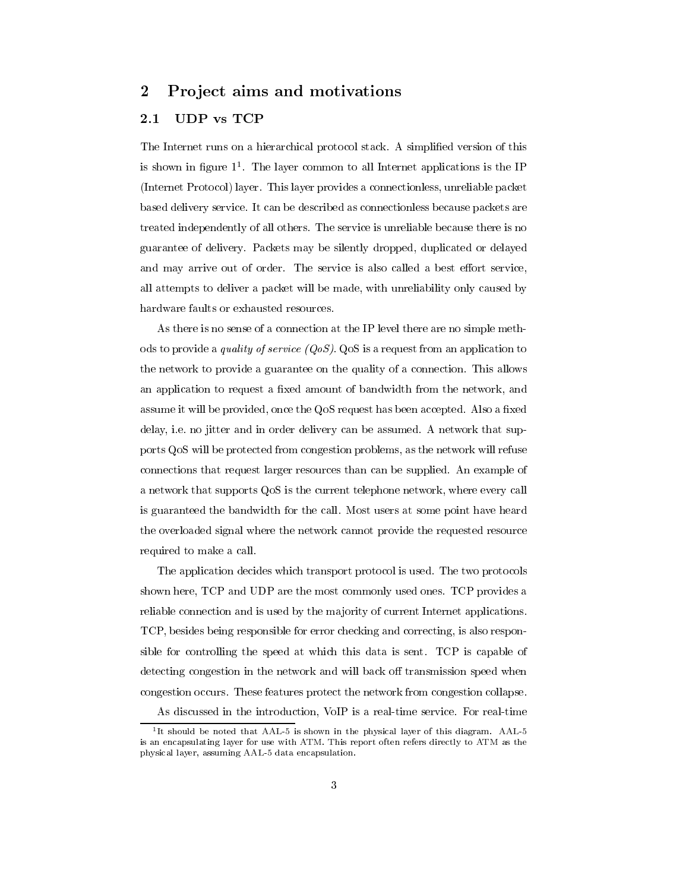# 2 Project aims and motivations

## 2.1 UDP vs TCP

The Internet runs on a hierarchical protocol stack. A simplified version of this is shown in figure 1[1]. The layer common to all Internet applications is the IP (Internet Protocol) layer. This layer provides a connectionless, unreliable packet based delivery service. It can be described as connectionless because packets are treated independently of all others. The service is unreliable because there is no guarantee of delivery. Packets may be silently dropped, duplicated or delayed and may arrive out of order. The service is also called a best effort service, all attempts to deliver a packet will be made, with unreliability only caused by hardware faults or exhausted resources.

As there is no sense of a connection at the IP level there are no simple methods to provide a *quality of service (QoS)*. QoS is a request from an application to the network to provide a guarantee on the quality of a connection. This allows an application to request a fixed amount of bandwidth from the network, and assume it will be provided, once the QoS request has been accepted. Also a fixed delay, i.e. no jitter and in order delivery can be assumed. A network that supports QoS will be protected from congestion problems, as the network will refuse connections that request larger resources than can be supplied. An example of a network that supports QoS is the current telephone network, where every call is guaranteed the bandwidth for the call. Most users at some point have heard the overloaded signal where the network cannot provide the requested resource required to make a call.

The application decides which transport protocol is used. The two protocols shown here, TCP and UDP are the most commonly used ones. TCP provides a reliable connection and is used by the majority of current Internet applications. TCP, besides being responsible for error checking and correcting, is also responsible for controlling the speed at which this data is sent. TCP is capable of detecting congestion in the network and will back off transmission speed when congestion occurs. These features protect the network from congestion collapse.

As discussed in the introduction, VoIP is a real-time service. For real-time

[1] It should be noted that AAL-5 is shown in the physical layer of this diagram. AAL-5 is an encapsulating layer for use with ATM. This report often refers directly to ATM as the physical layer, assuming AAL-5 data encapsulation.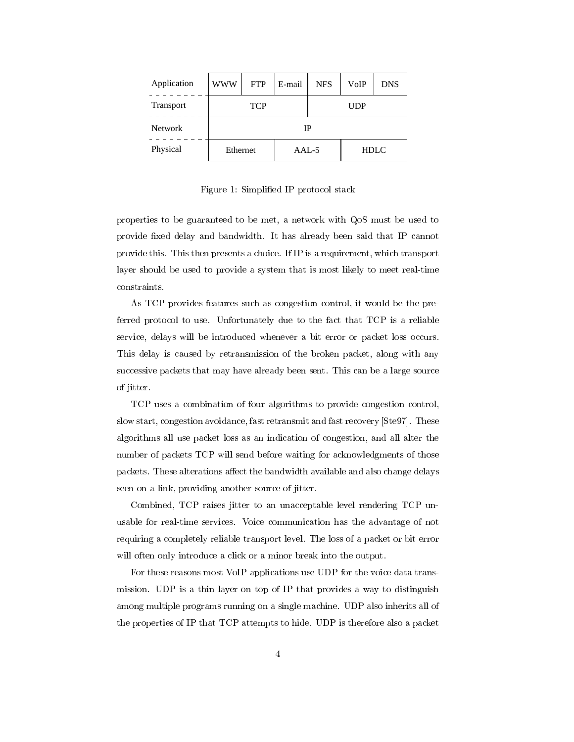| Application | WWW | FTP | E-mail | NFS | VoIP | DNS |
|---|---|---|---|---|---|---|
| Transport | TCP | | | UDP | | |
| Network | IP | | | | | |
| Physical | Ethernet | | AAL-5 | | HDLC | |

Figure 1: Simplified IP protocol stack

properties to be guaranteed to be met, a network with QoS must be used to provide fixed delay and bandwidth. It has already been said that IP cannot provide this. This then presents a choice. If IP is a requirement, which transport layer should be used to provide a system that is most likely to meet real-time constraints.

As TCP provides features such as congestion control, it would be the preferred protocol to use. Unfortunately due to the fact that TCP is a reliable service, delays will be introduced whenever a bit error or packet loss occurs. This delay is caused by retransmission of the broken packet, along with any successive packets that may have already been sent. This can be a large source of jitter.

TCP uses a combination of four algorithms to provide congestion control, slow start, congestion avoidance, fast retransmit and fast recovery [Ste97]. These algorithms all use packet loss as an indication of congestion, and all alter the number of packets TCP will send before waiting for acknowledgments of those packets. These alterations affect the bandwidth available and also change delays seen on a link, providing another source of jitter.

Combined, TCP raises jitter to an unacceptable level rendering TCP unusable for real-time services. Voice communication has the advantage of not requiring a completely reliable transport level. The loss of a packet or bit error will often only introduce a click or a minor break into the output.

For these reasons most VoIP applications use UDP for the voice data transmission. UDP is a thin layer on top of IP that provides a way to distinguish among multiple programs running on a single machine. UDP also inherits all of the properties of IP that TCP attempts to hide. UDP is therefore also a packet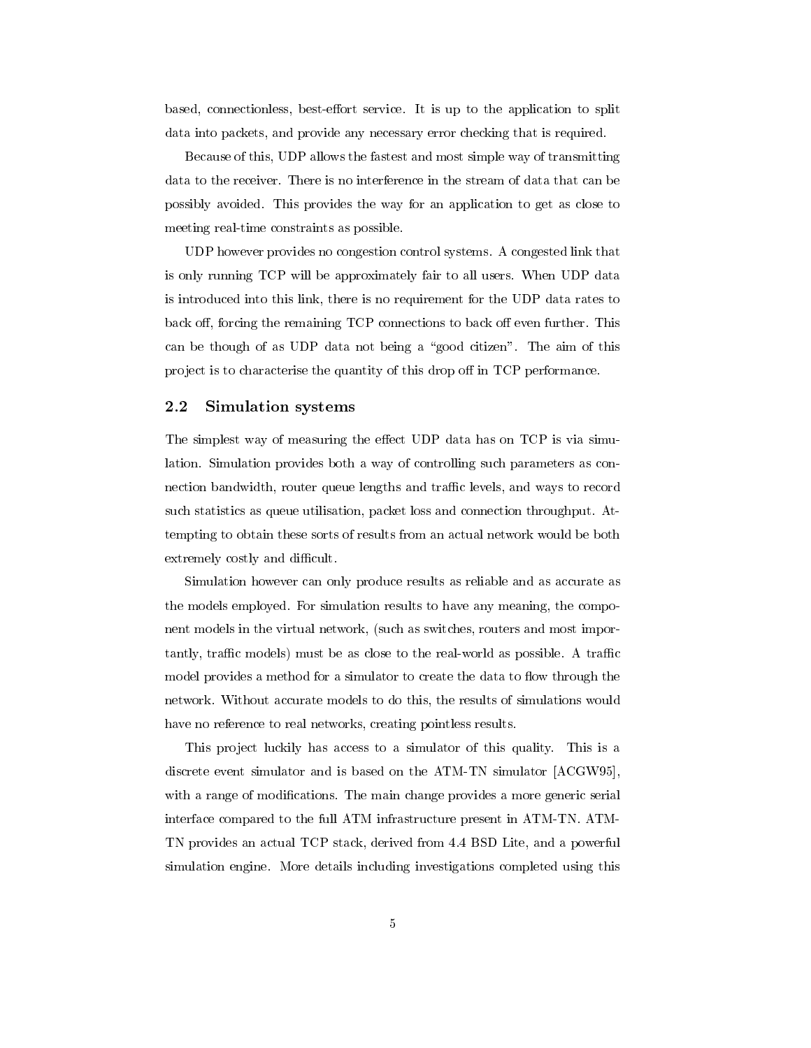based, connectionless, best-effort service. It is up to the application to split data into packets, and provide any necessary error checking that is required.

Because of this, UDP allows the fastest and most simple way of transmitting data to the receiver. There is no interference in the stream of data that can be possibly avoided. This provides the way for an application to get as close to meeting real-time constraints as possible.

UDP however provides no congestion control systems. A congested link that is only running TCP will be approximately fair to all users. When UDP data is introduced into this link, there is no requirement for the UDP data rates to back off, forcing the remaining TCP connections to back off even further. This can be though of as UDP data not being a "good citizen". The aim of this project is to characterise the quantity of this drop off in TCP performance.

## 2.2 Simulation systems

The simplest way of measuring the effect UDP data has on TCP is via simulation. Simulation provides both a way of controlling such parameters as connection bandwidth, router queue lengths and traffic levels, and ways to record such statistics as queue utilisation, packet loss and connection throughput. Attempting to obtain these sorts of results from an actual network would be both extremely costly and difficult.

Simulation however can only produce results as reliable and as accurate as the models employed. For simulation results to have any meaning, the component models in the virtual network, (such as switches, routers and most importantly, traffic models) must be as close to the real-world as possible. A traffic model provides a method for a simulator to create the data to flow through the network. Without accurate models to do this, the results of simulations would have no reference to real networks, creating pointless results.

This project luckily has access to a simulator of this quality. This is a discrete event simulator and is based on the ATM-TN simulator [ACGW95], with a range of modifications. The main change provides a more generic serial interface compared to the full ATM infrastructure present in ATM-TN. ATM-TN provides an actual TCP stack, derived from 4.4 BSD Lite, and a powerful simulation engine. More details including investigations completed using this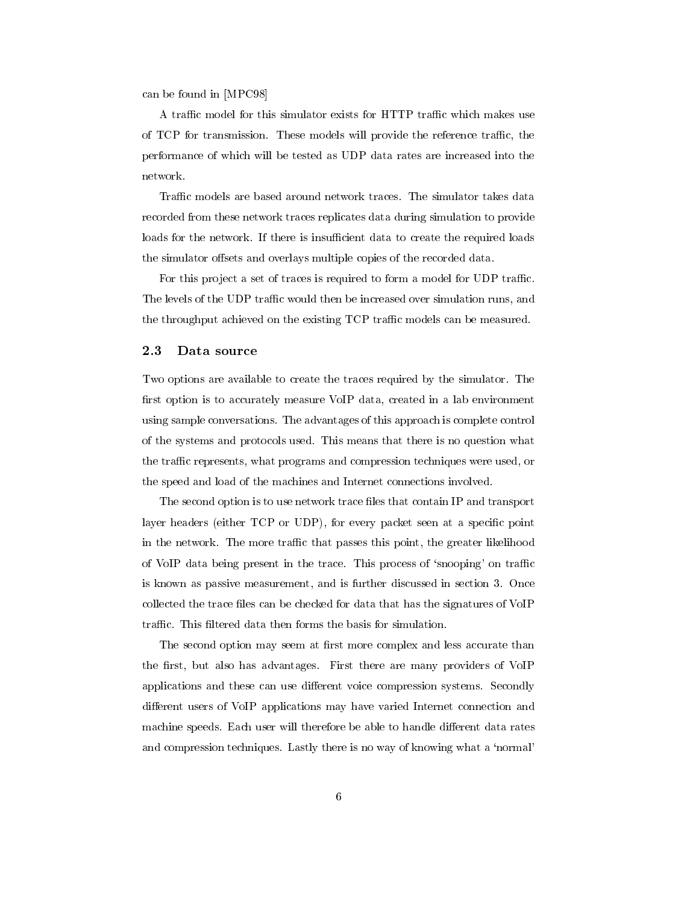can be found in [MPC98]

A traffic model for this simulator exists for HTTP traffic which makes use of TCP for transmission. These models will provide the reference traffic, the performance of which will be tested as UDP data rates are increased into the network.

Traffic models are based around network traces. The simulator takes data recorded from these network traces replicates data during simulation to provide loads for the network. If there is insufficient data to create the required loads the simulator offsets and overlays multiple copies of the recorded data.

For this project a set of traces is required to form a model for UDP traffic. The levels of the UDP traffic would then be increased over simulation runs, and the throughput achieved on the existing TCP traffic models can be measured.

## 2.3 Data source

Two options are available to create the traces required by the simulator. The first option is to accurately measure VoIP data, created in a lab environment using sample conversations. The advantages of this approach is complete control of the systems and protocols used. This means that there is no question what the traffic represents, what programs and compression techniques were used, or the speed and load of the machines and Internet connections involved.

The second option is to use network trace files that contain IP and transport layer headers (either TCP or UDP), for every packet seen at a specific point in the network. The more traffic that passes this point, the greater likelihood of VoIP data being present in the trace. This process of 'snooping' on traffic is known as passive measurement, and is further discussed in section 3. Once collected the trace files can be checked for data that has the signatures of VoIP traffic. This filtered data then forms the basis for simulation.

The second option may seem at first more complex and less accurate than the first, but also has advantages. First there are many providers of VoIP applications and these can use different voice compression systems. Secondly different users of VoIP applications may have varied Internet connection and machine speeds. Each user will therefore be able to handle different data rates and compression techniques. Lastly there is no way of knowing what a 'normal'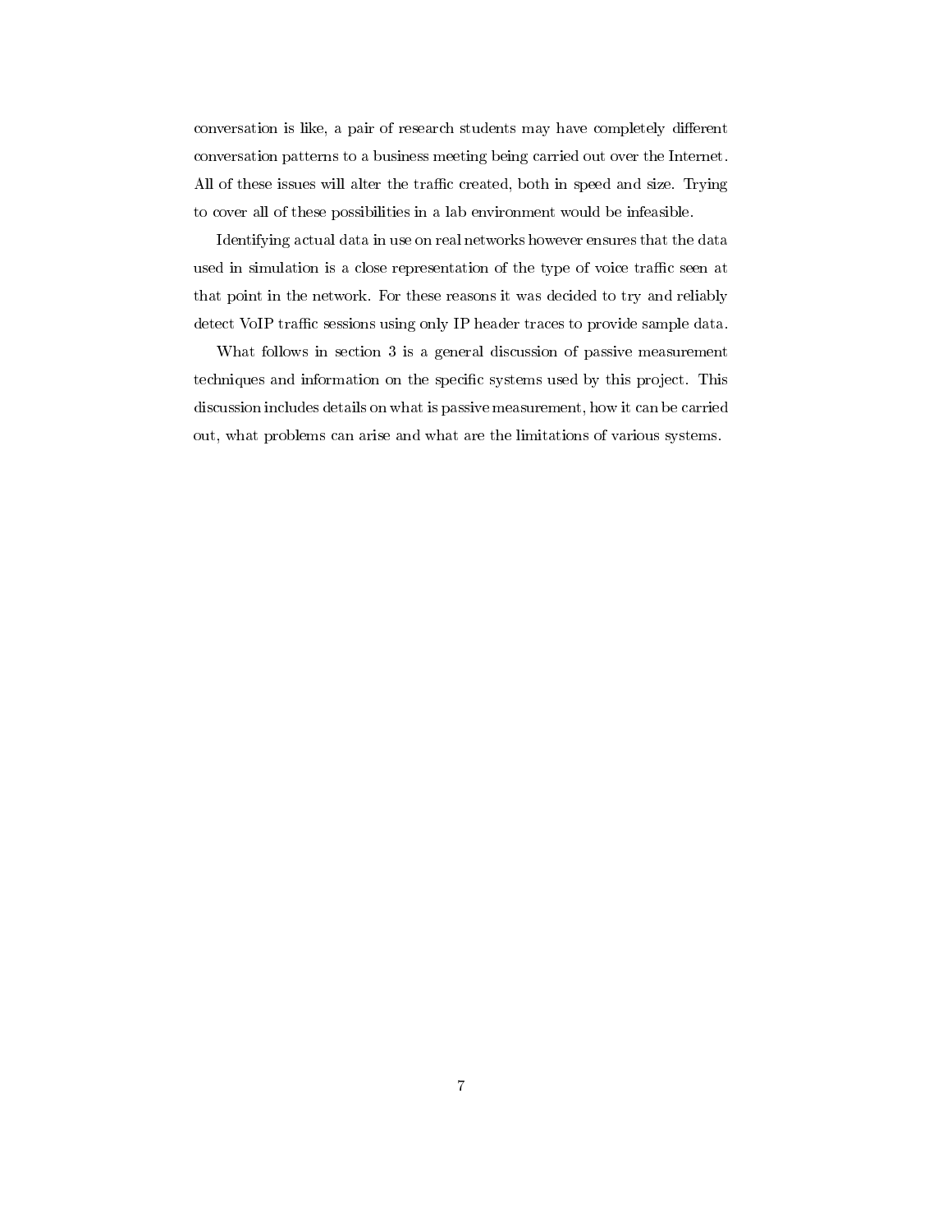conversation is like, a pair of research students may have completely different conversation patterns to a business meeting being carried out over the Internet. All of these issues will alter the traffic created, both in speed and size. Trying to cover all of these possibilities in a lab environment would be infeasible.

Identifying actual data in use on real networks however ensures that the data used in simulation is a close representation of the type of voice traffic seen at that point in the network. For these reasons it was decided to try and reliably detect VoIP traffic sessions using only IP header traces to provide sample data.

What follows in section 3 is a general discussion of passive measurement techniques and information on the specific systems used by this project. This discussion includes details on what is passive measurement, how it can be carried out, what problems can arise and what are the limitations of various systems.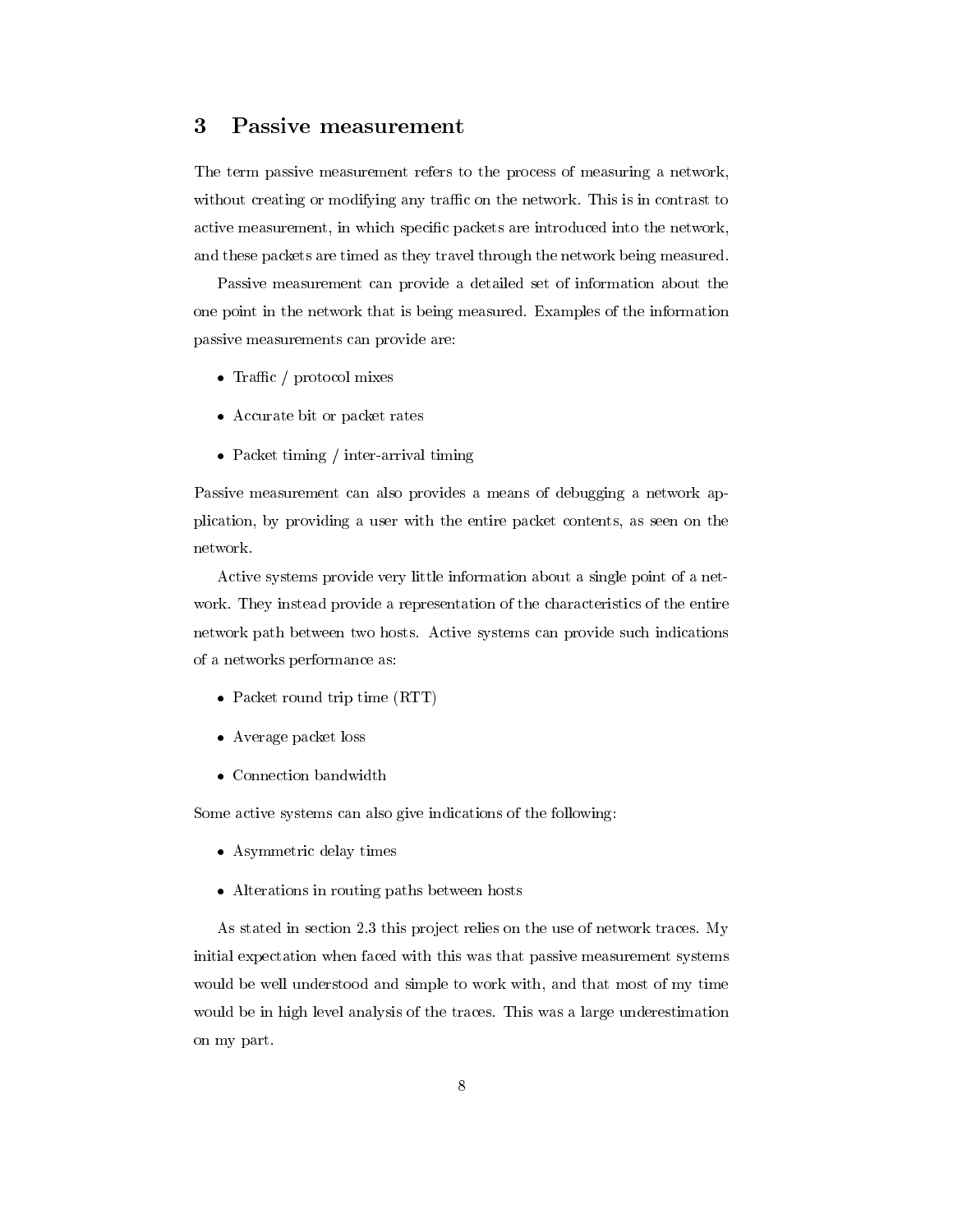## 3 Passive measurement

The term passive measurement refers to the process of measuring a network, without creating or modifying any traffic on the network. This is in contrast to active measurement, in which specific packets are introduced into the network, and these packets are timed as they travel through the network being measured.

Passive measurement can provide a detailed set of information about the one point in the network that is being measured. Examples of the information passive measurements can provide are:

- Traffic / protocol mixes
- Accurate bit or packet rates
- Packet timing / inter-arrival timing

Passive measurement can also provides a means of debugging a network application, by providing a user with the entire packet contents, as seen on the network.

Active systems provide very little information about a single point of a network. They instead provide a representation of the characteristics of the entire network path between two hosts. Active systems can provide such indications of a networks performance as:

- Packet round trip time (RTT)
- Average packet loss
- Connection bandwidth

Some active systems can also give indications of the following:

- Asymmetric delay times
- Alterations in routing paths between hosts

As stated in section 2.3 this project relies on the use of network traces. My initial expectation when faced with this was that passive measurement systems would be well understood and simple to work with, and that most of my time would be in high level analysis of the traces. This was a large underestimation on my part.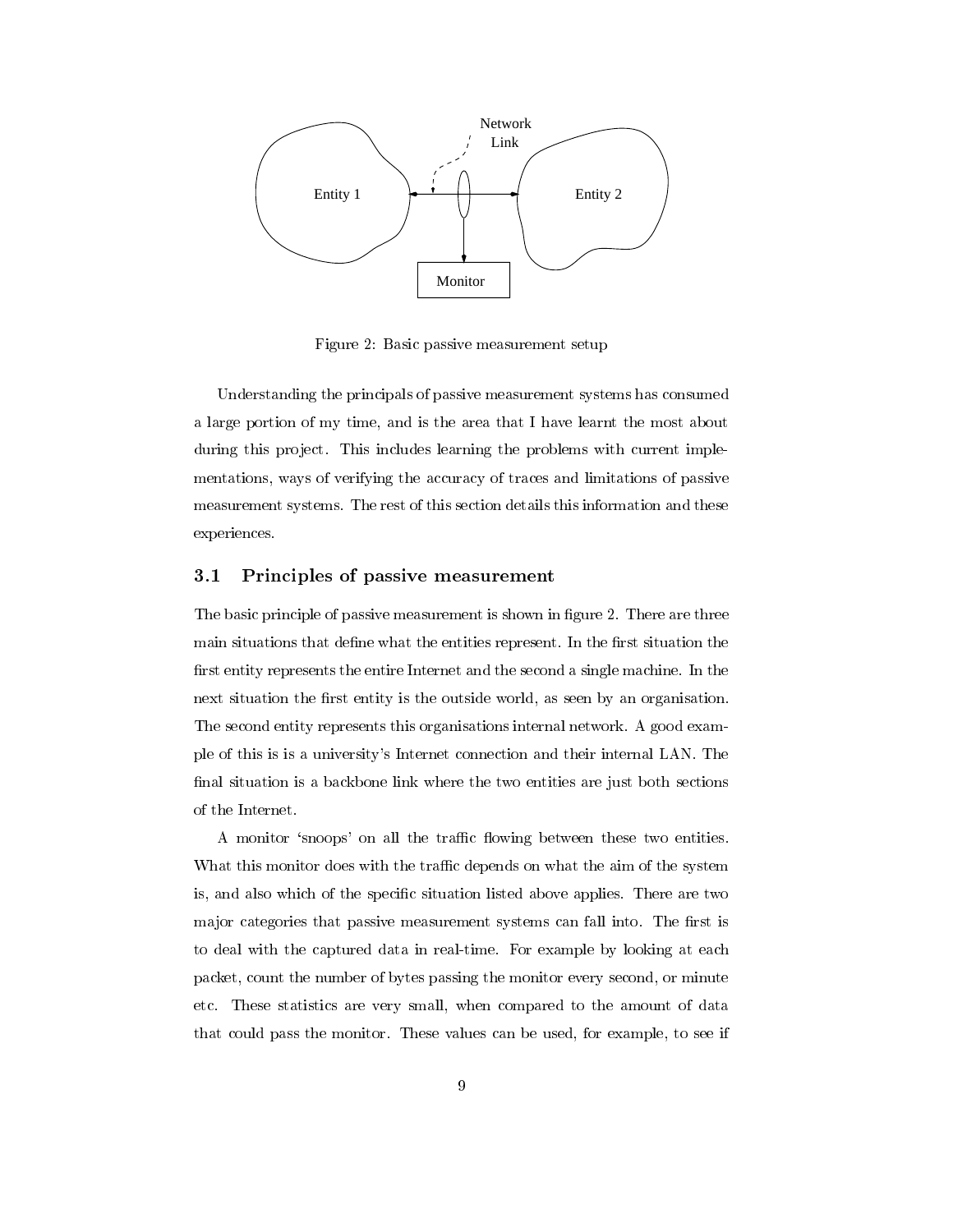Figure 2: Basic passive measurement setup

Understanding the principals of passive measurement systems has consumed a large portion of my time, and is the area that I have learnt the most about during this project. This includes learning the problems with current implementations, ways of verifying the accuracy of traces and limitations of passive measurement systems. The rest of this section details this information and these experiences.

## 3.1 Principles of passive measurement

The basic principle of passive measurement is shown in figure 2. There are three main situations that define what the entities represent. In the first situation the first entity represents the entire Internet and the second a single machine. In the next situation the first entity is the outside world, as seen by an organisation. The second entity represents this organisations internal network. A good example of this is is a university's Internet connection and their internal LAN. The final situation is a backbone link where the two entities are just both sections of the Internet.

A monitor 'snoops' on all the traffic flowing between these two entities. What this monitor does with the traffic depends on what the aim of the system is, and also which of the specific situation listed above applies. There are two major categories that passive measurement systems can fall into. The first is to deal with the captured data in real-time. For example by looking at each packet, count the number of bytes passing the monitor every second, or minute etc. These statistics are very small, when compared to the amount of data that could pass the monitor. These values can be used, for example, to see if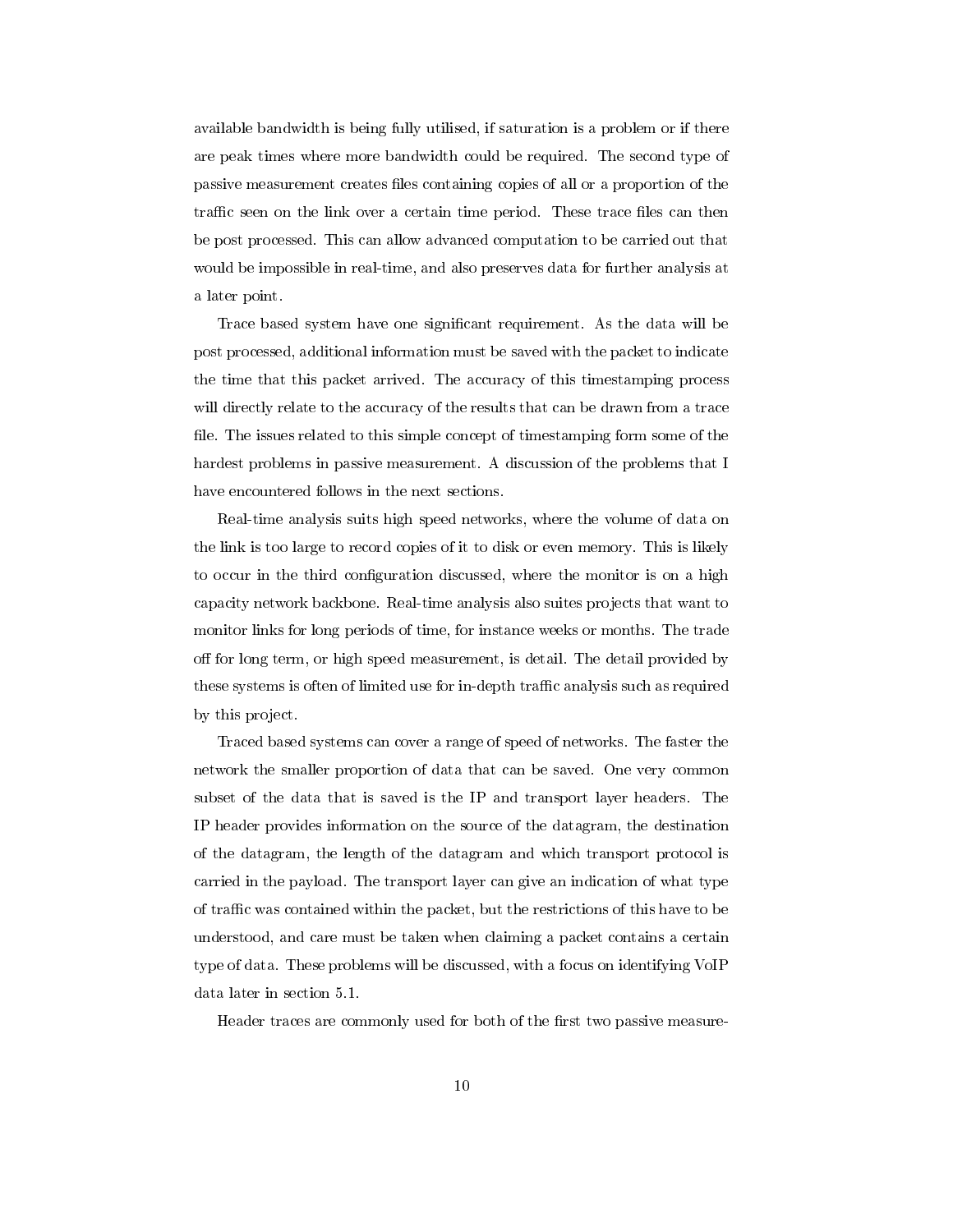available bandwidth is being fully utilised, if saturation is a problem or if there are peak times where more bandwidth could be required. The second type of passive measurement creates files containing copies of all or a proportion of the traffic seen on the link over a certain time period. These trace files can then be post processed. This can allow advanced computation to be carried out that would be impossible in real-time, and also preserves data for further analysis at a later point.

Trace based system have one significant requirement. As the data will be post processed, additional information must be saved with the packet to indicate the time that this packet arrived. The accuracy of this timestamping process will directly relate to the accuracy of the results that can be drawn from a trace file. The issues related to this simple concept of timestamping form some of the hardest problems in passive measurement. A discussion of the problems that I have encountered follows in the next sections.

Real-time analysis suits high speed networks, where the volume of data on the link is too large to record copies of it to disk or even memory. This is likely to occur in the third configuration discussed, where the monitor is on a high capacity network backbone. Real-time analysis also suites projects that want to monitor links for long periods of time, for instance weeks or months. The trade off for long term, or high speed measurement, is detail. The detail provided by these systems is often of limited use for in-depth traffic analysis such as required by this project.

Traced based systems can cover a range of speed of networks. The faster the network the smaller proportion of data that can be saved. One very common subset of the data that is saved is the IP and transport layer headers. The IP header provides information on the source of the datagram, the destination of the datagram, the length of the datagram and which transport protocol is carried in the payload. The transport layer can give an indication of what type of traffic was contained within the packet, but the restrictions of this have to be understood, and care must be taken when claiming a packet contains a certain type of data. These problems will be discussed, with a focus on identifying VoIP data later in section 5.1.

Header traces are commonly used for both of the first two passive measure-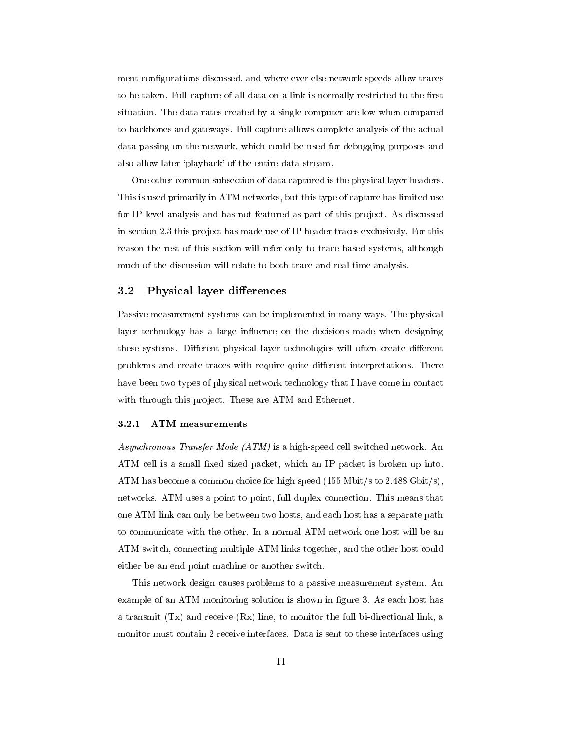ment configurations discussed, and where ever else network speeds allow traces to be taken. Full capture of all data on a link is normally restricted to the first situation. The data rates created by a single computer are low when compared to backbones and gateways. Full capture allows complete analysis of the actual data passing on the network, which could be used for debugging purposes and also allow later 'playback' of the entire data stream.

One other common subsection of data captured is the physical layer headers. This is used primarily in ATM networks, but this type of capture has limited use for IP level analysis and has not featured as part of this project. As discussed in section 2.3 this project has made use of IP header traces exclusively. For this reason the rest of this section will refer only to trace based systems, although much of the discussion will relate to both trace and real-time analysis.

## 3.2 Physical layer differences

Passive measurement systems can be implemented in many ways. The physical layer technology has a large influence on the decisions made when designing these systems. Different physical layer technologies will often create different problems and create traces with require quite different interpretations. There have been two types of physical network technology that I have come in contact with through this project. These are ATM and Ethernet.

### 3.2.1 ATM measurements

*Asynchronous Transfer Mode (ATM)* is a high-speed cell switched network. An ATM cell is a small fixed sized packet, which an IP packet is broken up into. ATM has become a common choice for high speed (155 Mbit/s to 2.488 Gbit/s), networks. ATM uses a point to point, full duplex connection. This means that one ATM link can only be between two hosts, and each host has a separate path to communicate with the other. In a normal ATM network one host will be an ATM switch, connecting multiple ATM links together, and the other host could either be an end point machine or another switch.

This network design causes problems to a passive measurement system. An example of an ATM monitoring solution is shown in figure 3. As each host has a transmit (Tx) and receive (Rx) line, to monitor the full bi-directional link, a monitor must contain 2 receive interfaces. Data is sent to these interfaces using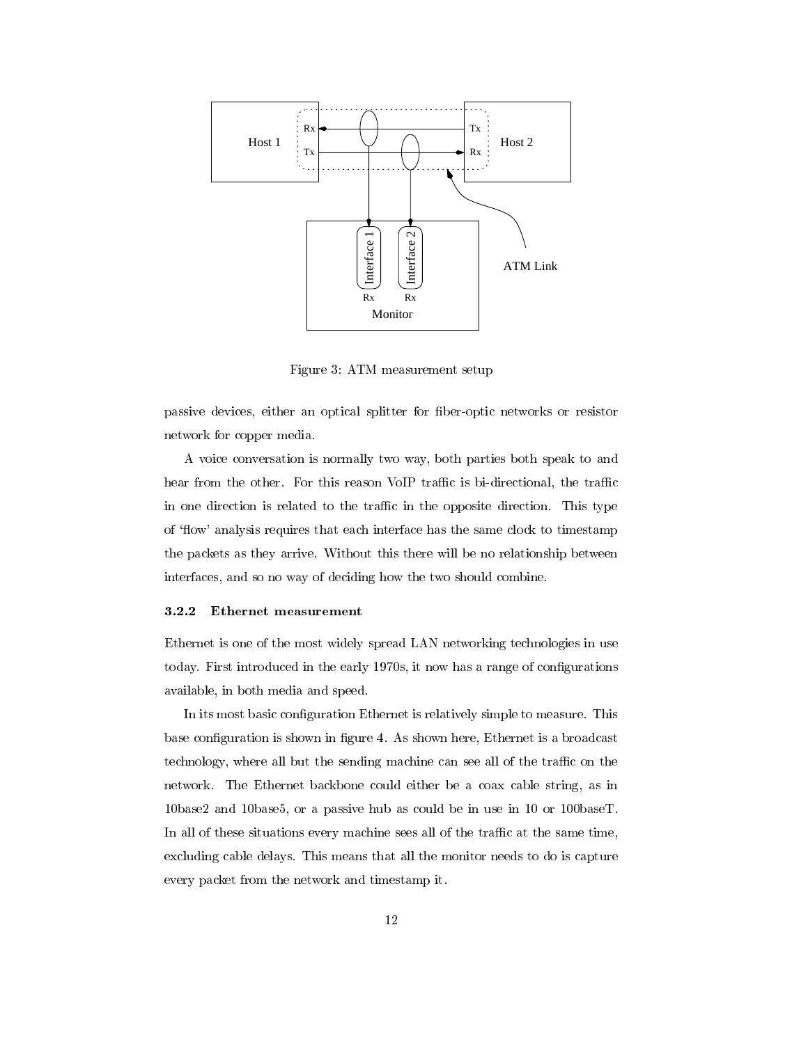Figure 3: ATM measurement setup

passive devices, either an optical splitter for fiber-optic networks or resistor network for copper media.

A voice conversation is normally two way, both parties both speak to and hear from the other. For this reason VoIP traffic is bi-directional, the traffic in one direction is related to the traffic in the opposite direction. This type of 'flow' analysis requires that each interface has the same clock to timestamp the packets as they arrive. Without this there will be no relationship between interfaces, and so no way of deciding how the two should combine.

### 3.2.2 Ethernet measurement

Ethernet is one of the most widely spread LAN networking technologies in use today. First introduced in the early 1970s, it now has a range of configurations available, in both media and speed.

In its most basic configuration Ethernet is relatively simple to measure. This base configuration is shown in figure 4. As shown here, Ethernet is a broadcast technology, where all but the sending machine can see all of the traffic on the network. The Ethernet backbone could either be a coax cable string, as in 10base2 and 10base5, or a passive hub as could be in use in 10 or 100baseT. In all of these situations every machine sees all of the traffic at the same time, excluding cable delays. This means that all the monitor needs to do is capture every packet from the network and timestamp it.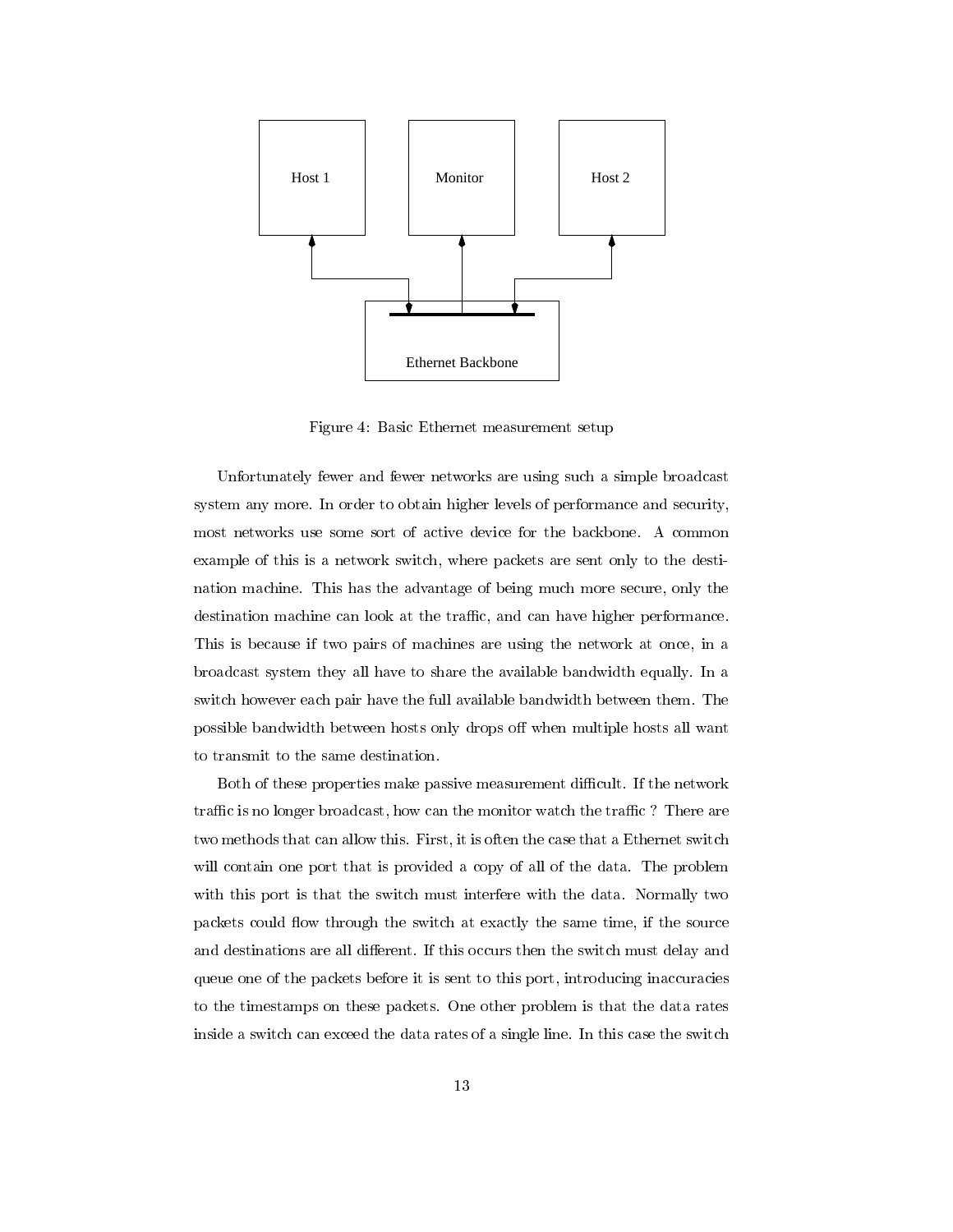Figure 4: Basic Ethernet measurement setup

Unfortunately fewer and fewer networks are using such a simple broadcast system any more. In order to obtain higher levels of performance and security, most networks use some sort of active device for the backbone. A common example of this is a network switch, where packets are sent only to the destination machine. This has the advantage of being much more secure, only the destination machine can look at the traffic, and can have higher performance. This is because if two pairs of machines are using the network at once, in a broadcast system they all have to share the available bandwidth equally. In a switch however each pair have the full available bandwidth between them. The possible bandwidth between hosts only drops off when multiple hosts all want to transmit to the same destination.

Both of these properties make passive measurement difficult. If the network traffic is no longer broadcast, how can the monitor watch the traffic ? There are two methods that can allow this. First, it is often the case that a Ethernet switch will contain one port that is provided a copy of all of the data. The problem with this port is that the switch must interfere with the data. Normally two packets could flow through the switch at exactly the same time, if the source and destinations are all different. If this occurs then the switch must delay and queue one of the packets before it is sent to this port, introducing inaccuracies to the timestamps on these packets. One other problem is that the data rates inside a switch can exceed the data rates of a single line. In this case the switch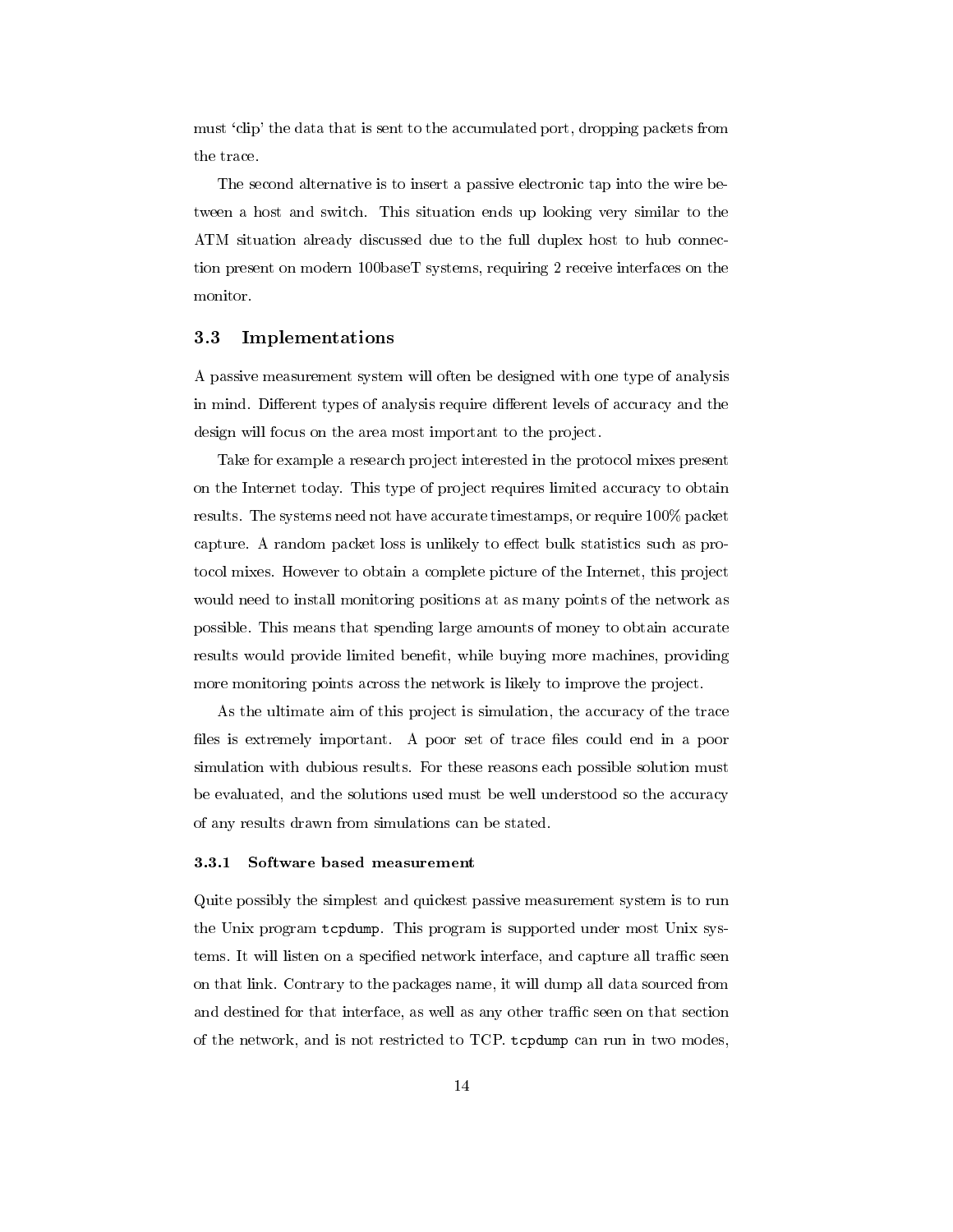must 'clip' the data that is sent to the accumulated port, dropping packets from the trace.

The second alternative is to insert a passive electronic tap into the wire between a host and switch. This situation ends up looking very similar to the ATM situation already discussed due to the full duplex host to hub connection present on modern 100baseT systems, requiring 2 receive interfaces on the monitor.

## 3.3 Implementations

A passive measurement system will often be designed with one type of analysis in mind. Different types of analysis require different levels of accuracy and the design will focus on the area most important to the project.

Take for example a research project interested in the protocol mixes present on the Internet today. This type of project requires limited accuracy to obtain results. The systems need not have accurate timestamps, or require 100% packet capture. A random packet loss is unlikely to effect bulk statistics such as protocol mixes. However to obtain a complete picture of the Internet, this project would need to install monitoring positions at as many points of the network as possible. This means that spending large amounts of money to obtain accurate results would provide limited benefit, while buying more machines, providing more monitoring points across the network is likely to improve the project.

As the ultimate aim of this project is simulation, the accuracy of the trace files is extremely important. A poor set of trace files could end in a poor simulation with dubious results. For these reasons each possible solution must be evaluated, and the solutions used must be well understood so the accuracy of any results drawn from simulations can be stated.

### 3.3.1 Software based measurement

Quite possibly the simplest and quickest passive measurement system is to run the Unix program `tcpdump`. This program is supported under most Unix systems. It will listen on a specified network interface, and capture all traffic seen on that link. Contrary to the packages name, it will dump all data sourced from and destined for that interface, as well as any other traffic seen on that section of the network, and is not restricted to TCP. `tcpdump` can run in two modes,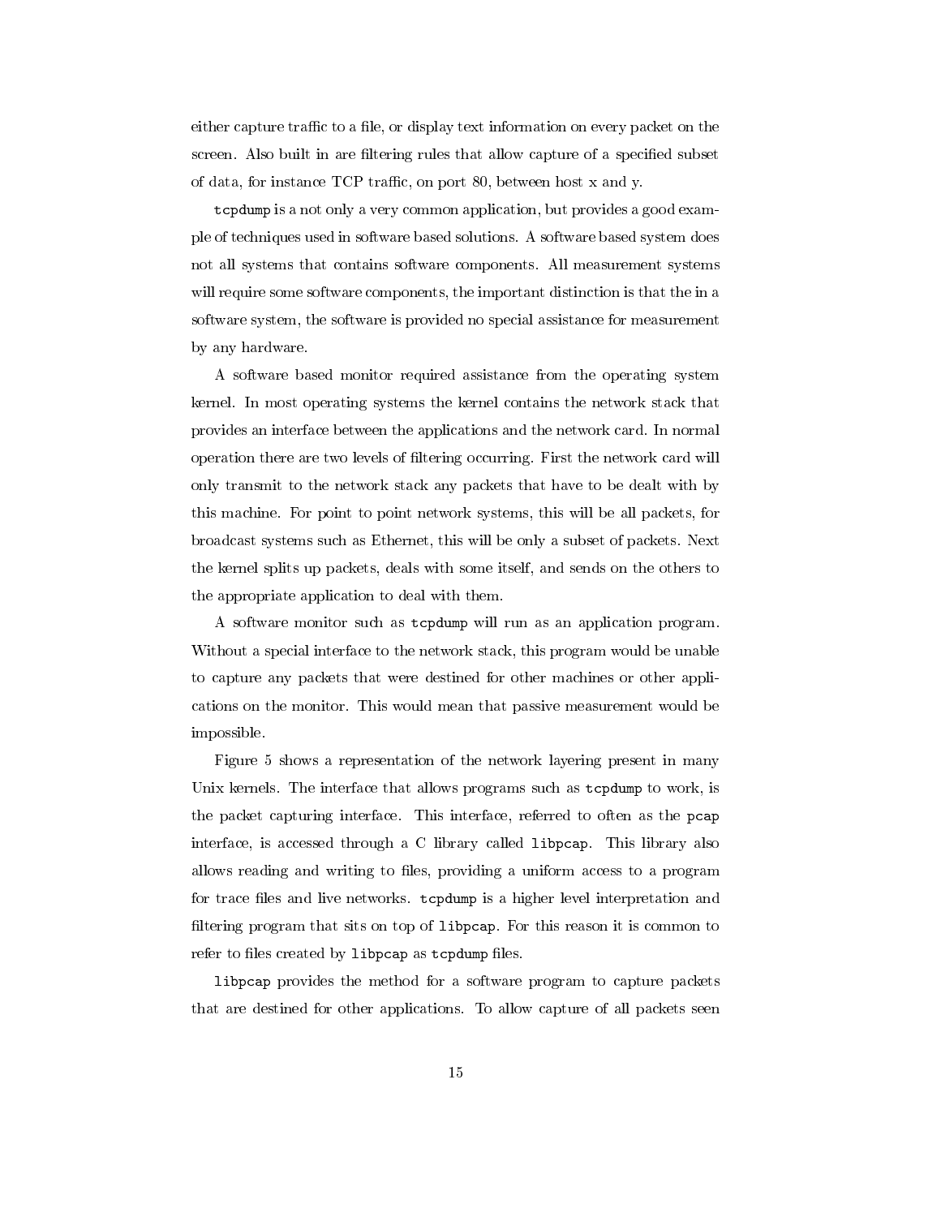either capture traffic to a file, or display text information on every packet on the screen. Also built in are filtering rules that allow capture of a specified subset of data, for instance TCP traffic, on port 80, between host x and y.

`tcpdump` is a not only a very common application, but provides a good example of techniques used in software based solutions. A software based system does not all systems that contains software components. All measurement systems will require some software components, the important distinction is that the in a software system, the software is provided no special assistance for measurement by any hardware.

A software based monitor required assistance from the operating system kernel. In most operating systems the kernel contains the network stack that provides an interface between the applications and the network card. In normal operation there are two levels of filtering occurring. First the network card will only transmit to the network stack any packets that have to be dealt with by this machine. For point to point network systems, this will be all packets, for broadcast systems such as Ethernet, this will be only a subset of packets. Next the kernel splits up packets, deals with some itself, and sends on the others to the appropriate application to deal with them.

A software monitor such as `tcpdump` will run as an application program. Without a special interface to the network stack, this program would be unable to capture any packets that were destined for other machines or other applications on the monitor. This would mean that passive measurement would be impossible.

Figure 5 shows a representation of the network layering present in many Unix kernels. The interface that allows programs such as `tcpdump` to work, is the packet capturing interface. This interface, referred to often as the `pcap` interface, is accessed through a C library called `libpcap`. This library also allows reading and writing to files, providing a uniform access to a program for trace files and live networks. `tcpdump` is a higher level interpretation and filtering program that sits on top of `libpcap`. For this reason it is common to refer to files created by `libpcap` as `tcpdump` files.

`libpcap` provides the method for a software program to capture packets that are destined for other applications. To allow capture of all packets seen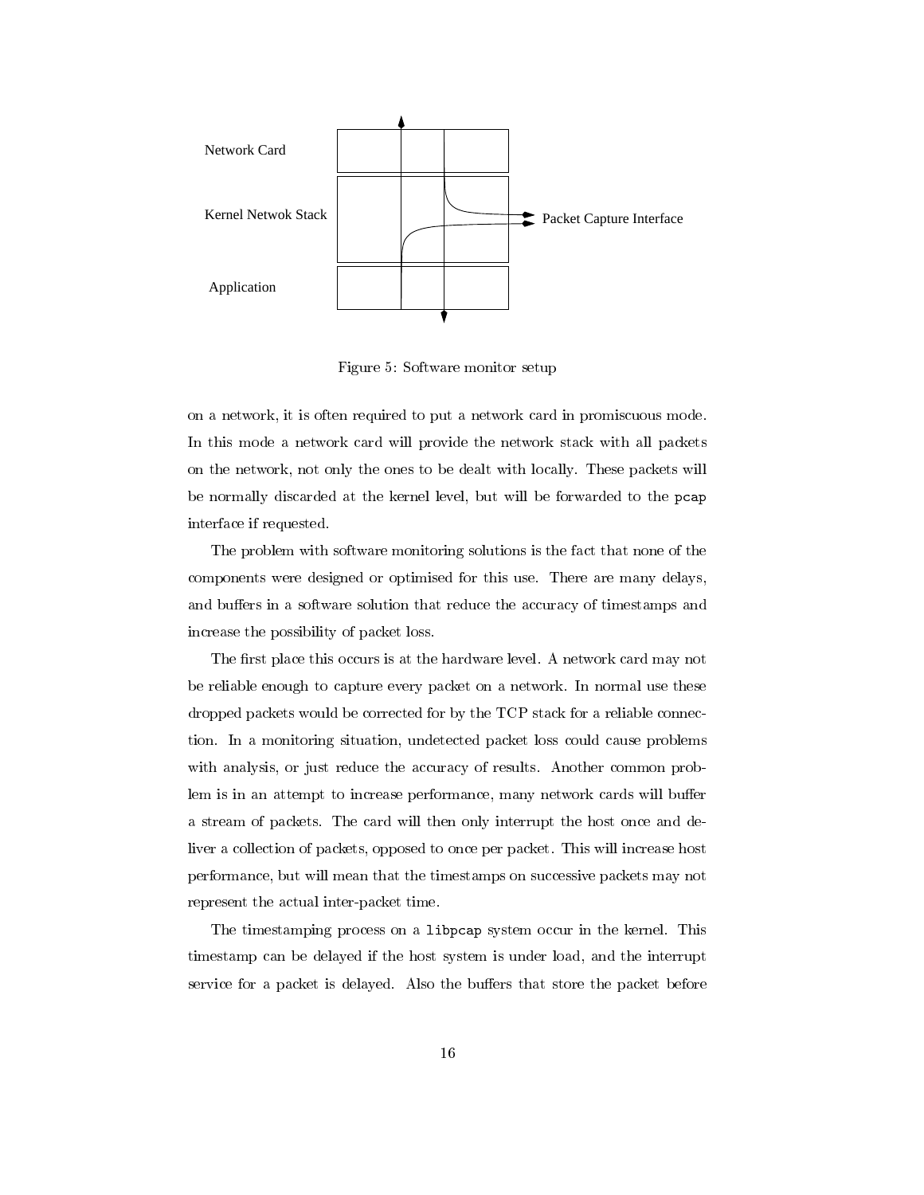Network Card

Kernel Netwok Stack

Packet Capture Interface

Application

Figure 5: Software monitor setup

on a network, it is often required to put a network card in promiscuous mode. In this mode a network card will provide the network stack with all packets on the network, not only the ones to be dealt with locally. These packets will be normally discarded at the kernel level, but will be forwarded to the `pcap` interface if requested.

The problem with software monitoring solutions is the fact that none of the components were designed or optimised for this use. There are many delays, and buffers in a software solution that reduce the accuracy of timestamps and increase the possibility of packet loss.

The first place this occurs is at the hardware level. A network card may not be reliable enough to capture every packet on a network. In normal use these dropped packets would be corrected for by the TCP stack for a reliable connection. In a monitoring situation, undetected packet loss could cause problems with analysis, or just reduce the accuracy of results. Another common problem is in an attempt to increase performance, many network cards will buffer a stream of packets. The card will then only interrupt the host once and deliver a collection of packets, opposed to once per packet. This will increase host performance, but will mean that the timestamps on successive packets may not represent the actual inter-packet time.

The timestamping process on a `libpcap` system occur in the kernel. This timestamp can be delayed if the host system is under load, and the interrupt service for a packet is delayed. Also the buffers that store the packet before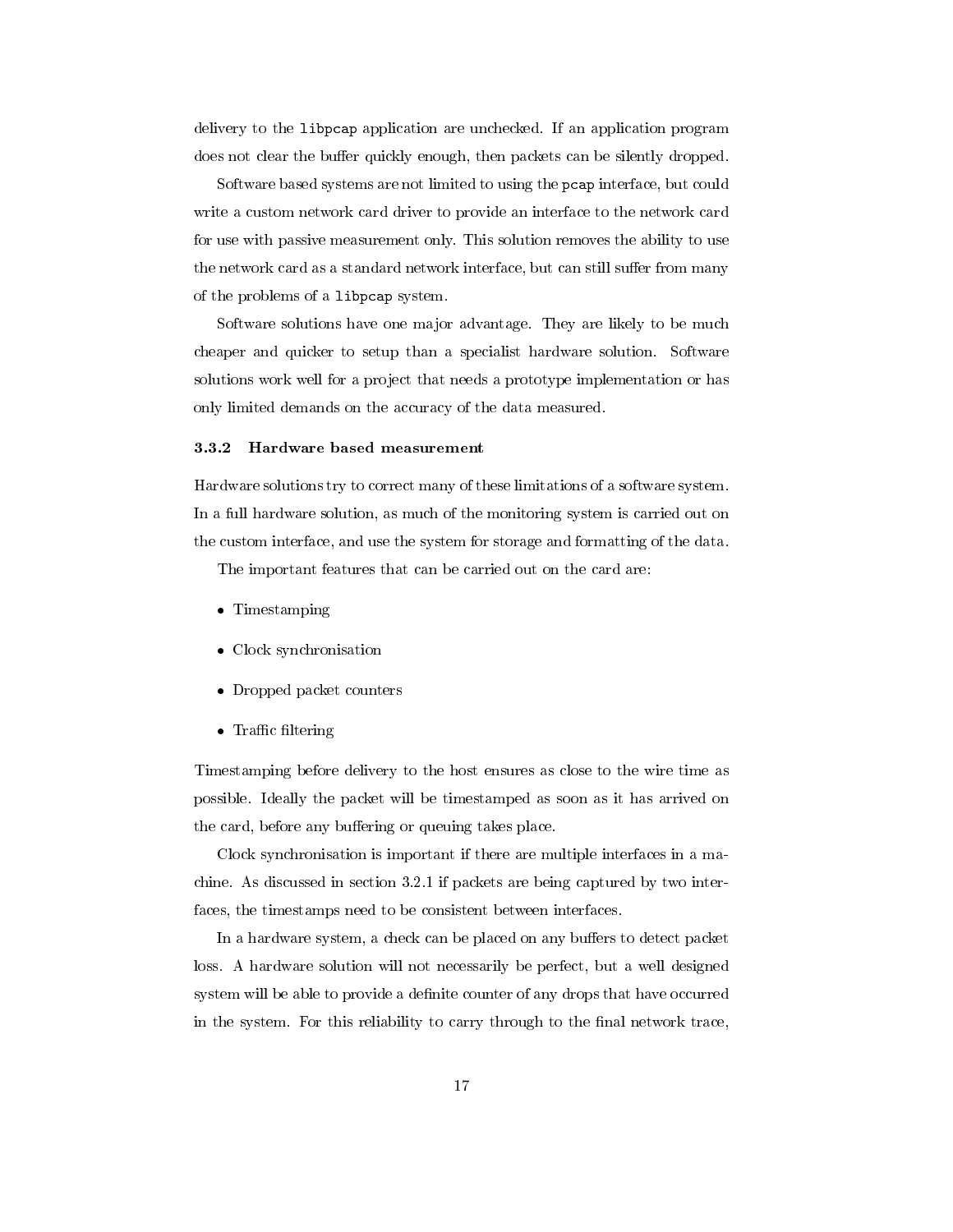delivery to the `libpcap` application are unchecked. If an application program does not clear the buffer quickly enough, then packets can be silently dropped.

Software based systems are not limited to using the `pcap` interface, but could write a custom network card driver to provide an interface to the network card for use with passive measurement only. This solution removes the ability to use the network card as a standard network interface, but can still suffer from many of the problems of a `libpcap` system.

Software solutions have one major advantage. They are likely to be much cheaper and quicker to setup than a specialist hardware solution. Software solutions work well for a project that needs a prototype implementation or has only limited demands on the accuracy of the data measured.

### 3.3.2 Hardware based measurement

Hardware solutions try to correct many of these limitations of a software system. In a full hardware solution, as much of the monitoring system is carried out on the custom interface, and use the system for storage and formatting of the data.

The important features that can be carried out on the card are:

- Timestamping
- Clock synchronisation
- Dropped packet counters
- Traffic filtering

Timestamping before delivery to the host ensures as close to the wire time as possible. Ideally the packet will be timestamped as soon as it has arrived on the card, before any buffering or queuing takes place.

Clock synchronisation is important if there are multiple interfaces in a machine. As discussed in section 3.2.1 if packets are being captured by two interfaces, the timestamps need to be consistent between interfaces.

In a hardware system, a check can be placed on any buffers to detect packet loss. A hardware solution will not necessarily be perfect, but a well designed system will be able to provide a definite counter of any drops that have occurred in the system. For this reliability to carry through to the final network trace,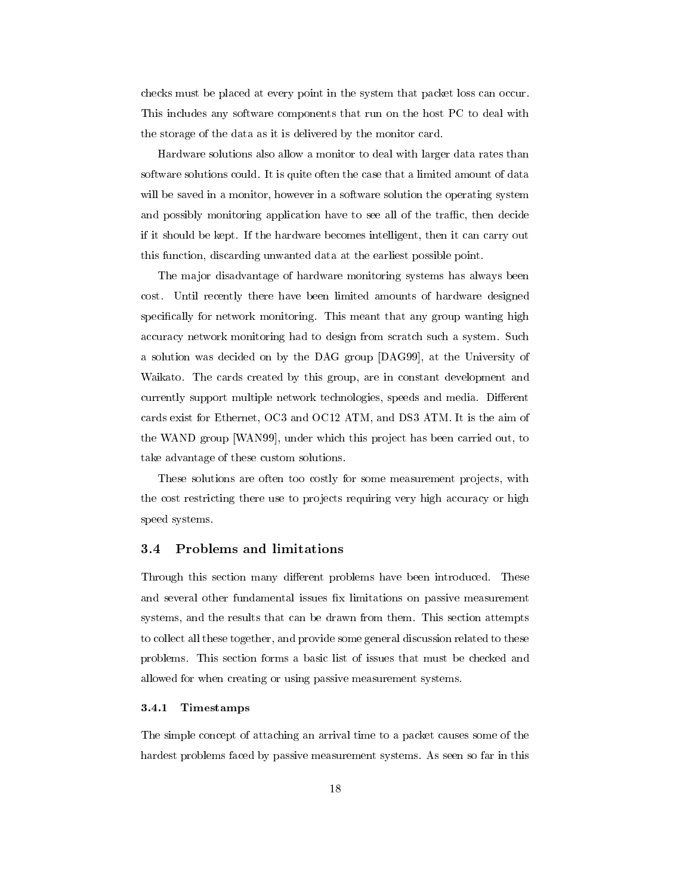checks must be placed at every point in the system that packet loss can occur. This includes any software components that run on the host PC to deal with the storage of the data as it is delivered by the monitor card.

Hardware solutions also allow a monitor to deal with larger data rates than software solutions could. It is quite often the case that a limited amount of data will be saved in a monitor, however in a software solution the operating system and possibly monitoring application have to see all of the traffic, then decide if it should be kept. If the hardware becomes intelligent, then it can carry out this function, discarding unwanted data at the earliest possible point.

The major disadvantage of hardware monitoring systems has always been cost. Until recently there have been limited amounts of hardware designed specifically for network monitoring. This meant that any group wanting high accuracy network monitoring had to design from scratch such a system. Such a solution was decided on by the DAG group [DAG99], at the University of Waikato. The cards created by this group, are in constant development and currently support multiple network technologies, speeds and media. Different cards exist for Ethernet, OC3 and OC12 ATM, and DS3 ATM. It is the aim of the WAND group [WAN99], under which this project has been carried out, to take advantage of these custom solutions.

These solutions are often too costly for some measurement projects, with the cost restricting there use to projects requiring very high accuracy or high speed systems.

## 3.4 Problems and limitations

Through this section many different problems have been introduced. These and several other fundamental issues fix limitations on passive measurement systems, and the results that can be drawn from them. This section attempts to collect all these together, and provide some general discussion related to these problems. This section forms a basic list of issues that must be checked and allowed for when creating or using passive measurement systems.

### 3.4.1 Timestamps

The simple concept of attaching an arrival time to a packet causes some of the hardest problems faced by passive measurement systems. As seen so far in this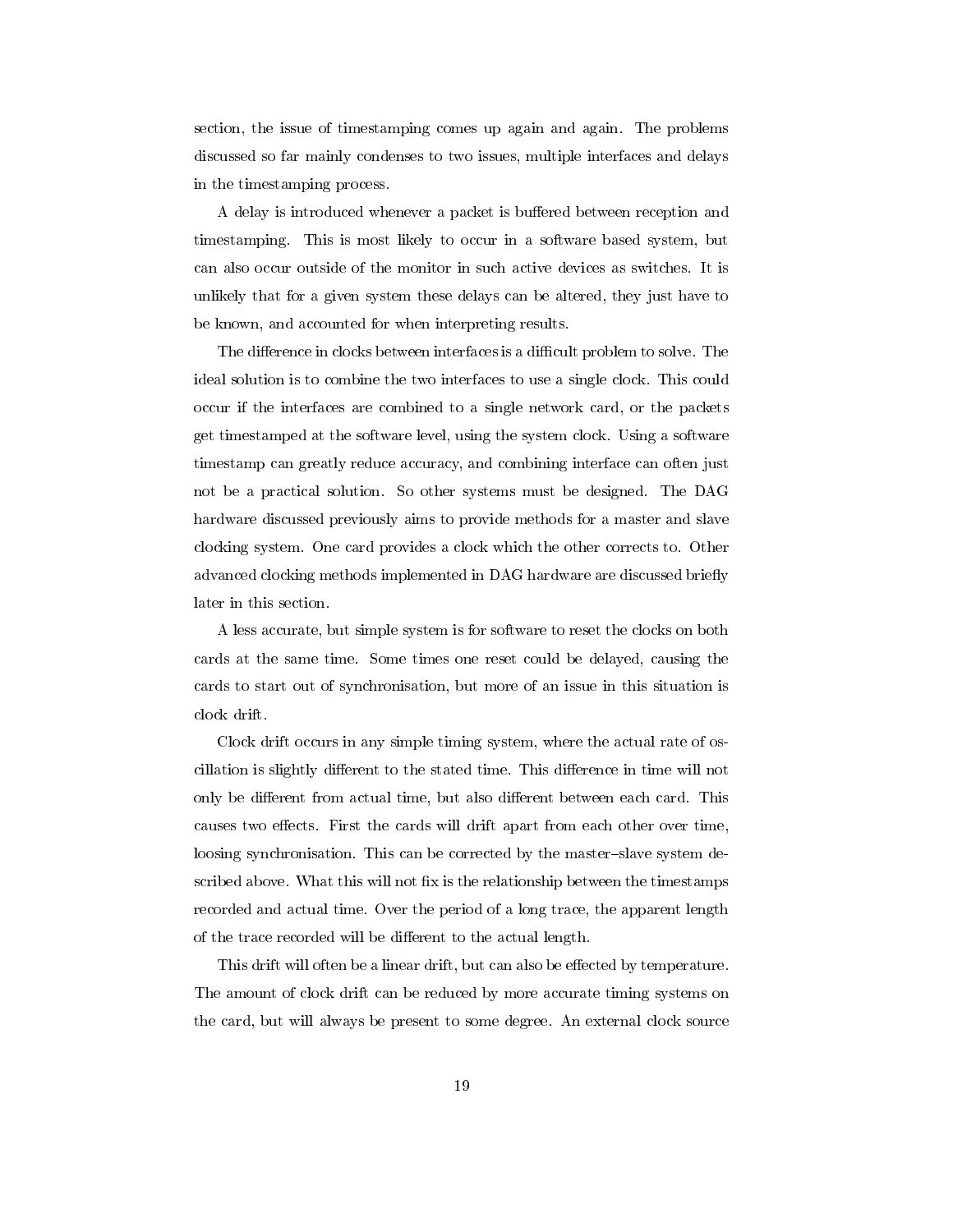section, the issue of timestamping comes up again and again. The problems discussed so far mainly condenses to two issues, multiple interfaces and delays in the timestamping process.

A delay is introduced whenever a packet is buffered between reception and timestamping. This is most likely to occur in a software based system, but can also occur outside of the monitor in such active devices as switches. It is unlikely that for a given system these delays can be altered, they just have to be known, and accounted for when interpreting results.

The difference in clocks between interfaces is a difficult problem to solve. The ideal solution is to combine the two interfaces to use a single clock. This could occur if the interfaces are combined to a single network card, or the packets get timestamped at the software level, using the system clock. Using a software timestamp can greatly reduce accuracy, and combining interface can often just not be a practical solution. So other systems must be designed. The DAG hardware discussed previously aims to provide methods for a master and slave clocking system. One card provides a clock which the other corrects to. Other advanced clocking methods implemented in DAG hardware are discussed briefly later in this section.

A less accurate, but simple system is for software to reset the clocks on both cards at the same time. Some times one reset could be delayed, causing the cards to start out of synchronisation, but more of an issue in this situation is clock drift.

Clock drift occurs in any simple timing system, where the actual rate of oscillation is slightly different to the stated time. This difference in time will not only be different from actual time, but also different between each card. This causes two effects. First the cards will drift apart from each other over time, loosing synchronisation. This can be corrected by the master–slave system described above. What this will not fix is the relationship between the timestamps recorded and actual time. Over the period of a long trace, the apparent length of the trace recorded will be different to the actual length.

This drift will often be a linear drift, but can also be effected by temperature. The amount of clock drift can be reduced by more accurate timing systems on the card, but will always be present to some degree. An external clock source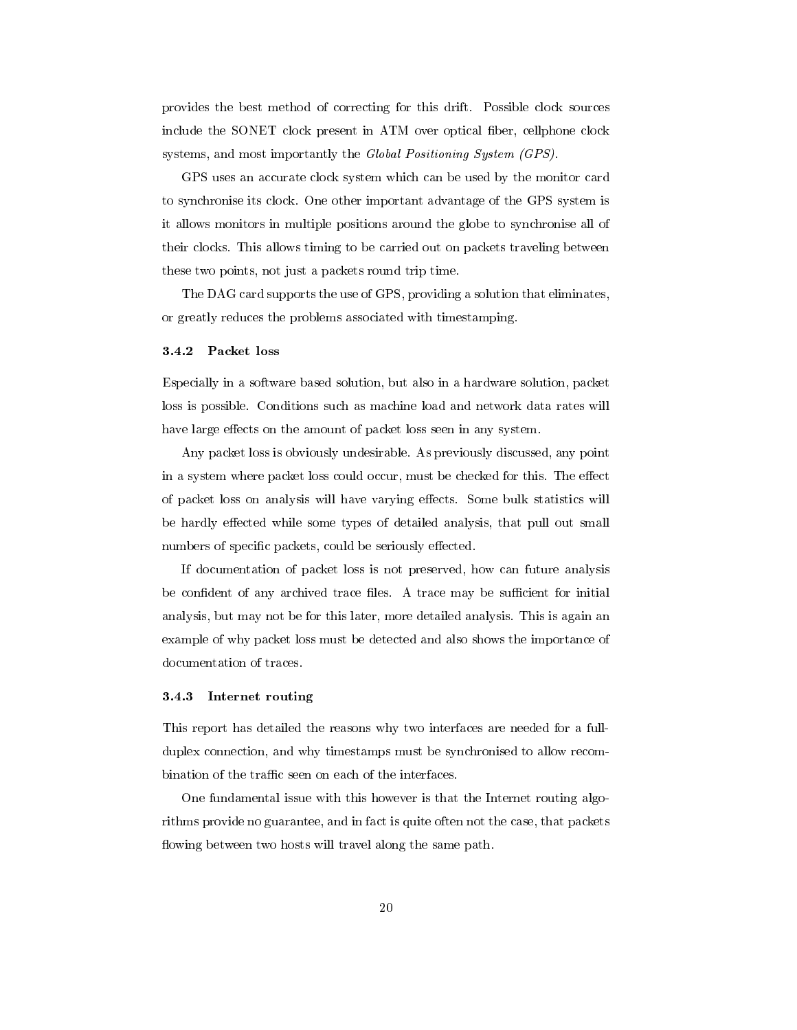provides the best method of correcting for this drift. Possible clock sources include the SONET clock present in ATM over optical fiber, cellphone clock systems, and most importantly the *Global Positioning System (GPS)*.

GPS uses an accurate clock system which can be used by the monitor card to synchronise its clock. One other important advantage of the GPS system is it allows monitors in multiple positions around the globe to synchronise all of their clocks. This allows timing to be carried out on packets traveling between these two points, not just a packets round trip time.

The DAG card supports the use of GPS, providing a solution that eliminates, or greatly reduces the problems associated with timestamping.

### 3.4.2 Packet loss

Especially in a software based solution, but also in a hardware solution, packet loss is possible. Conditions such as machine load and network data rates will have large effects on the amount of packet loss seen in any system.

Any packet loss is obviously undesirable. As previously discussed, any point in a system where packet loss could occur, must be checked for this. The effect of packet loss on analysis will have varying effects. Some bulk statistics will be hardly effected while some types of detailed analysis, that pull out small numbers of specific packets, could be seriously effected.

If documentation of packet loss is not preserved, how can future analysis be confident of any archived trace files. A trace may be sufficient for initial analysis, but may not be for this later, more detailed analysis. This is again an example of why packet loss must be detected and also shows the importance of documentation of traces.

### 3.4.3 Internet routing

This report has detailed the reasons why two interfaces are needed for a full-duplex connection, and why timestamps must be synchronised to allow recombination of the traffic seen on each of the interfaces.

One fundamental issue with this however is that the Internet routing algorithms provide no guarantee, and in fact is quite often not the case, that packets flowing between two hosts will travel along the same path.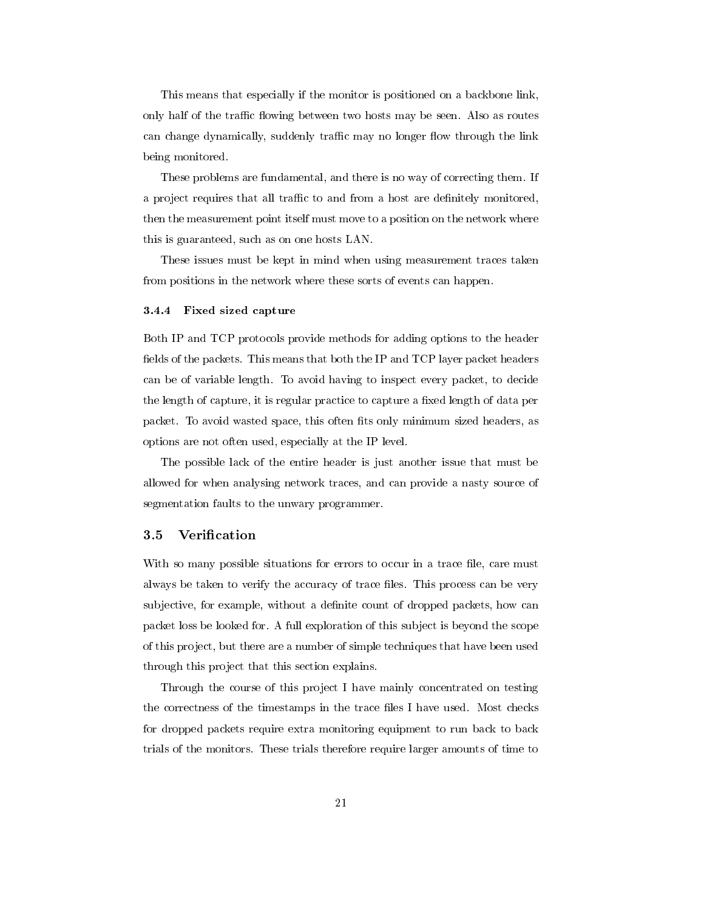This means that especially if the monitor is positioned on a backbone link, only half of the traffic flowing between two hosts may be seen. Also as routes can change dynamically, suddenly traffic may no longer flow through the link being monitored.

These problems are fundamental, and there is no way of correcting them. If a project requires that all traffic to and from a host are definitely monitored, then the measurement point itself must move to a position on the network where this is guaranteed, such as on one hosts LAN.

These issues must be kept in mind when using measurement traces taken from positions in the network where these sorts of events can happen.

#### 3.4.4 Fixed sized capture

Both IP and TCP protocols provide methods for adding options to the header fields of the packets. This means that both the IP and TCP layer packet headers can be of variable length. To avoid having to inspect every packet, to decide the length of capture, it is regular practice to capture a fixed length of data per packet. To avoid wasted space, this often fits only minimum sized headers, as options are not often used, especially at the IP level.

The possible lack of the entire header is just another issue that must be allowed for when analysing network traces, and can provide a nasty source of segmentation faults to the unwary programmer.

## 3.5 Verification

With so many possible situations for errors to occur in a trace file, care must always be taken to verify the accuracy of trace files. This process can be very subjective, for example, without a definite count of dropped packets, how can packet loss be looked for. A full exploration of this subject is beyond the scope of this project, but there are a number of simple techniques that have been used through this project that this section explains.

Through the course of this project I have mainly concentrated on testing the correctness of the timestamps in the trace files I have used. Most checks for dropped packets require extra monitoring equipment to run back to back trials of the monitors. These trials therefore require larger amounts of time to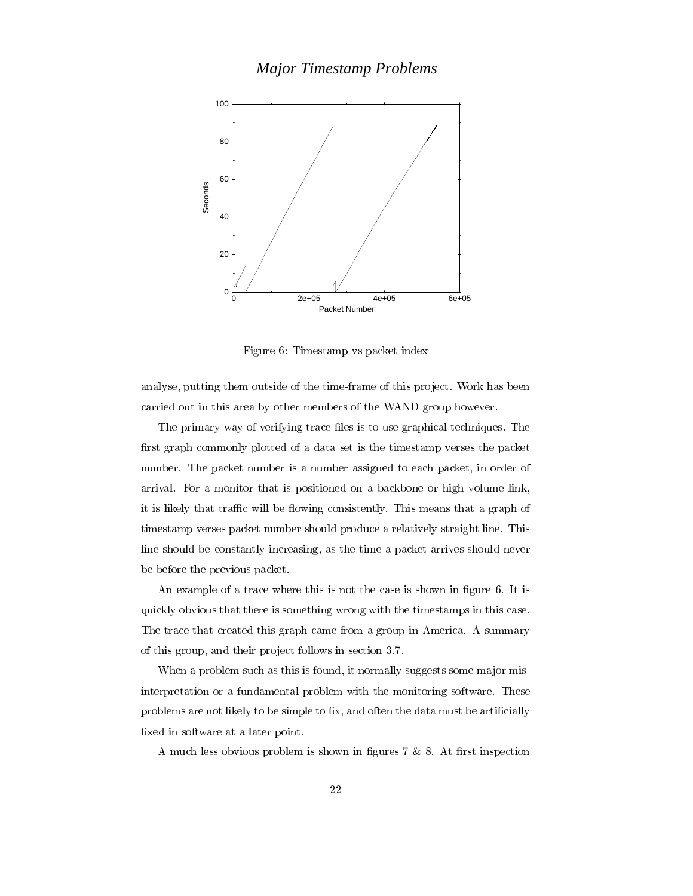## Major Timestamp Problems

Figure 6: Timestamp vs packet index

analyse, putting them outside of the time-frame of this project. Work has been carried out in this area by other members of the WAND group however.

The primary way of verifying trace files is to use graphical techniques. The first graph commonly plotted of a data set is the timestamp verses the packet number. The packet number is a number assigned to each packet, in order of arrival. For a monitor that is positioned on a backbone or high volume link, it is likely that traffic will be flowing consistently. This means that a graph of timestamp verses packet number should produce a relatively straight line. This line should be constantly increasing, as the time a packet arrives should never be before the previous packet.

An example of a trace where this is not the case is shown in figure 6. It is quickly obvious that there is something wrong with the timestamps in this case. The trace that created this graph came from a group in America. A summary of this group, and their project follows in section 3.7.

When a problem such as this is found, it normally suggests some major misinterpretation or a fundamental problem with the monitoring software. These problems are not likely to be simple to fix, and often the data must be artificially fixed in software at a later point.

A much less obvious problem is shown in figures 7 & 8. At first inspection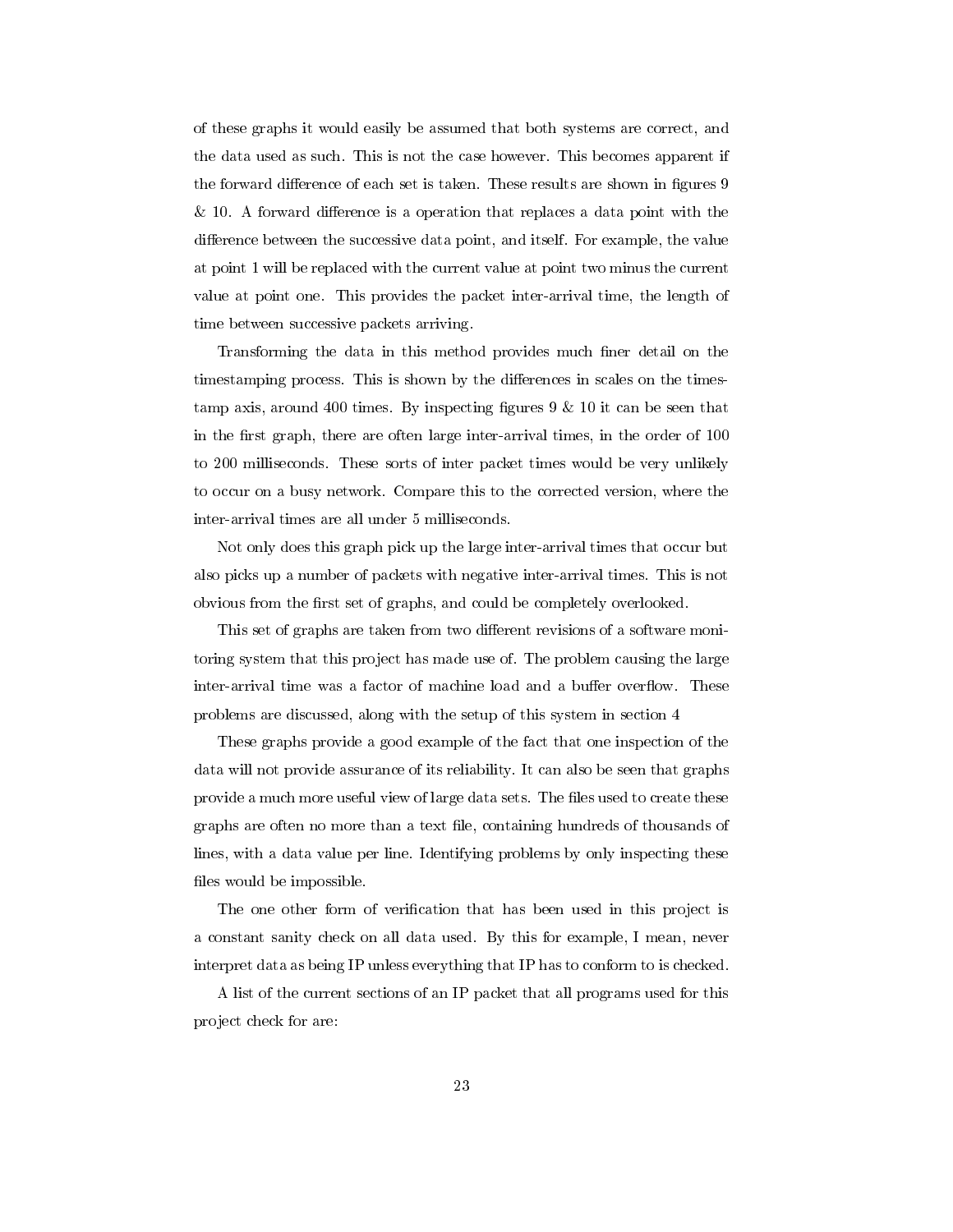of these graphs it would easily be assumed that both systems are correct, and the data used as such. This is not the case however. This becomes apparent if the forward difference of each set is taken. These results are shown in figures 9 & 10. A forward difference is a operation that replaces a data point with the difference between the successive data point, and itself. For example, the value at point 1 will be replaced with the current value at point two minus the current value at point one. This provides the packet inter-arrival time, the length of time between successive packets arriving.

Transforming the data in this method provides much finer detail on the timestamping process. This is shown by the differences in scales on the timestamp axis, around 400 times. By inspecting figures 9 & 10 it can be seen that in the first graph, there are often large inter-arrival times, in the order of 100 to 200 milliseconds. These sorts of inter packet times would be very unlikely to occur on a busy network. Compare this to the corrected version, where the inter-arrival times are all under 5 milliseconds.

Not only does this graph pick up the large inter-arrival times that occur but also picks up a number of packets with negative inter-arrival times. This is not obvious from the first set of graphs, and could be completely overlooked.

This set of graphs are taken from two different revisions of a software monitoring system that this project has made use of. The problem causing the large inter-arrival time was a factor of machine load and a buffer overflow. These problems are discussed, along with the setup of this system in section 4

These graphs provide a good example of the fact that one inspection of the data will not provide assurance of its reliability. It can also be seen that graphs provide a much more useful view of large data sets. The files used to create these graphs are often no more than a text file, containing hundreds of thousands of lines, with a data value per line. Identifying problems by only inspecting these files would be impossible.

The one other form of verification that has been used in this project is a constant sanity check on all data used. By this for example, I mean, never interpret data as being IP unless everything that IP has to conform to is checked.

A list of the current sections of an IP packet that all programs used for this project check for are: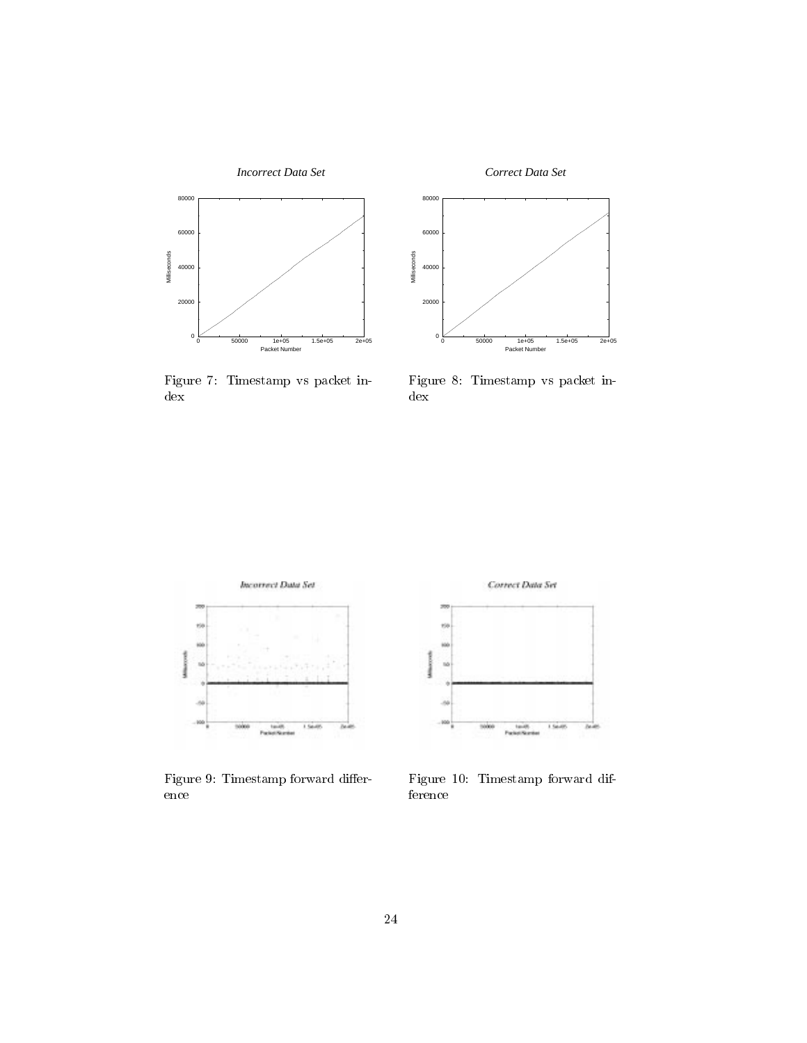Figure 7: Timestamp vs packet index

Figure 8: Timestamp vs packet index

Figure 9: Timestamp forward difference

Figure 10: Timestamp forward difference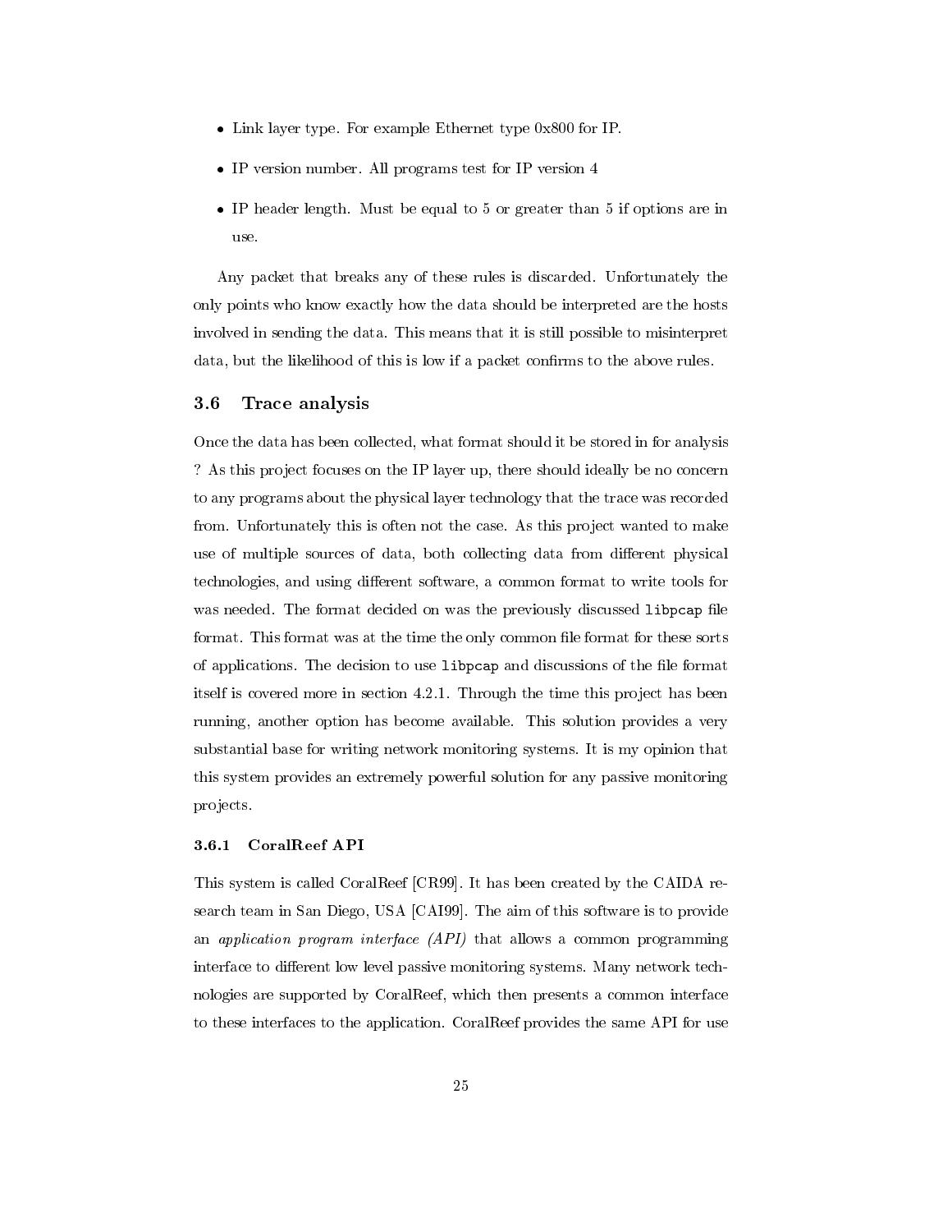- Link layer type. For example Ethernet type 0x800 for IP.
- IP version number. All programs test for IP version 4
- IP header length. Must be equal to 5 or greater than 5 if options are in use.

Any packet that breaks any of these rules is discarded. Unfortunately the only points who know exactly how the data should be interpreted are the hosts involved in sending the data. This means that it is still possible to misinterpret data, but the likelihood of this is low if a packet confirms to the above rules.

## 3.6 Trace analysis

Once the data has been collected, what format should it be stored in for analysis ? As this project focuses on the IP layer up, there should ideally be no concern to any programs about the physical layer technology that the trace was recorded from. Unfortunately this is often not the case. As this project wanted to make use of multiple sources of data, both collecting data from different physical technologies, and using different software, a common format to write tools for was needed. The format decided on was the previously discussed `libpcap` file format. This format was at the time the only common file format for these sorts of applications. The decision to use `libpcap` and discussions of the file format itself is covered more in section 4.2.1. Through the time this project has been running, another option has become available. This solution provides a very substantial base for writing network monitoring systems. It is my opinion that this system provides an extremely powerful solution for any passive monitoring projects.

### 3.6.1 CoralReef API

This system is called CoralReef [CR99]. It has been created by the CAIDA research team in San Diego, USA [CAI99]. The aim of this software is to provide an *application program interface (API)* that allows a common programming interface to different low level passive monitoring systems. Many network technologies are supported by CoralReef, which then presents a common interface to these interfaces to the application. CoralReef provides the same API for use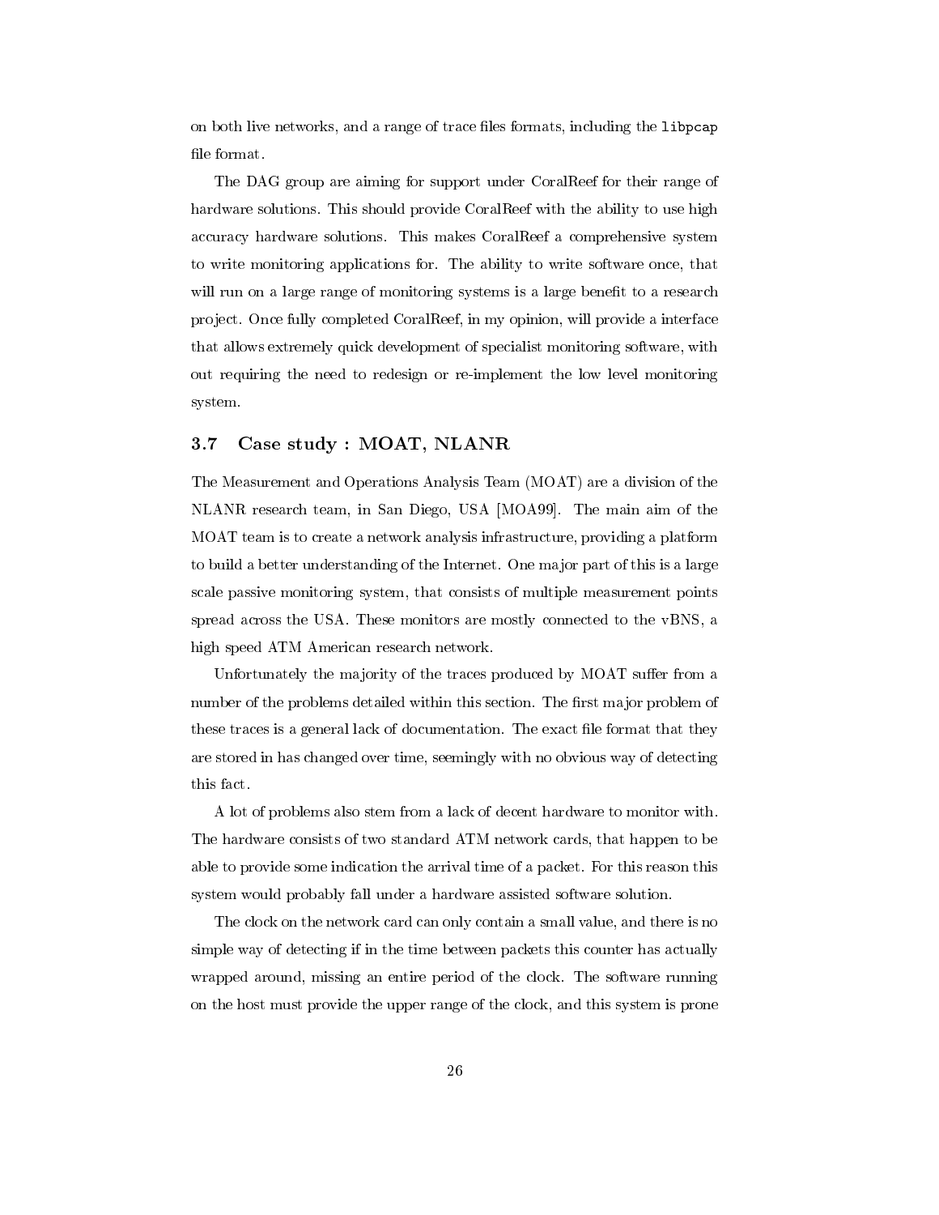on both live networks, and a range of trace files formats, including the `libpcap` file format.

The DAG group are aiming for support under CoralReef for their range of hardware solutions. This should provide CoralReef with the ability to use high accuracy hardware solutions. This makes CoralReef a comprehensive system to write monitoring applications for. The ability to write software once, that will run on a large range of monitoring systems is a large benefit to a research project. Once fully completed CoralReef, in my opinion, will provide a interface that allows extremely quick development of specialist monitoring software, with out requiring the need to redesign or re-implement the low level monitoring system.

### 3.7 Case study : MOAT, NLANR

The Measurement and Operations Analysis Team (MOAT) are a division of the NLANR research team, in San Diego, USA [MOA99]. The main aim of the MOAT team is to create a network analysis infrastructure, providing a platform to build a better understanding of the Internet. One major part of this is a large scale passive monitoring system, that consists of multiple measurement points spread across the USA. These monitors are mostly connected to the vBNS, a high speed ATM American research network.

Unfortunately the majority of the traces produced by MOAT suffer from a number of the problems detailed within this section. The first major problem of these traces is a general lack of documentation. The exact file format that they are stored in has changed over time, seemingly with no obvious way of detecting this fact.

A lot of problems also stem from a lack of decent hardware to monitor with. The hardware consists of two standard ATM network cards, that happen to be able to provide some indication the arrival time of a packet. For this reason this system would probably fall under a hardware assisted software solution.

The clock on the network card can only contain a small value, and there is no simple way of detecting if in the time between packets this counter has actually wrapped around, missing an entire period of the clock. The software running on the host must provide the upper range of the clock, and this system is prone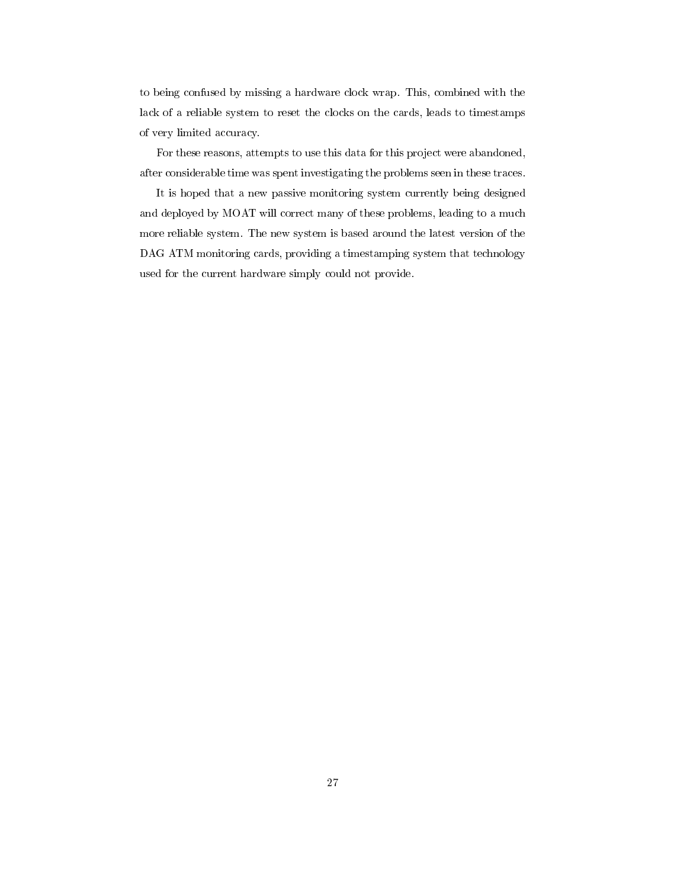to being confused by missing a hardware clock wrap. This, combined with the lack of a reliable system to reset the clocks on the cards, leads to timestamps of very limited accuracy.

For these reasons, attempts to use this data for this project were abandoned, after considerable time was spent investigating the problems seen in these traces.

It is hoped that a new passive monitoring system currently being designed and deployed by MOAT will correct many of these problems, leading to a much more reliable system. The new system is based around the latest version of the DAG ATM monitoring cards, providing a timestamping system that technology used for the current hardware simply could not provide.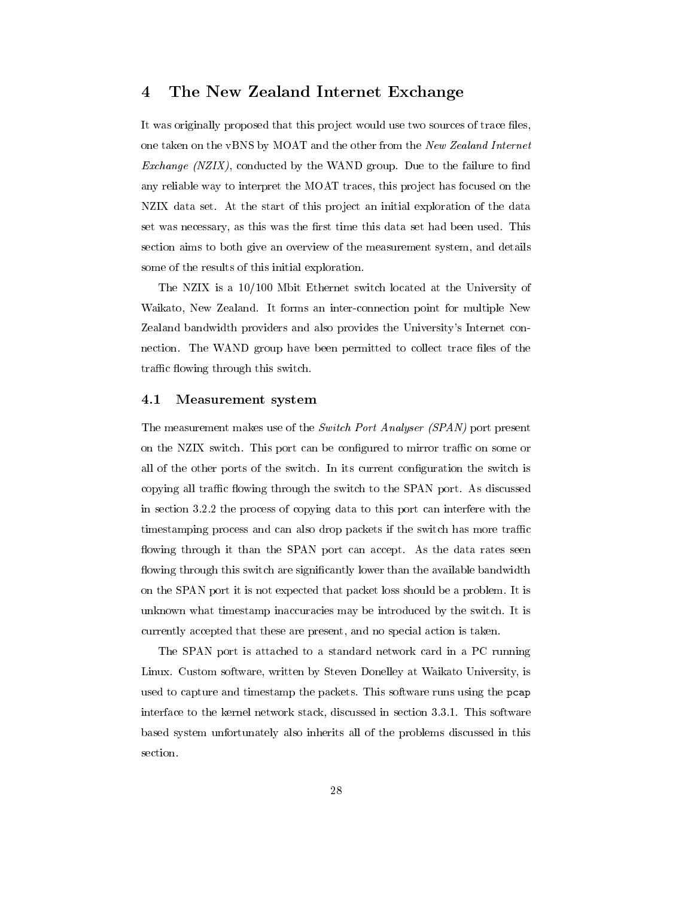# 4 The New Zealand Internet Exchange

It was originally proposed that this project would use two sources of trace files, one taken on the vBNS by MOAT and the other from the *New Zealand Internet Exchange (NZIX)*, conducted by the WAND group. Due to the failure to find any reliable way to interpret the MOAT traces, this project has focused on the NZIX data set. At the start of this project an initial exploration of the data set was necessary, as this was the first time this data set had been used. This section aims to both give an overview of the measurement system, and details some of the results of this initial exploration.

The NZIX is a 10/100 Mbit Ethernet switch located at the University of Waikato, New Zealand. It forms an inter-connection point for multiple New Zealand bandwidth providers and also provides the University's Internet connection. The WAND group have been permitted to collect trace files of the traffic flowing through this switch.

## 4.1 Measurement system

The measurement makes use of the *Switch Port Analyser (SPAN)* port present on the NZIX switch. This port can be configured to mirror traffic on some or all of the other ports of the switch. In its current configuration the switch is copying all traffic flowing through the switch to the SPAN port. As discussed in section 3.2.2 the process of copying data to this port can interfere with the timestamping process and can also drop packets if the switch has more traffic flowing through it than the SPAN port can accept. As the data rates seen flowing through this switch are significantly lower than the available bandwidth on the SPAN port it is not expected that packet loss should be a problem. It is unknown what timestamp inaccuracies may be introduced by the switch. It is currently accepted that these are present, and no special action is taken.

The SPAN port is attached to a standard network card in a PC running Linux. Custom software, written by Steven Donelley at Waikato University, is used to capture and timestamp the packets. This software runs using the `pcap` interface to the kernel network stack, discussed in section 3.3.1. This software based system unfortunately also inherits all of the problems discussed in this section.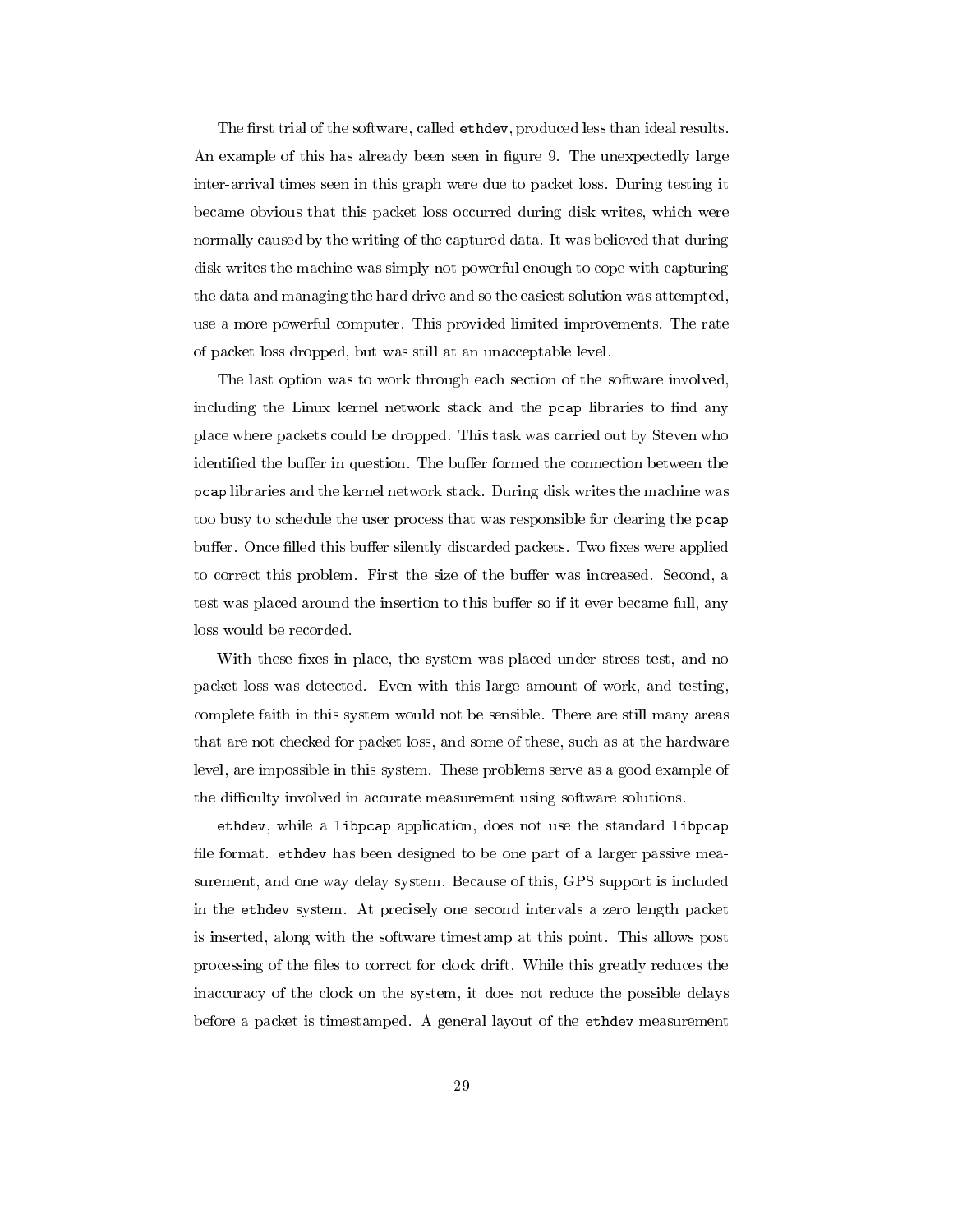The first trial of the software, called `ethdev`, produced less than ideal results. An example of this has already been seen in figure 9. The unexpectedly large inter-arrival times seen in this graph were due to packet loss. During testing it became obvious that this packet loss occurred during disk writes, which were normally caused by the writing of the captured data. It was believed that during disk writes the machine was simply not powerful enough to cope with capturing the data and managing the hard drive and so the easiest solution was attempted, use a more powerful computer. This provided limited improvements. The rate of packet loss dropped, but was still at an unacceptable level.

The last option was to work through each section of the software involved, including the Linux kernel network stack and the `pcap` libraries to find any place where packets could be dropped. This task was carried out by Steven who identified the buffer in question. The buffer formed the connection between the `pcap` libraries and the kernel network stack. During disk writes the machine was too busy to schedule the user process that was responsible for clearing the `pcap` buffer. Once filled this buffer silently discarded packets. Two fixes were applied to correct this problem. First the size of the buffer was increased. Second, a test was placed around the insertion to this buffer so if it ever became full, any loss would be recorded.

With these fixes in place, the system was placed under stress test, and no packet loss was detected. Even with this large amount of work, and testing, complete faith in this system would not be sensible. There are still many areas that are not checked for packet loss, and some of these, such as at the hardware level, are impossible in this system. These problems serve as a good example of the difficulty involved in accurate measurement using software solutions.

`ethdev`, while a `libpcap` application, does not use the standard `libpcap` file format. `ethdev` has been designed to be one part of a larger passive measurement, and one way delay system. Because of this, GPS support is included in the `ethdev` system. At precisely one second intervals a zero length packet is inserted, along with the software timestamp at this point. This allows post processing of the files to correct for clock drift. While this greatly reduces the inaccuracy of the clock on the system, it does not reduce the possible delays before a packet is timestamped. A general layout of the `ethdev` measurement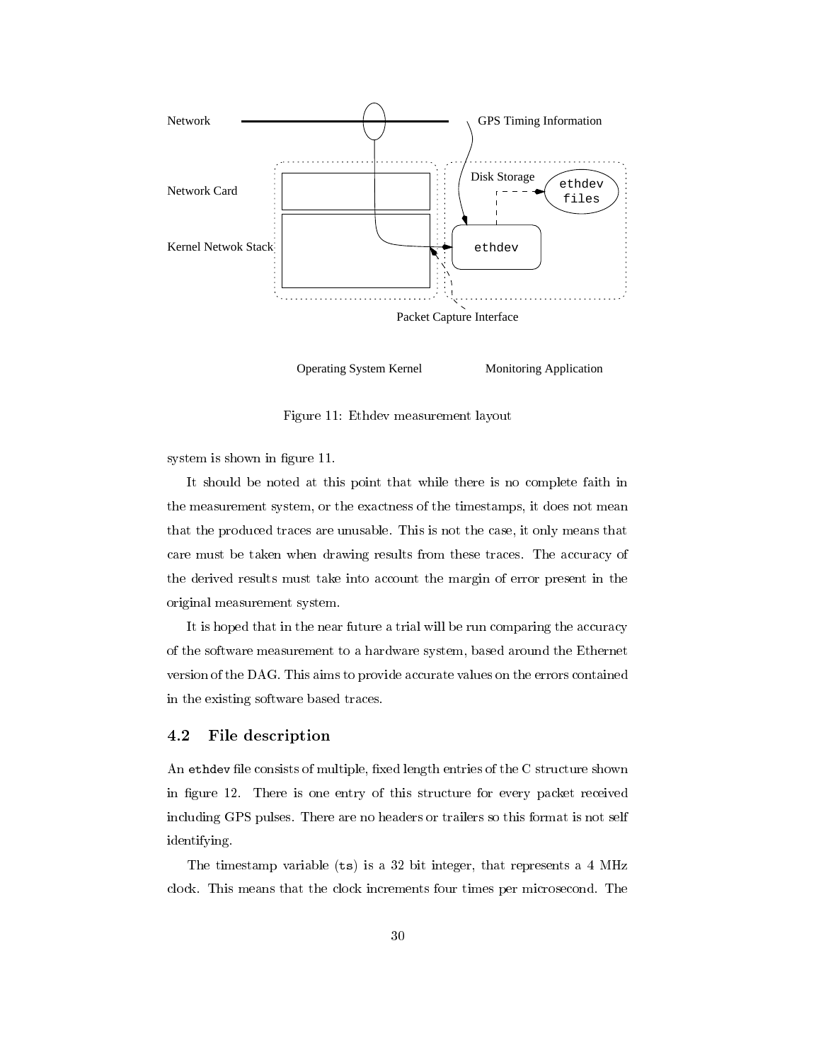Figure 11: Ethdev measurement layout

system is shown in figure 11.

It should be noted at this point that while there is no complete faith in the measurement system, or the exactness of the timestamps, it does not mean that the produced traces are unusable. This is not the case, it only means that care must be taken when drawing results from these traces. The accuracy of the derived results must take into account the margin of error present in the original measurement system.

It is hoped that in the near future a trial will be run comparing the accuracy of the software measurement to a hardware system, based around the Ethernet version of the DAG. This aims to provide accurate values on the errors contained in the existing software based traces.

## 4.2 File description

An `ethdev` file consists of multiple, fixed length entries of the C structure shown in figure 12. There is one entry of this structure for every packet received including GPS pulses. There are no headers or trailers so this format is not self identifying.

The timestamp variable (`ts`) is a 32 bit integer, that represents a 4 MHz clock. This means that the clock increments four times per microsecond. The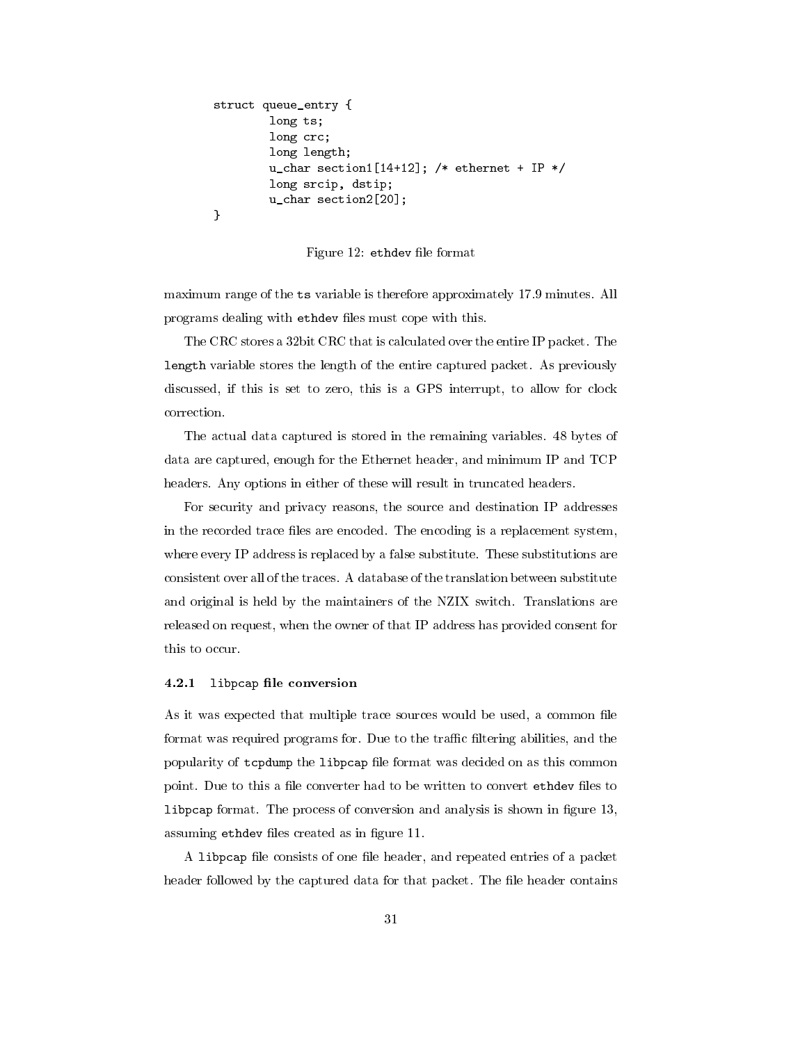```
struct queue_entry {
        long ts;
        long crc;
        long length;
        u_char section1[14+12]; /* ethernet + IP */
        long srcip, dstip;
        u_char section2[20];
}
```

Figure 12: `ethdev` file format

maximum range of the `ts` variable is therefore approximately 17.9 minutes. All programs dealing with `ethdev` files must cope with this.

The CRC stores a 32bit CRC that is calculated over the entire IP packet. The `length` variable stores the length of the entire captured packet. As previously discussed, if this is set to zero, this is a GPS interrupt, to allow for clock correction.

The actual data captured is stored in the remaining variables. 48 bytes of data are captured, enough for the Ethernet header, and minimum IP and TCP headers. Any options in either of these will result in truncated headers.

For security and privacy reasons, the source and destination IP addresses in the recorded trace files are encoded. The encoding is a replacement system, where every IP address is replaced by a false substitute. These substitutions are consistent over all of the traces. A database of the translation between substitute and original is held by the maintainers of the NZIX switch. Translations are released on request, when the owner of that IP address has provided consent for this to occur.

### 4.2.1 `libpcap` file conversion

As it was expected that multiple trace sources would be used, a common file format was required programs for. Due to the traffic filtering abilities, and the popularity of `tcpdump` the `libpcap` file format was decided on as this common point. Due to this a file converter had to be written to convert `ethdev` files to `libpcap` format. The process of conversion and analysis is shown in figure 13, assuming `ethdev` files created as in figure 11.

A `libpcap` file consists of one file header, and repeated entries of a packet header followed by the captured data for that packet. The file header contains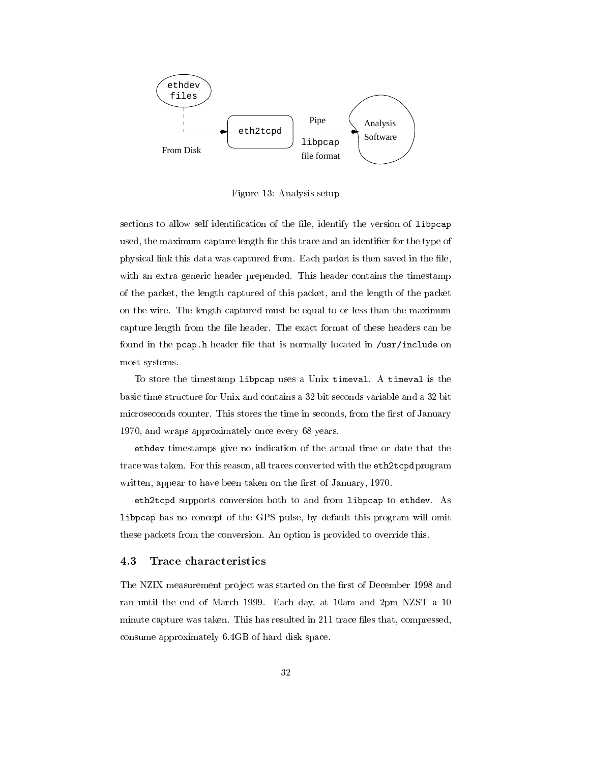Figure 13: Analysis setup

sections to allow self identification of the file, identify the version of `libpcap` used, the maximum capture length for this trace and an identifier for the type of physical link this data was captured from. Each packet is then saved in the file, with an extra generic header prepended. This header contains the timestamp of the packet, the length captured of this packet, and the length of the packet on the wire. The length captured must be equal to or less than the maximum capture length from the file header. The exact format of these headers can be found in the `pcap.h` header file that is normally located in `/usr/include` on most systems.

To store the timestamp `libpcap` uses a Unix `timeval`. A `timeval` is the basic time structure for Unix and contains a 32 bit seconds variable and a 32 bit microseconds counter. This stores the time in seconds, from the first of January 1970, and wraps approximately once every 68 years.

`ethdev` timestamps give no indication of the actual time or date that the trace was taken. For this reason, all traces converted with the `eth2tcpd` program written, appear to have been taken on the first of January, 1970.

`eth2tcpd` supports conversion both to and from `libpcap` to `ethdev`. As `libpcap` has no concept of the GPS pulse, by default this program will omit these packets from the conversion. An option is provided to override this.

### 4.3 Trace characteristics

The NZIX measurement project was started on the first of December 1998 and ran until the end of March 1999. Each day, at 10am and 2pm NZST a 10 minute capture was taken. This has resulted in 211 trace files that, compressed, consume approximately 6.4GB of hard disk space.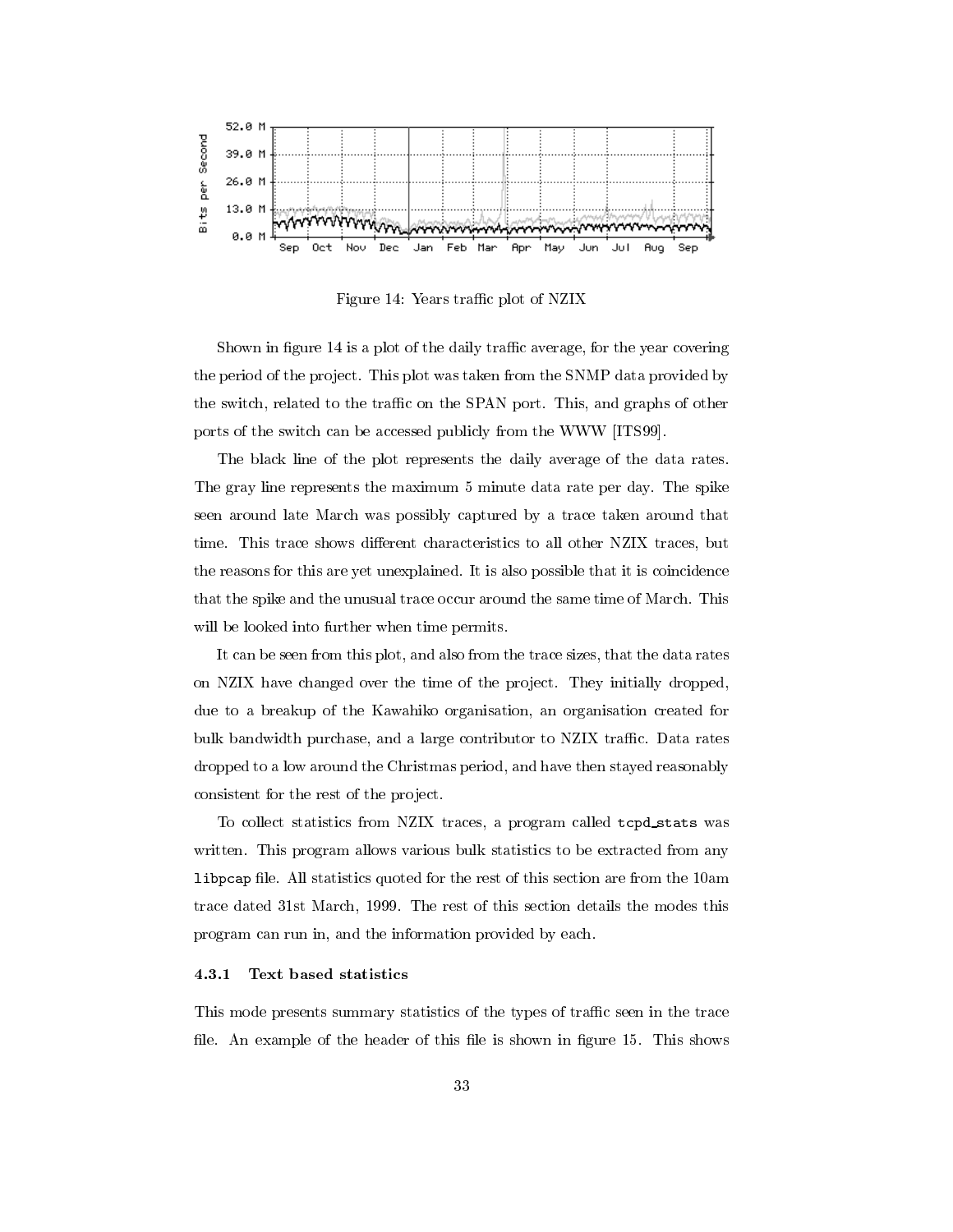Figure 14: Years traffic plot of NZIX

Shown in figure 14 is a plot of the daily traffic average, for the year covering the period of the project. This plot was taken from the SNMP data provided by the switch, related to the traffic on the SPAN port. This, and graphs of other ports of the switch can be accessed publicly from the WWW [ITS99].

The black line of the plot represents the daily average of the data rates. The gray line represents the maximum 5 minute data rate per day. The spike seen around late March was possibly captured by a trace taken around that time. This trace shows different characteristics to all other NZIX traces, but the reasons for this are yet unexplained. It is also possible that it is coincidence that the spike and the unusual trace occur around the same time of March. This will be looked into further when time permits.

It can be seen from this plot, and also from the trace sizes, that the data rates on NZIX have changed over the time of the project. They initially dropped, due to a breakup of the Kawahiko organisation, an organisation created for bulk bandwidth purchase, and a large contributor to NZIX traffic. Data rates dropped to a low around the Christmas period, and have then stayed reasonably consistent for the rest of the project.

To collect statistics from NZIX traces, a program called `tcpd_stats` was written. This program allows various bulk statistics to be extracted from any `libpcap` file. All statistics quoted for the rest of this section are from the 10am trace dated 31st March, 1999. The rest of this section details the modes this program can run in, and the information provided by each.

### 4.3.1 Text based statistics

This mode presents summary statistics of the types of traffic seen in the trace file. An example of the header of this file is shown in figure 15. This shows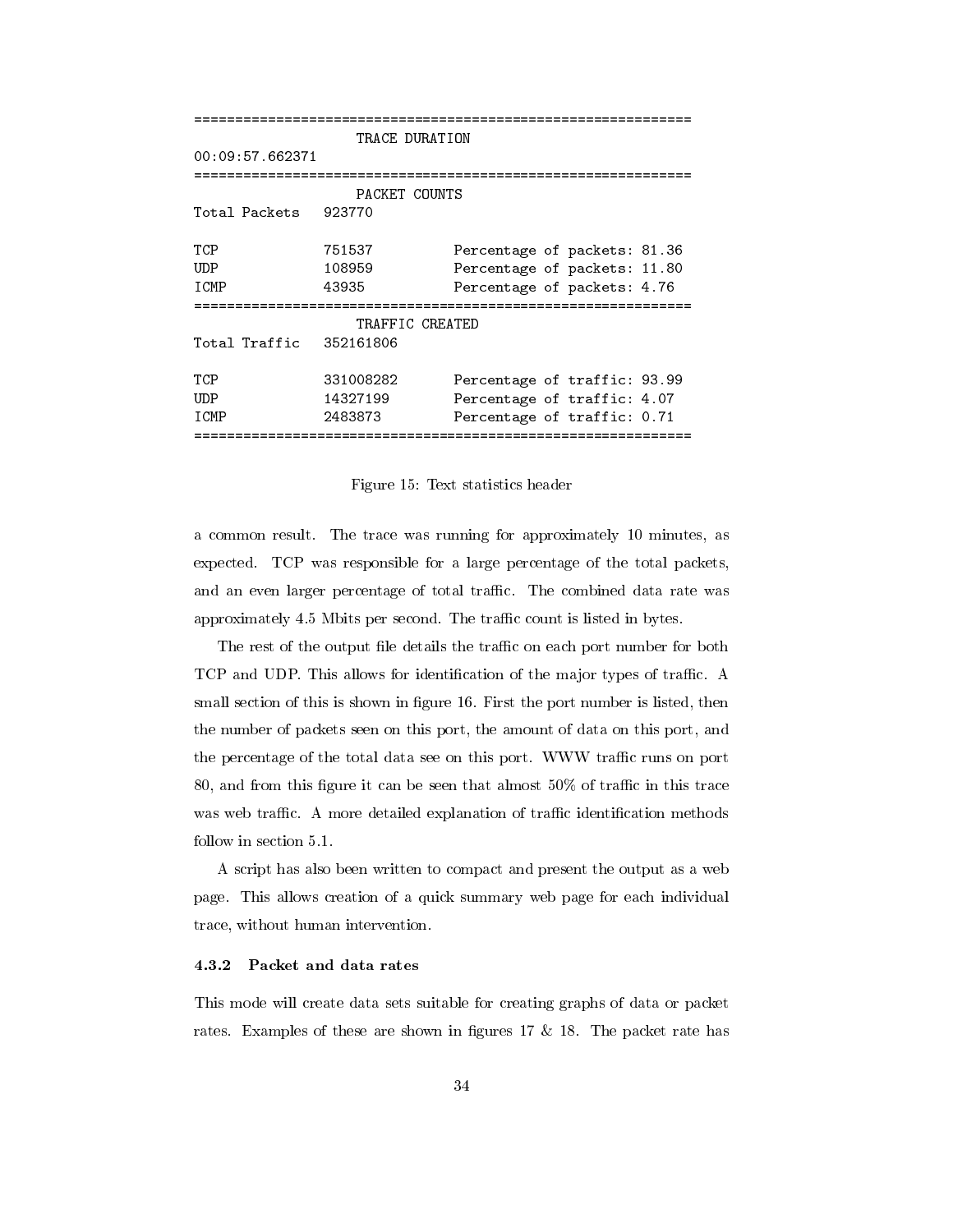```
============================================================
                   TRACE DURATION
00:09:57.662371
============================================================
                   PACKET COUNTS
Total Packets   923770

TCP             751537         Percentage of packets: 81.36
UDP             108959         Percentage of packets: 11.80
ICMP            43935          Percentage of packets: 4.76
============================================================
                   TRAFFIC CREATED
Total Traffic   352161806

TCP             331008282      Percentage of traffic: 93.99
UDP             14327199       Percentage of traffic: 4.07
ICMP            2483873        Percentage of traffic: 0.71
============================================================
```

Figure 15: Text statistics header

a common result. The trace was running for approximately 10 minutes, as expected. TCP was responsible for a large percentage of the total packets, and an even larger percentage of total traffic. The combined data rate was approximately 4.5 Mbits per second. The traffic count is listed in bytes.

The rest of the output file details the traffic on each port number for both TCP and UDP. This allows for identification of the major types of traffic. A small section of this is shown in figure 16. First the port number is listed, then the number of packets seen on this port, the amount of data on this port, and the percentage of the total data see on this port. WWW traffic runs on port 80, and from this figure it can be seen that almost 50% of traffic in this trace was web traffic. A more detailed explanation of traffic identification methods follow in section 5.1.

A script has also been written to compact and present the output as a web page. This allows creation of a quick summary web page for each individual trace, without human intervention.

### 4.3.2 Packet and data rates

This mode will create data sets suitable for creating graphs of data or packet rates. Examples of these are shown in figures 17 & 18. The packet rate has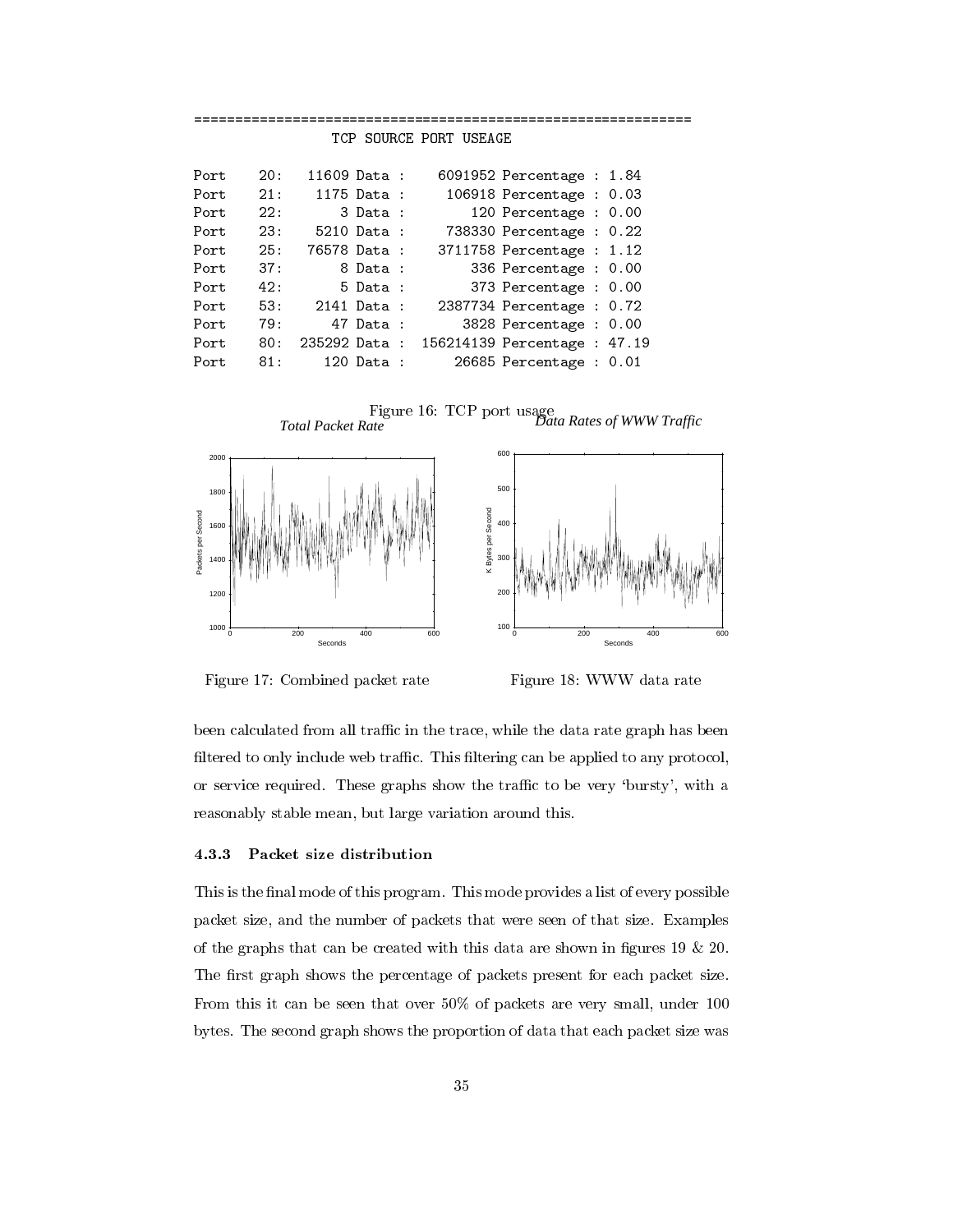```
=============================================================
                    TCP SOURCE PORT USEAGE

Port    20:   11609 Data :    6091952 Percentage : 1.84
Port    21:    1175 Data :     106918 Percentage : 0.03
Port    22:       3 Data :        120 Percentage : 0.00
Port    23:    5210 Data :     738330 Percentage : 0.22
Port    25:   76578 Data :    3711758 Percentage : 1.12
Port    37:       8 Data :        336 Percentage : 0.00
Port    42:       5 Data :        373 Percentage : 0.00
Port    53:    2141 Data :    2387734 Percentage : 0.72
Port    79:      47 Data :       3828 Percentage : 0.00
Port    80:  235292 Data :  156214139 Percentage : 47.19
Port    81:     120 Data :      26685 Percentage : 0.01
```

Figure 16: TCP port usage

Figure 17: Combined packet rate

Figure 18: WWW data rate

been calculated from all traffic in the trace, while the data rate graph has been filtered to only include web traffic. This filtering can be applied to any protocol, or service required. These graphs show the traffic to be very 'bursty', with a reasonably stable mean, but large variation around this.

#### 4.3.3 Packet size distribution

This is the final mode of this program. This mode provides a list of every possible packet size, and the number of packets that were seen of that size. Examples of the graphs that can be created with this data are shown in figures 19 & 20. The first graph shows the percentage of packets present for each packet size. From this it can be seen that over 50% of packets are very small, under 100 bytes. The second graph shows the proportion of data that each packet size was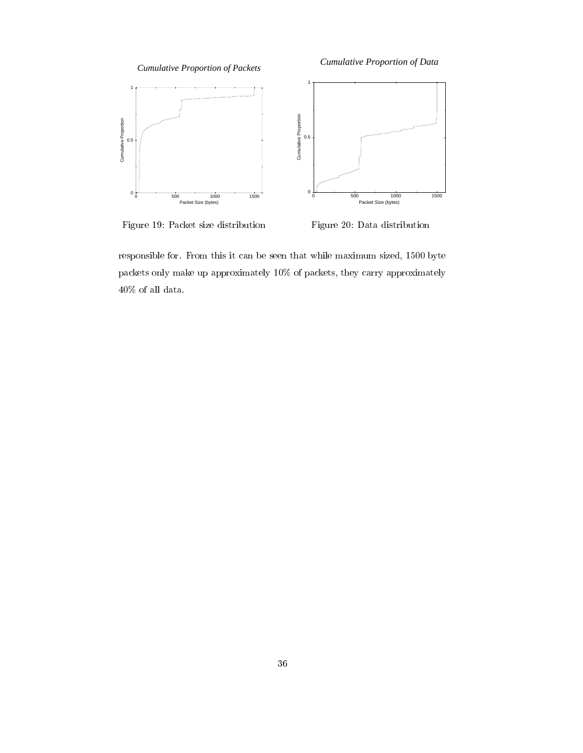Figure 19: Packet size distribution

Figure 20: Data distribution

responsible for. From this it can be seen that while maximum sized, 1500 byte packets only make up approximately 10% of packets, they carry approximately 40% of all data.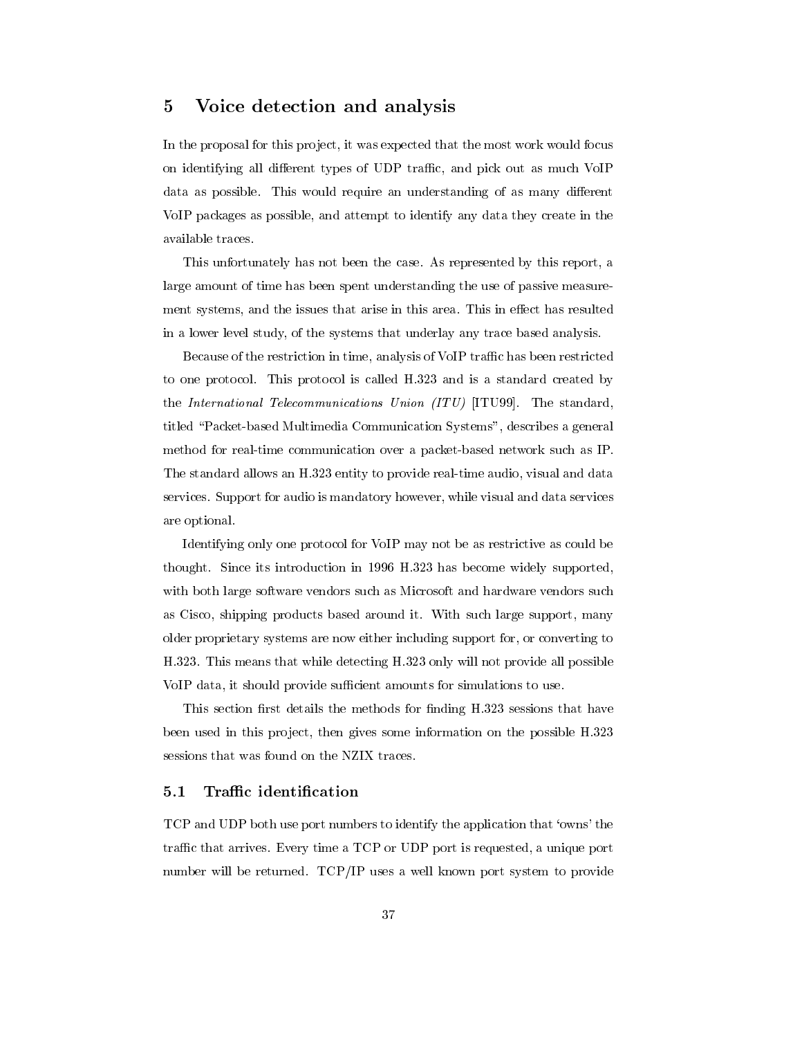# 5 Voice detection and analysis

In the proposal for this project, it was expected that the most work would focus on identifying all different types of UDP traffic, and pick out as much VoIP data as possible. This would require an understanding of as many different VoIP packages as possible, and attempt to identify any data they create in the available traces.

This unfortunately has not been the case. As represented by this report, a large amount of time has been spent understanding the use of passive measurement systems, and the issues that arise in this area. This in effect has resulted in a lower level study, of the systems that underlay any trace based analysis.

Because of the restriction in time, analysis of VoIP traffic has been restricted to one protocol. This protocol is called H.323 and is a standard created by the *International Telecommunications Union (ITU)* [ITU99]. The standard, titled "Packet-based Multimedia Communication Systems", describes a general method for real-time communication over a packet-based network such as IP. The standard allows an H.323 entity to provide real-time audio, visual and data services. Support for audio is mandatory however, while visual and data services are optional.

Identifying only one protocol for VoIP may not be as restrictive as could be thought. Since its introduction in 1996 H.323 has become widely supported, with both large software vendors such as Microsoft and hardware vendors such as Cisco, shipping products based around it. With such large support, many older proprietary systems are now either including support for, or converting to H.323. This means that while detecting H.323 only will not provide all possible VoIP data, it should provide sufficient amounts for simulations to use.

This section first details the methods for finding H.323 sessions that have been used in this project, then gives some information on the possible H.323 sessions that was found on the NZIX traces.

## 5.1 Traffic identification

TCP and UDP both use port numbers to identify the application that 'owns' the traffic that arrives. Every time a TCP or UDP port is requested, a unique port number will be returned. TCP/IP uses a well known port system to provide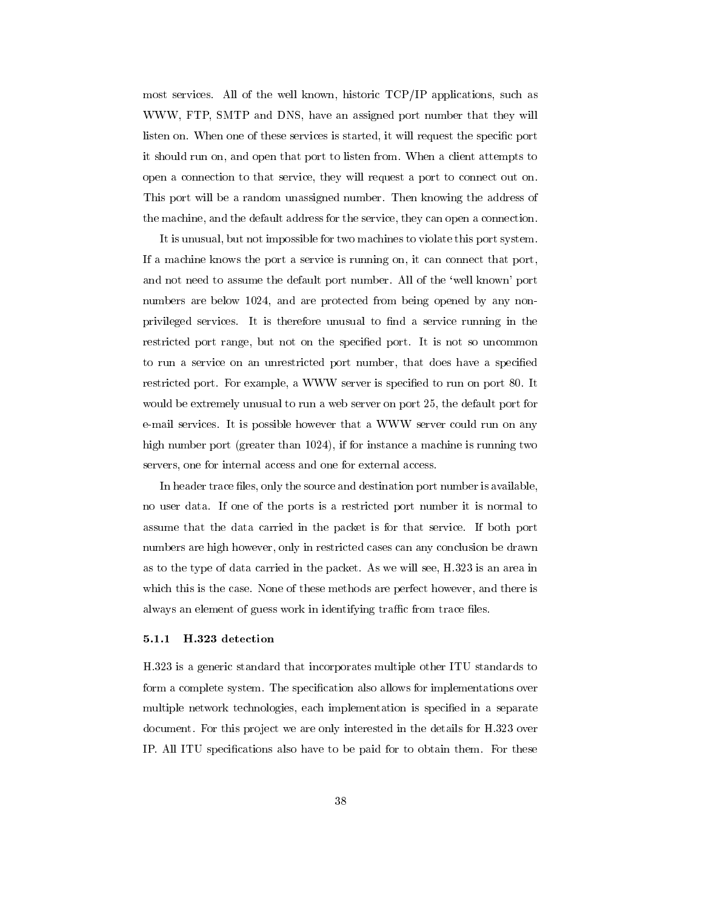most services. All of the well known, historic TCP/IP applications, such as WWW, FTP, SMTP and DNS, have an assigned port number that they will listen on. When one of these services is started, it will request the specific port it should run on, and open that port to listen from. When a client attempts to open a connection to that service, they will request a port to connect out on. This port will be a random unassigned number. Then knowing the address of the machine, and the default address for the service, they can open a connection.

It is unusual, but not impossible for two machines to violate this port system. If a machine knows the port a service is running on, it can connect that port, and not need to assume the default port number. All of the 'well known' port numbers are below 1024, and are protected from being opened by any non-privileged services. It is therefore unusual to find a service running in the restricted port range, but not on the specified port. It is not so uncommon to run a service on an unrestricted port number, that does have a specified restricted port. For example, a WWW server is specified to run on port 80. It would be extremely unusual to run a web server on port 25, the default port for e-mail services. It is possible however that a WWW server could run on any high number port (greater than 1024), if for instance a machine is running two servers, one for internal access and one for external access.

In header trace files, only the source and destination port number is available, no user data. If one of the ports is a restricted port number it is normal to assume that the data carried in the packet is for that service. If both port numbers are high however, only in restricted cases can any conclusion be drawn as to the type of data carried in the packet. As we will see, H.323 is an area in which this is the case. None of these methods are perfect however, and there is always an element of guess work in identifying traffic from trace files.

### 5.1.1 H.323 detection

H.323 is a generic standard that incorporates multiple other ITU standards to form a complete system. The specification also allows for implementations over multiple network technologies, each implementation is specified in a separate document. For this project we are only interested in the details for H.323 over IP. All ITU specifications also have to be paid for to obtain them. For these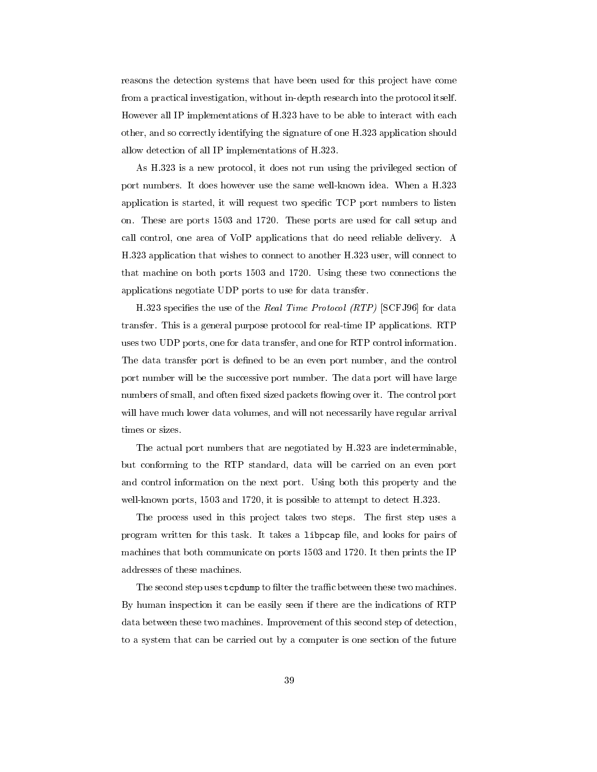reasons the detection systems that have been used for this project have come from a practical investigation, without in-depth research into the protocol itself. However all IP implementations of H.323 have to be able to interact with each other, and so correctly identifying the signature of one H.323 application should allow detection of all IP implementations of H.323.

As H.323 is a new protocol, it does not run using the privileged section of port numbers. It does however use the same well-known idea. When a H.323 application is started, it will request two specific TCP port numbers to listen on. These are ports 1503 and 1720. These ports are used for call setup and call control, one area of VoIP applications that do need reliable delivery. A H.323 application that wishes to connect to another H.323 user, will connect to that machine on both ports 1503 and 1720. Using these two connections the applications negotiate UDP ports to use for data transfer.

H.323 specifies the use of the *Real Time Protocol (RTP)* [SCFJ96] for data transfer. This is a general purpose protocol for real-time IP applications. RTP uses two UDP ports, one for data transfer, and one for RTP control information. The data transfer port is defined to be an even port number, and the control port number will be the successive port number. The data port will have large numbers of small, and often fixed sized packets flowing over it. The control port will have much lower data volumes, and will not necessarily have regular arrival times or sizes.

The actual port numbers that are negotiated by H.323 are indeterminable, but conforming to the RTP standard, data will be carried on an even port and control information on the next port. Using both this property and the well-known ports, 1503 and 1720, it is possible to attempt to detect H.323.

The process used in this project takes two steps. The first step uses a program written for this task. It takes a `libpcap` file, and looks for pairs of machines that both communicate on ports 1503 and 1720. It then prints the IP addresses of these machines.

The second step uses `tcpdump` to filter the traffic between these two machines. By human inspection it can be easily seen if there are the indications of RTP data between these two machines. Improvement of this second step of detection, to a system that can be carried out by a computer is one section of the future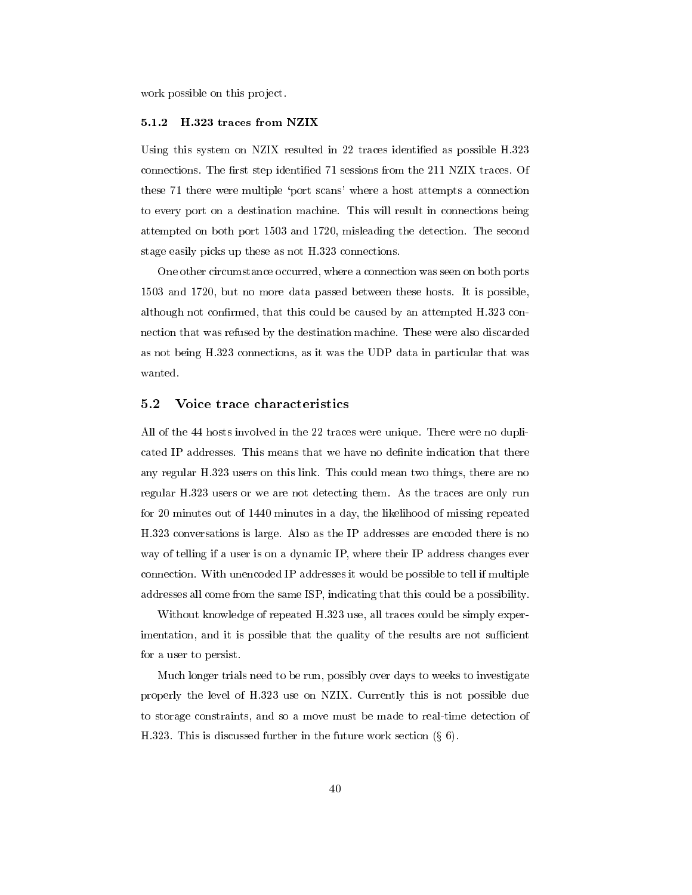work possible on this project.

### 5.1.2 H.323 traces from NZIX

Using this system on NZIX resulted in 22 traces identified as possible H.323 connections. The first step identified 71 sessions from the 211 NZIX traces. Of these 71 there were multiple 'port scans' where a host attempts a connection to every port on a destination machine. This will result in connections being attempted on both port 1503 and 1720, misleading the detection. The second stage easily picks up these as not H.323 connections.

One other circumstance occurred, where a connection was seen on both ports 1503 and 1720, but no more data passed between these hosts. It is possible, although not confirmed, that this could be caused by an attempted H.323 connection that was refused by the destination machine. These were also discarded as not being H.323 connections, as it was the UDP data in particular that was wanted.

## 5.2 Voice trace characteristics

All of the 44 hosts involved in the 22 traces were unique. There were no duplicated IP addresses. This means that we have no definite indication that there any regular H.323 users on this link. This could mean two things, there are no regular H.323 users or we are not detecting them. As the traces are only run for 20 minutes out of 1440 minutes in a day, the likelihood of missing repeated H.323 conversations is large. Also as the IP addresses are encoded there is no way of telling if a user is on a dynamic IP, where their IP address changes ever connection. With unencoded IP addresses it would be possible to tell if multiple addresses all come from the same ISP, indicating that this could be a possibility.

Without knowledge of repeated H.323 use, all traces could be simply experimentation, and it is possible that the quality of the results are not sufficient for a user to persist.

Much longer trials need to be run, possibly over days to weeks to investigate properly the level of H.323 use on NZIX. Currently this is not possible due to storage constraints, and so a move must be made to real-time detection of H.323. This is discussed further in the future work section (§ 6).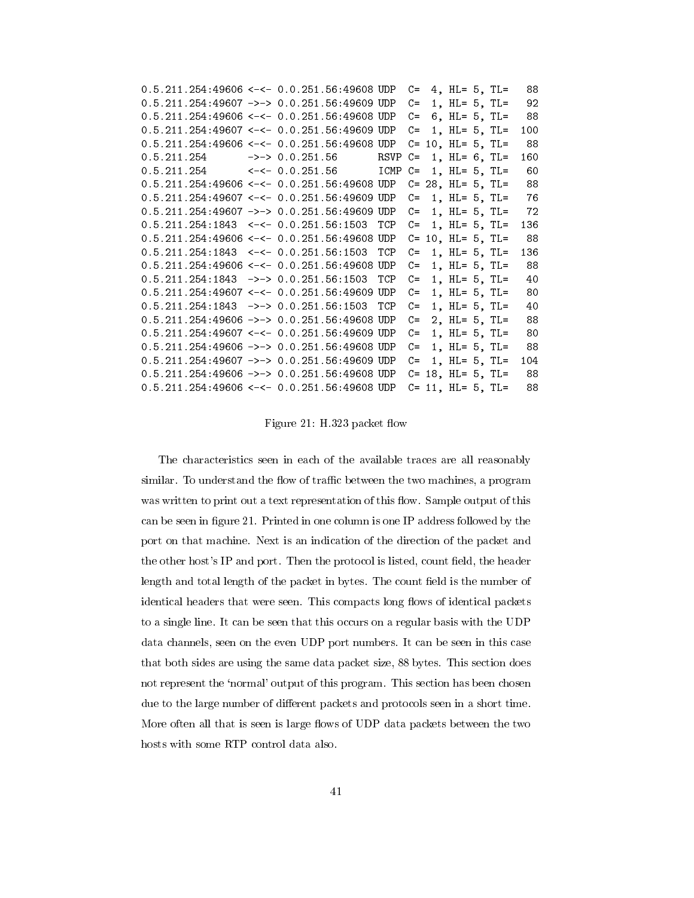```
0.5.211.254:49606 <-<- 0.0.251.56:49608 UDP  C=  4, HL= 5, TL=   88
0.5.211.254:49607 ->-> 0.0.251.56:49609 UDP  C=  1, HL= 5, TL=   92
0.5.211.254:49606 <-<- 0.0.251.56:49608 UDP  C=  6, HL= 5, TL=   88
0.5.211.254:49607 <-<- 0.0.251.56:49609 UDP  C=  1, HL= 5, TL=  100
0.5.211.254:49606 <-<- 0.0.251.56:49608 UDP  C= 10, HL= 5, TL=   88
0.5.211.254       ->-> 0.0.251.56       RSVP C=  1, HL= 6, TL=  160
0.5.211.254       <-<- 0.0.251.56       ICMP C=  1, HL= 5, TL=   60
0.5.211.254:49606 <-<- 0.0.251.56:49608 UDP  C= 28, HL= 5, TL=   88
0.5.211.254:49607 <-<- 0.0.251.56:49609 UDP  C=  1, HL= 5, TL=   76
0.5.211.254:49607 ->-> 0.0.251.56:49609 UDP  C=  1, HL= 5, TL=   72
0.5.211.254:1843  <-<- 0.0.251.56:1503  TCP  C=  1, HL= 5, TL=  136
0.5.211.254:49606 <-<- 0.0.251.56:49608 UDP  C= 10, HL= 5, TL=   88
0.5.211.254:1843  <-<- 0.0.251.56:1503  TCP  C=  1, HL= 5, TL=  136
0.5.211.254:49606 <-<- 0.0.251.56:49608 UDP  C=  1, HL= 5, TL=   88
0.5.211.254:1843  ->-> 0.0.251.56:1503  TCP  C=  1, HL= 5, TL=   40
0.5.211.254:49607 <-<- 0.0.251.56:49609 UDP  C=  1, HL= 5, TL=   80
0.5.211.254:1843  ->-> 0.0.251.56:1503  TCP  C=  1, HL= 5, TL=   40
0.5.211.254:49606 ->-> 0.0.251.56:49608 UDP  C=  2, HL= 5, TL=   88
0.5.211.254:49607 <-<- 0.0.251.56:49609 UDP  C=  1, HL= 5, TL=   80
0.5.211.254:49606 ->-> 0.0.251.56:49608 UDP  C=  1, HL= 5, TL=   88
0.5.211.254:49607 ->-> 0.0.251.56:49609 UDP  C=  1, HL= 5, TL=  104
0.5.211.254:49606 ->-> 0.0.251.56:49608 UDP  C= 18, HL= 5, TL=   88
0.5.211.254:49606 <-<- 0.0.251.56:49608 UDP  C= 11, HL= 5, TL=   88
```

Figure 21: H.323 packet flow

The characteristics seen in each of the available traces are all reasonably similar. To understand the flow of traffic between the two machines, a program was written to print out a text representation of this flow. Sample output of this can be seen in figure 21. Printed in one column is one IP address followed by the port on that machine. Next is an indication of the direction of the packet and the other host's IP and port. Then the protocol is listed, count field, the header length and total length of the packet in bytes. The count field is the number of identical headers that were seen. This compacts long flows of identical packets to a single line. It can be seen that this occurs on a regular basis with the UDP data channels, seen on the even UDP port numbers. It can be seen in this case that both sides are using the same data packet size, 88 bytes. This section does not represent the 'normal' output of this program. This section has been chosen due to the large number of different packets and protocols seen in a short time. More often all that is seen is large flows of UDP data packets between the two hosts with some RTP control data also.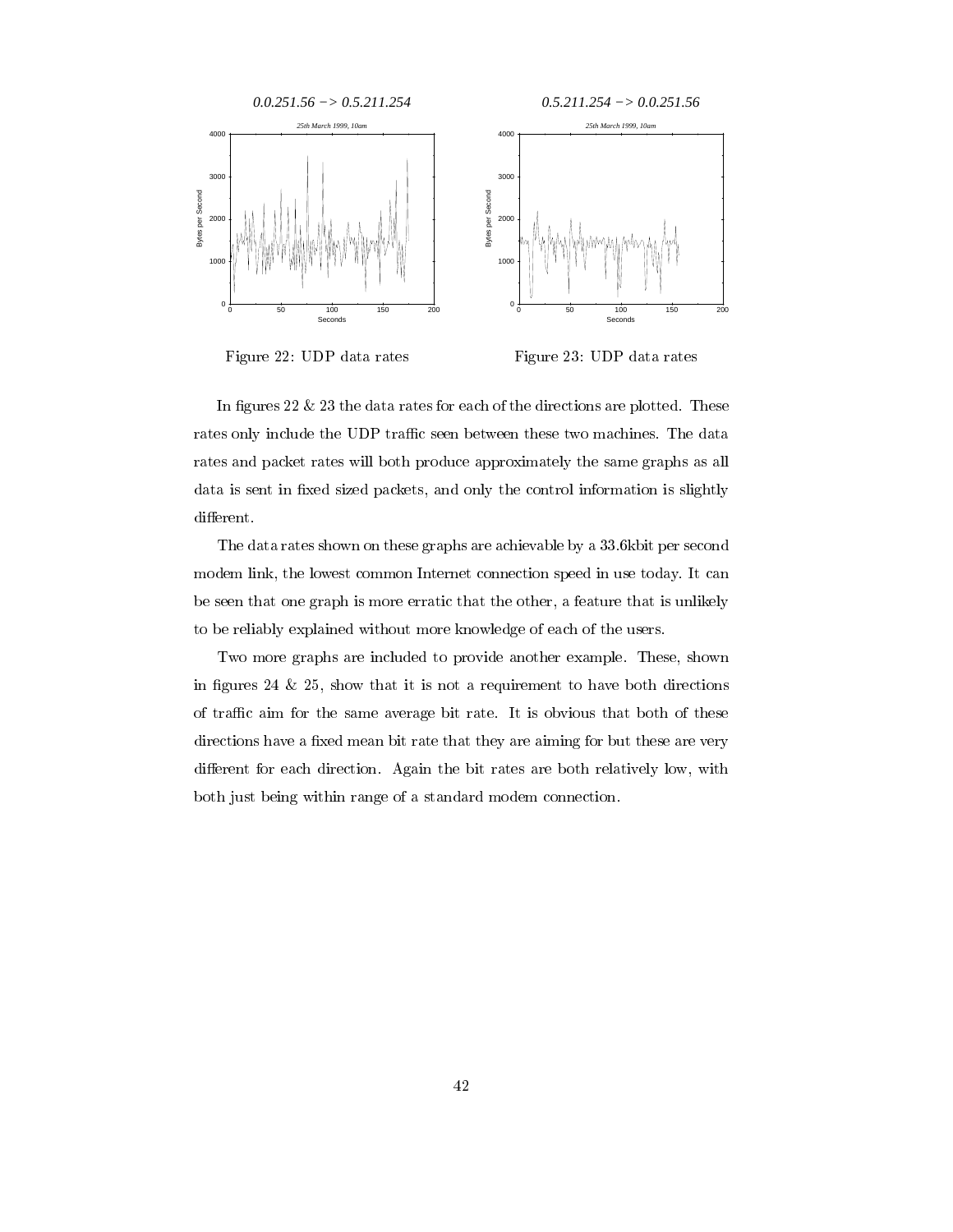Figure 22: UDP data rates

Figure 23: UDP data rates

In figures 22 & 23 the data rates for each of the directions are plotted. These rates only include the UDP traffic seen between these two machines. The data rates and packet rates will both produce approximately the same graphs as all data is sent in fixed sized packets, and only the control information is slightly different.

The data rates shown on these graphs are achievable by a 33.6kbit per second modem link, the lowest common Internet connection speed in use today. It can be seen that one graph is more erratic that the other, a feature that is unlikely to be reliably explained without more knowledge of each of the users.

Two more graphs are included to provide another example. These, shown in figures 24 & 25, show that it is not a requirement to have both directions of traffic aim for the same average bit rate. It is obvious that both of these directions have a fixed mean bit rate that they are aiming for but these are very different for each direction. Again the bit rates are both relatively low, with both just being within range of a standard modem connection.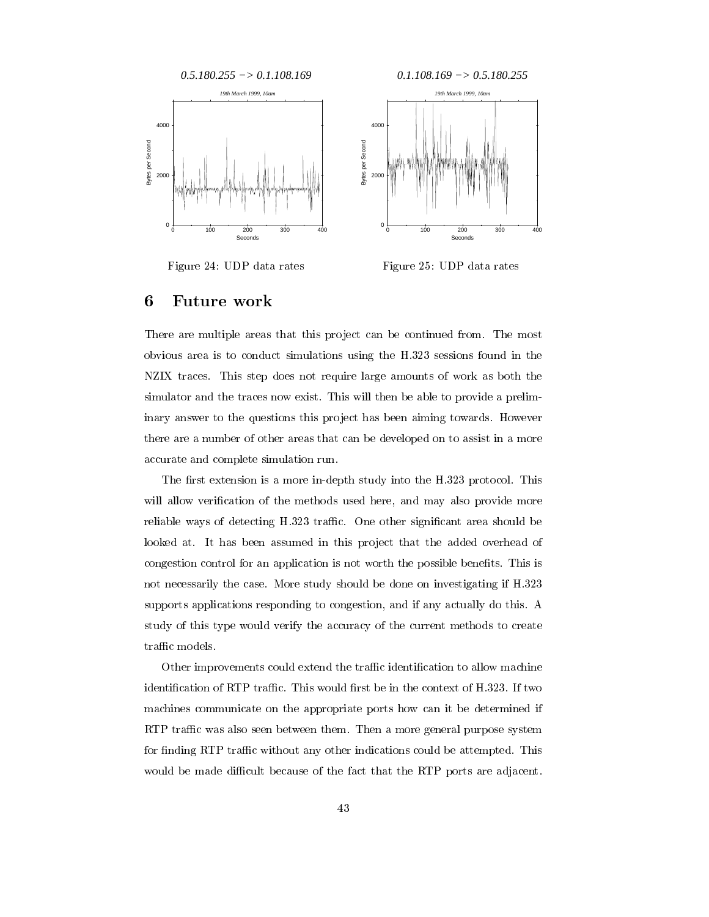Figure 24: UDP data rates

Figure 25: UDP data rates

## 6 Future work

There are multiple areas that this project can be continued from. The most obvious area is to conduct simulations using the H.323 sessions found in the NZIX traces. This step does not require large amounts of work as both the simulator and the traces now exist. This will then be able to provide a preliminary answer to the questions this project has been aiming towards. However there are a number of other areas that can be developed on to assist in a more accurate and complete simulation run.

The first extension is a more in-depth study into the H.323 protocol. This will allow verification of the methods used here, and may also provide more reliable ways of detecting H.323 traffic. One other significant area should be looked at. It has been assumed in this project that the added overhead of congestion control for an application is not worth the possible benefits. This is not necessarily the case. More study should be done on investigating if H.323 supports applications responding to congestion, and if any actually do this. A study of this type would verify the accuracy of the current methods to create traffic models.

Other improvements could extend the traffic identification to allow machine identification of RTP traffic. This would first be in the context of H.323. If two machines communicate on the appropriate ports how can it be determined if RTP traffic was also seen between them. Then a more general purpose system for finding RTP traffic without any other indications could be attempted. This would be made difficult because of the fact that the RTP ports are adjacent.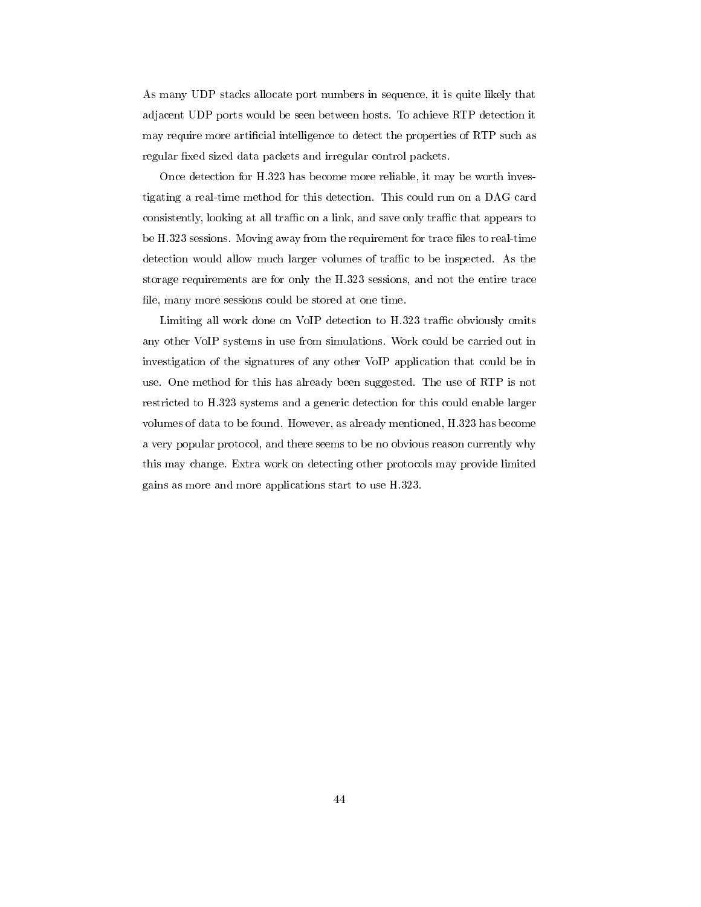As many UDP stacks allocate port numbers in sequence, it is quite likely that adjacent UDP ports would be seen between hosts. To achieve RTP detection it may require more artificial intelligence to detect the properties of RTP such as regular fixed sized data packets and irregular control packets.

Once detection for H.323 has become more reliable, it may be worth investigating a real-time method for this detection. This could run on a DAG card consistently, looking at all traffic on a link, and save only traffic that appears to be H.323 sessions. Moving away from the requirement for trace files to real-time detection would allow much larger volumes of traffic to be inspected. As the storage requirements are for only the H.323 sessions, and not the entire trace file, many more sessions could be stored at one time.

Limiting all work done on VoIP detection to H.323 traffic obviously omits any other VoIP systems in use from simulations. Work could be carried out in investigation of the signatures of any other VoIP application that could be in use. One method for this has already been suggested. The use of RTP is not restricted to H.323 systems and a generic detection for this could enable larger volumes of data to be found. However, as already mentioned, H.323 has become a very popular protocol, and there seems to be no obvious reason currently why this may change. Extra work on detecting other protocols may provide limited gains as more and more applications start to use H.323.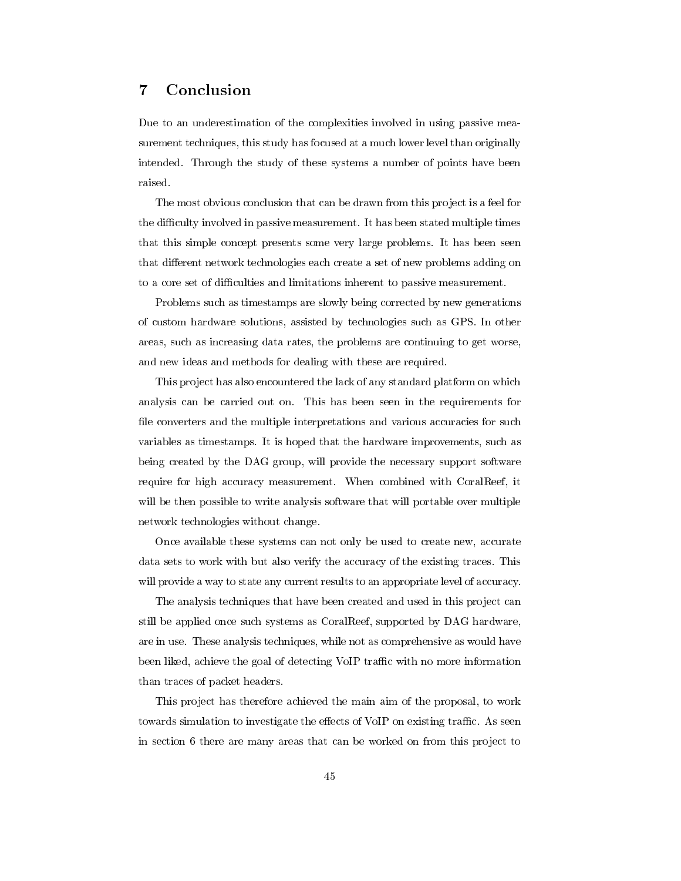# 7 Conclusion

Due to an underestimation of the complexities involved in using passive measurement techniques, this study has focused at a much lower level than originally intended. Through the study of these systems a number of points have been raised.

The most obvious conclusion that can be drawn from this project is a feel for the difficulty involved in passive measurement. It has been stated multiple times that this simple concept presents some very large problems. It has been seen that different network technologies each create a set of new problems adding on to a core set of difficulties and limitations inherent to passive measurement.

Problems such as timestamps are slowly being corrected by new generations of custom hardware solutions, assisted by technologies such as GPS. In other areas, such as increasing data rates, the problems are continuing to get worse, and new ideas and methods for dealing with these are required.

This project has also encountered the lack of any standard platform on which analysis can be carried out on. This has been seen in the requirements for file converters and the multiple interpretations and various accuracies for such variables as timestamps. It is hoped that the hardware improvements, such as being created by the DAG group, will provide the necessary support software require for high accuracy measurement. When combined with CoralReef, it will be then possible to write analysis software that will portable over multiple network technologies without change.

Once available these systems can not only be used to create new, accurate data sets to work with but also verify the accuracy of the existing traces. This will provide a way to state any current results to an appropriate level of accuracy.

The analysis techniques that have been created and used in this project can still be applied once such systems as CoralReef, supported by DAG hardware, are in use. These analysis techniques, while not as comprehensive as would have been liked, achieve the goal of detecting VoIP traffic with no more information than traces of packet headers.

This project has therefore achieved the main aim of the proposal, to work towards simulation to investigate the effects of VoIP on existing traffic. As seen in section 6 there are many areas that can be worked on from this project to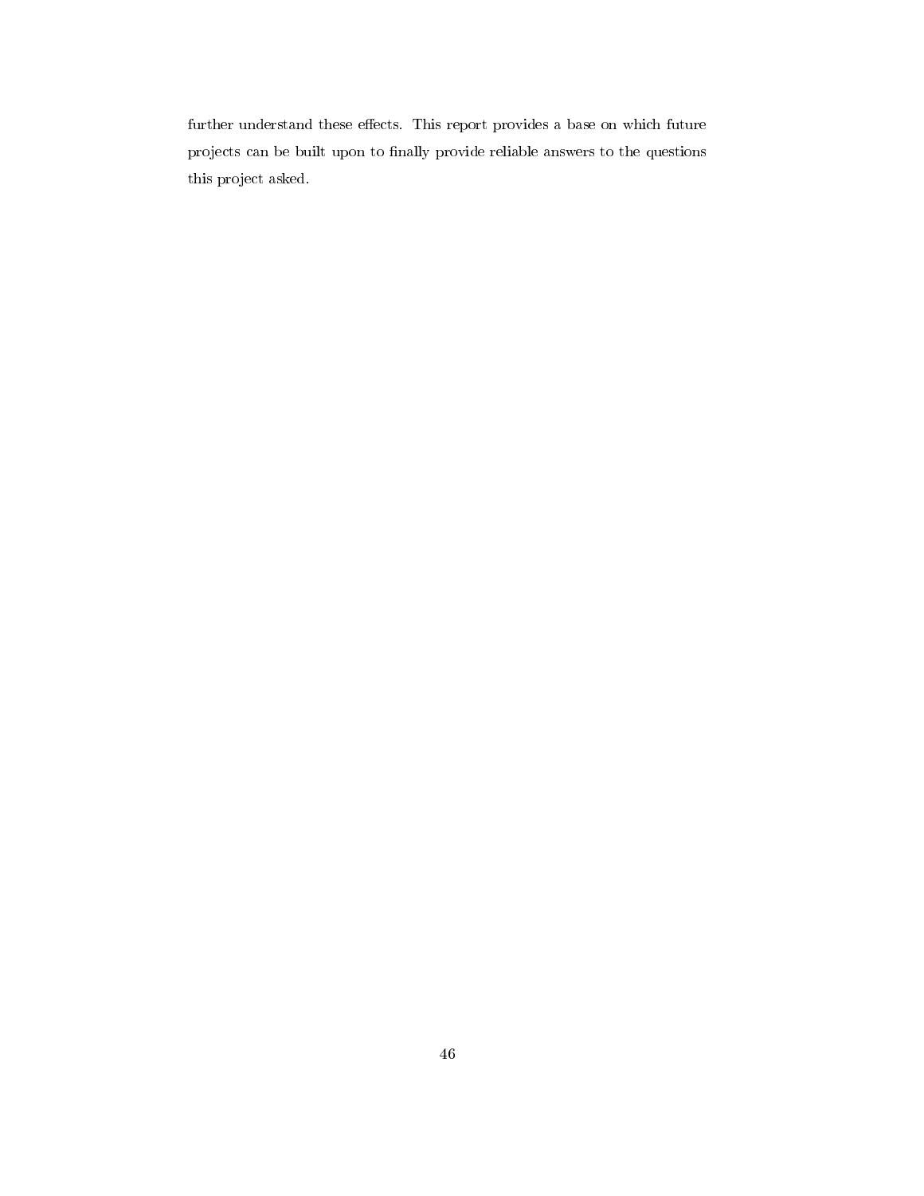further understand these effects. This report provides a base on which future projects can be built upon to finally provide reliable answers to the questions this project asked.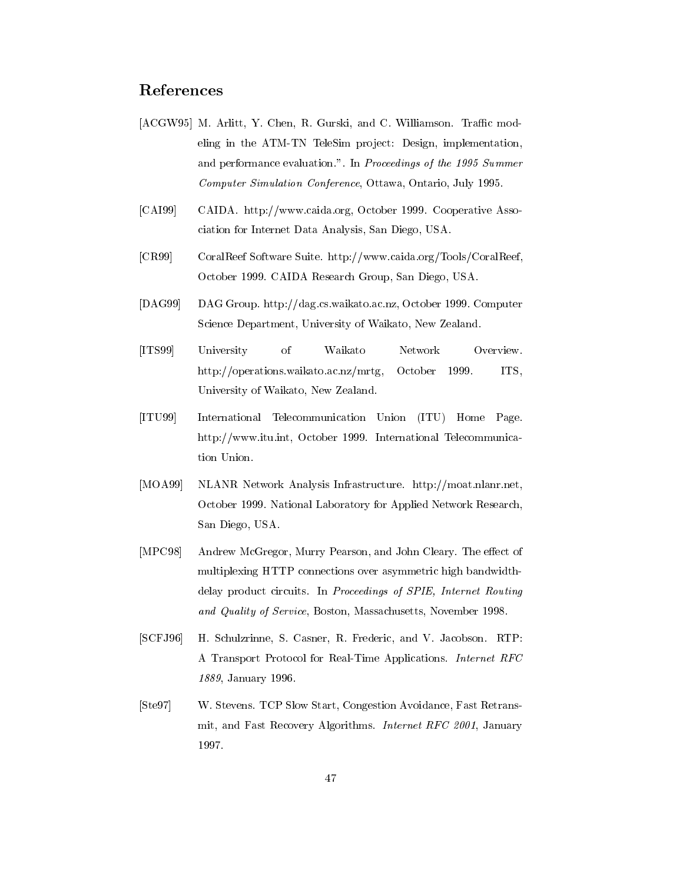## References

[ACGW95] M. Arlitt, Y. Chen, R. Gurski, and C. Williamson. Traffic modeling in the ATM-TN TeleSim project: Design, implementation, and performance evaluation.". In *Proceedings of the 1995 Summer Computer Simulation Conference*, Ottawa, Ontario, July 1995.

[CAI99] CAIDA. http://www.caida.org, October 1999. Cooperative Association for Internet Data Analysis, San Diego, USA.

[CR99] CoralReef Software Suite. http://www.caida.org/Tools/CoralReef, October 1999. CAIDA Research Group, San Diego, USA.

[DAG99] DAG Group. http://dag.cs.waikato.ac.nz, October 1999. Computer Science Department, University of Waikato, New Zealand.

[ITS99] University of Waikato Network Overview. http://operations.waikato.ac.nz/mrtg, October 1999. ITS, University of Waikato, New Zealand.

[ITU99] International Telecommunication Union (ITU) Home Page. http://www.itu.int, October 1999. International Telecommunication Union.

[MOA99] NLANR Network Analysis Infrastructure. http://moat.nlanr.net, October 1999. National Laboratory for Applied Network Research, San Diego, USA.

[MPC98] Andrew McGregor, Murry Pearson, and John Cleary. The effect of multiplexing HTTP connections over asymmetric high bandwidth-delay product circuits. In *Proceedings of SPIE, Internet Routing and Quality of Service*, Boston, Massachusetts, November 1998.

[SCFJ96] H. Schulzrinne, S. Casner, R. Frederic, and V. Jacobson. RTP: A Transport Protocol for Real-Time Applications. *Internet RFC 1889*, January 1996.

[Ste97] W. Stevens. TCP Slow Start, Congestion Avoidance, Fast Retransmit, and Fast Recovery Algorithms. *Internet RFC 2001*, January 1997.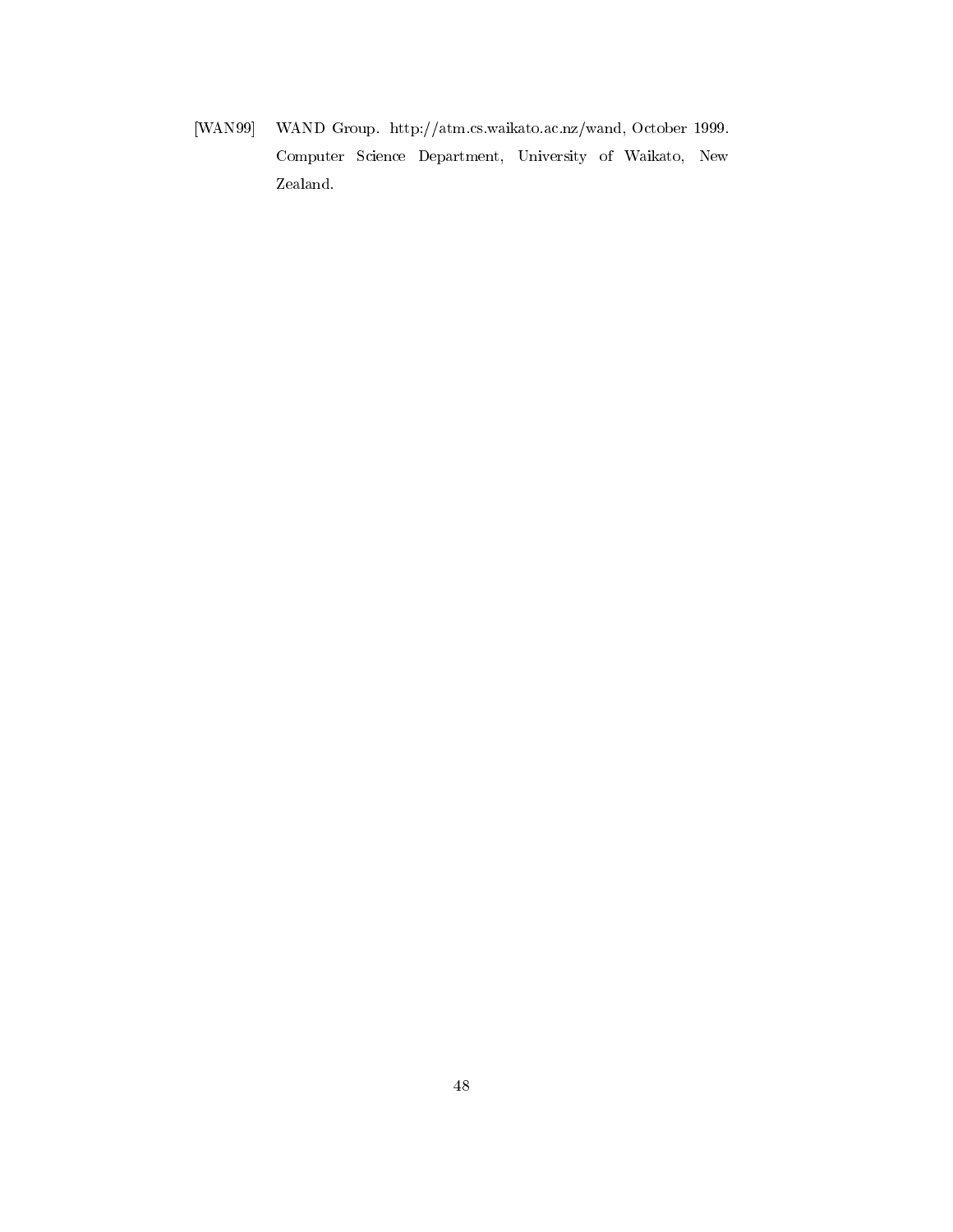[WAN99] WAND Group. http://atm.cs.waikato.ac.nz/wand, October 1999. Computer Science Department, University of Waikato, New Zealand.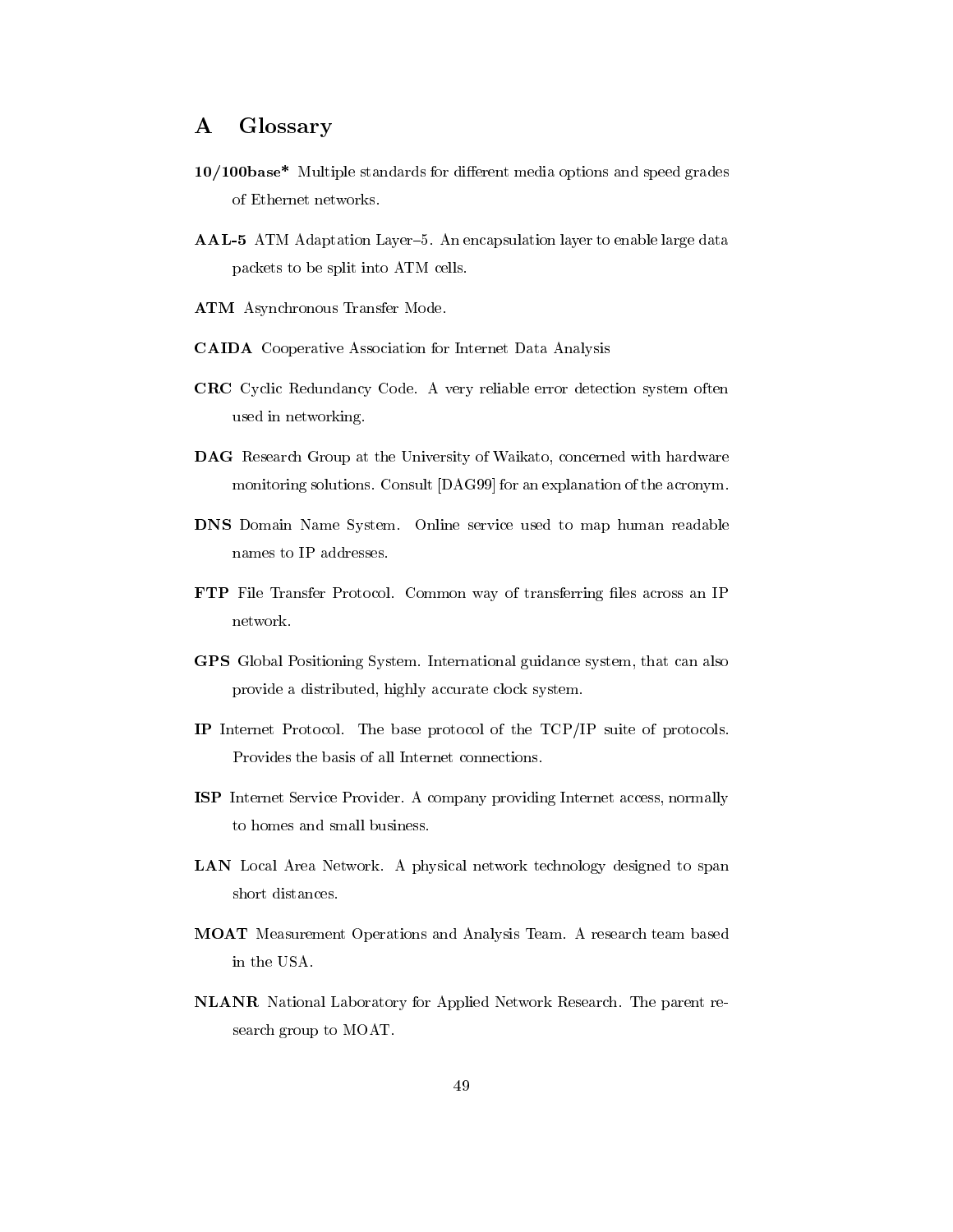## A Glossary

**10/100base*** Multiple standards for different media options and speed grades of Ethernet networks.

**AAL-5** ATM Adaptation Layer–5. An encapsulation layer to enable large data packets to be split into ATM cells.

**ATM** Asynchronous Transfer Mode.

**CAIDA** Cooperative Association for Internet Data Analysis

**CRC** Cyclic Redundancy Code. A very reliable error detection system often used in networking.

**DAG** Research Group at the University of Waikato, concerned with hardware monitoring solutions. Consult [DAG99] for an explanation of the acronym.

**DNS** Domain Name System. Online service used to map human readable names to IP addresses.

**FTP** File Transfer Protocol. Common way of transferring files across an IP network.

**GPS** Global Positioning System. International guidance system, that can also provide a distributed, highly accurate clock system.

**IP** Internet Protocol. The base protocol of the TCP/IP suite of protocols. Provides the basis of all Internet connections.

**ISP** Internet Service Provider. A company providing Internet access, normally to homes and small business.

**LAN** Local Area Network. A physical network technology designed to span short distances.

**MOAT** Measurement Operations and Analysis Team. A research team based in the USA.

**NLANR** National Laboratory for Applied Network Research. The parent research group to MOAT.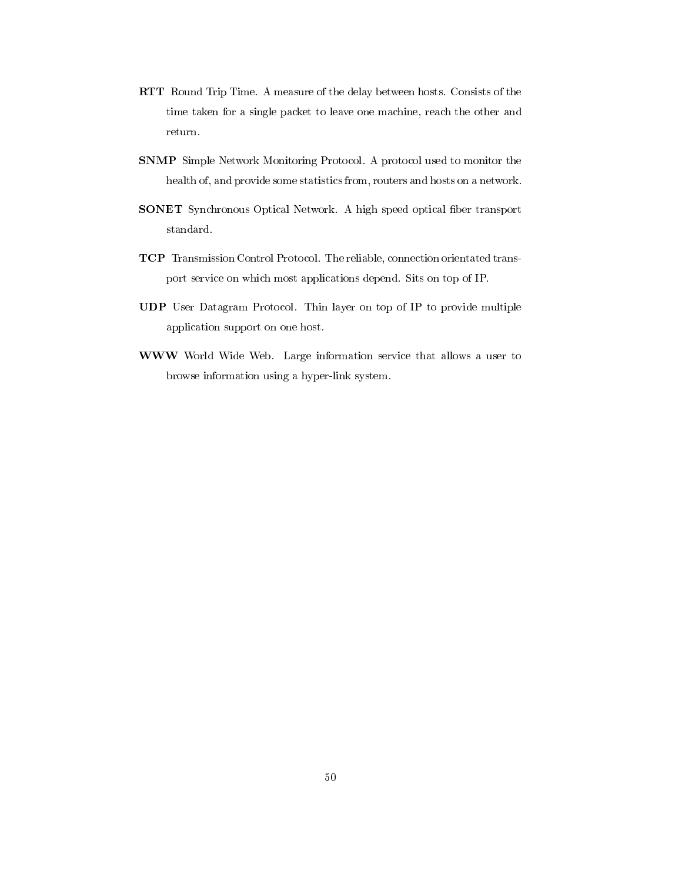**RTT** Round Trip Time. A measure of the delay between hosts. Consists of the time taken for a single packet to leave one machine, reach the other and return.

**SNMP** Simple Network Monitoring Protocol. A protocol used to monitor the health of, and provide some statistics from, routers and hosts on a network.

**SONET** Synchronous Optical Network. A high speed optical fiber transport standard.

**TCP** Transmission Control Protocol. The reliable, connection orientated transport service on which most applications depend. Sits on top of IP.

**UDP** User Datagram Protocol. Thin layer on top of IP to provide multiple application support on one host.

**WWW** World Wide Web. Large information service that allows a user to browse information using a hyper-link system.